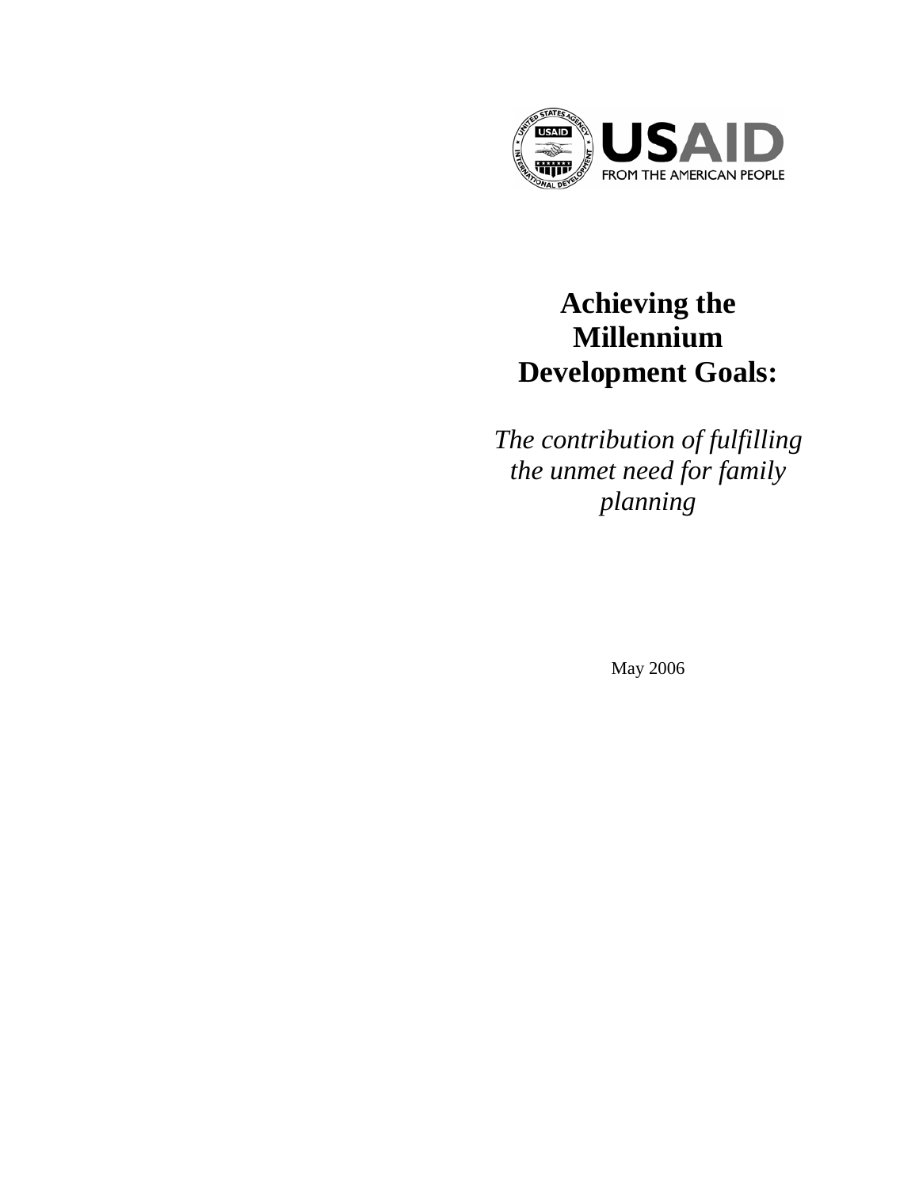USAID

FROM THE AMERICAN PEOPLE

# Achieving the Millennium Development Goals:

*The contribution of fulfilling the unmet need for family planning*

May 2006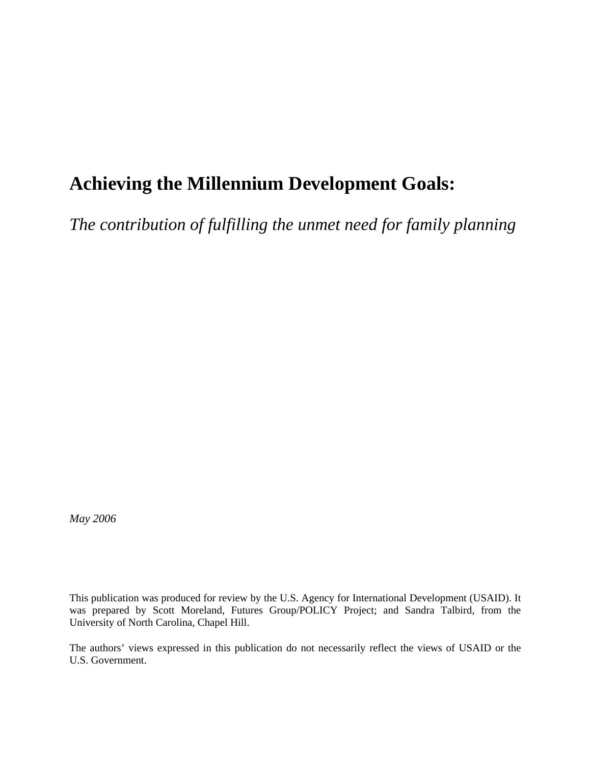# Achieving the Millennium Development Goals:

*The contribution of fulfilling the unmet need for family planning*

*May 2006*

This publication was produced for review by the U.S. Agency for International Development (USAID). It was prepared by Scott Moreland, Futures Group/POLICY Project; and Sandra Talbird, from the University of North Carolina, Chapel Hill.

The authors' views expressed in this publication do not necessarily reflect the views of USAID or the U.S. Government.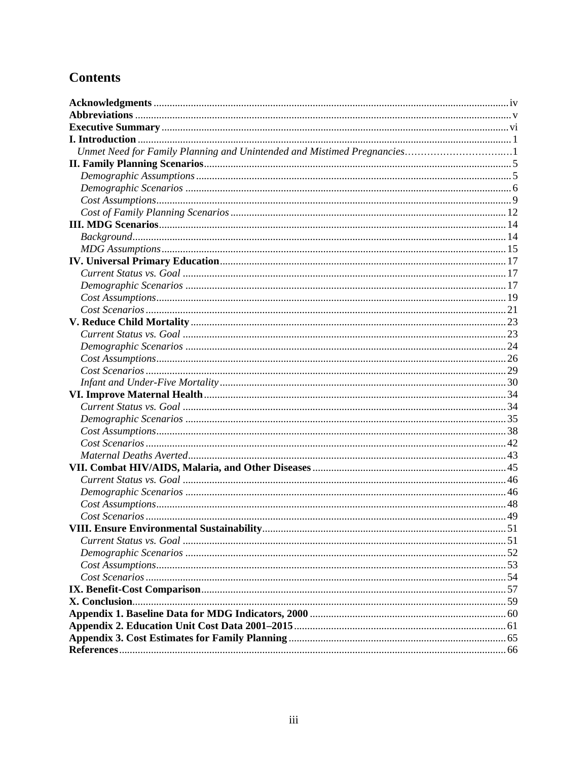## Contents

**Acknowledgments** ........ iv
**Abbreviations** ........ v
**Executive Summary** ........ vi
**I. Introduction** ........ 1
*Unmet Need for Family Planning and Unintended and Mistimed Pregnancies* ........ 1
**II. Family Planning Scenarios** ........ 5
*Demographic Assumptions* ........ 5
*Demographic Scenarios* ........ 6
*Cost Assumptions* ........ 9
*Cost of Family Planning Scenarios* ........ 12
**III. MDG Scenarios** ........ 14
*Background* ........ 14
*MDG Assumptions* ........ 15
**IV. Universal Primary Education** ........ 17
*Current Status vs. Goal* ........ 17
*Demographic Scenarios* ........ 17
*Cost Assumptions* ........ 19
*Cost Scenarios* ........ 21
**V. Reduce Child Mortality** ........ 23
*Current Status vs. Goal* ........ 23
*Demographic Scenarios* ........ 24
*Cost Assumptions* ........ 26
*Cost Scenarios* ........ 29
*Infant and Under-Five Mortality* ........ 30
**VI. Improve Maternal Health** ........ 34
*Current Status vs. Goal* ........ 34
*Demographic Scenarios* ........ 35
*Cost Assumptions* ........ 38
*Cost Scenarios* ........ 42
*Maternal Deaths Averted* ........ 43
**VII. Combat HIV/AIDS, Malaria, and Other Diseases** ........ 45
*Current Status vs. Goal* ........ 46
*Demographic Scenarios* ........ 46
*Cost Assumptions* ........ 48
*Cost Scenarios* ........ 49
**VIII. Ensure Environmental Sustainability** ........ 51
*Current Status vs. Goal* ........ 51
*Demographic Scenarios* ........ 52
*Cost Assumptions* ........ 53
*Cost Scenarios* ........ 54
**IX. Benefit-Cost Comparison** ........ 57
**X. Conclusion** ........ 59
**Appendix 1. Baseline Data for MDG Indicators, 2000** ........ 60
**Appendix 2. Education Unit Cost Data 2001–2015** ........ 61
**Appendix 3. Cost Estimates for Family Planning** ........ 65
**References** ........ 66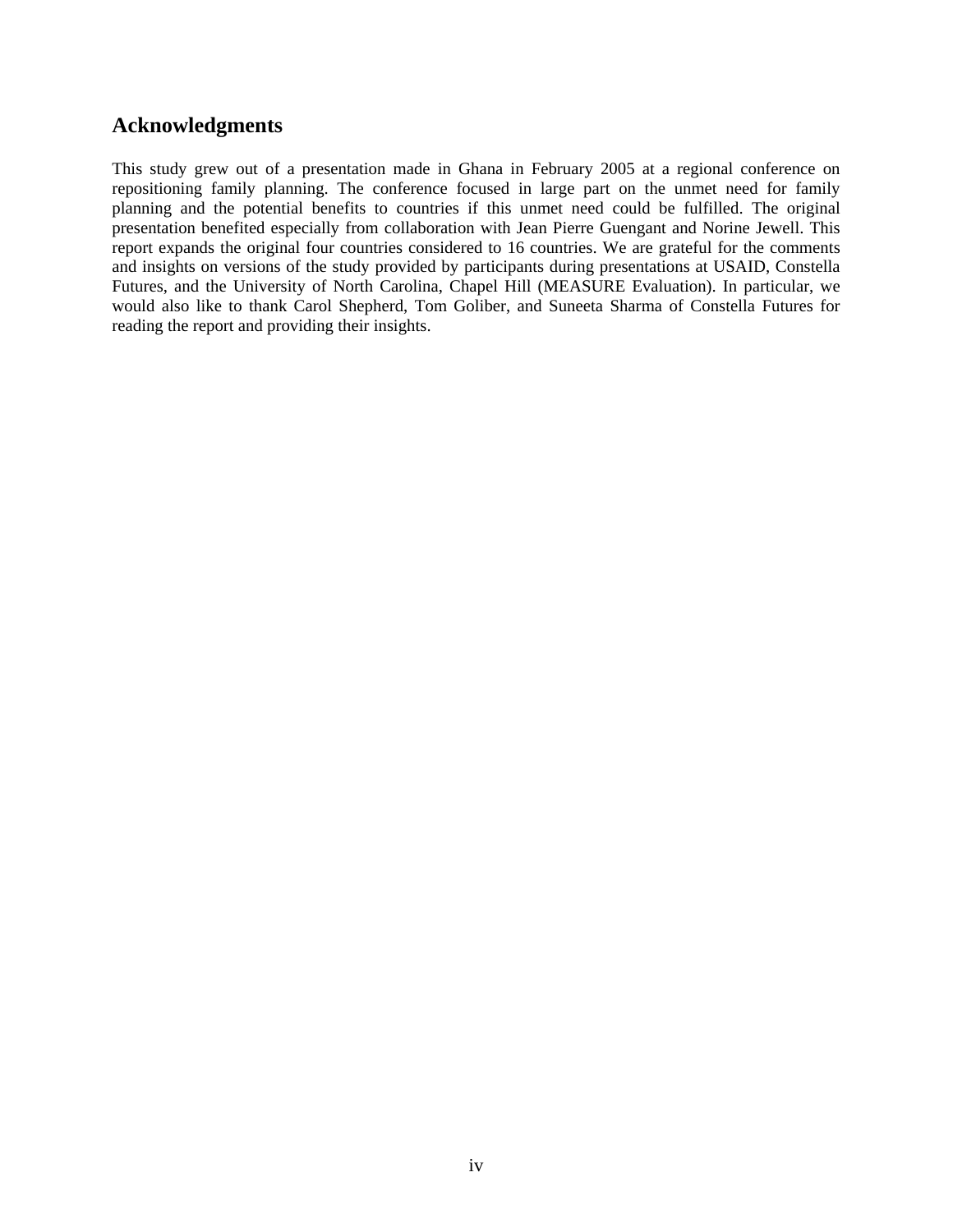## Acknowledgments

This study grew out of a presentation made in Ghana in February 2005 at a regional conference on repositioning family planning. The conference focused in large part on the unmet need for family planning and the potential benefits to countries if this unmet need could be fulfilled. The original presentation benefited especially from collaboration with Jean Pierre Guengant and Norine Jewell. This report expands the original four countries considered to 16 countries. We are grateful for the comments and insights on versions of the study provided by participants during presentations at USAID, Constella Futures, and the University of North Carolina, Chapel Hill (MEASURE Evaluation). In particular, we would also like to thank Carol Shepherd, Tom Goliber, and Suneeta Sharma of Constella Futures for reading the report and providing their insights.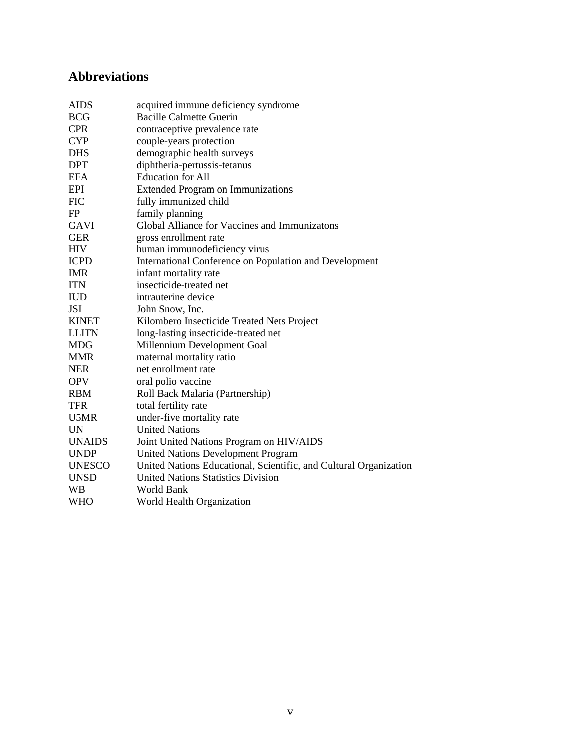# Abbreviations

| | |
|---|---|
| AIDS | acquired immune deficiency syndrome |
| BCG | Bacille Calmette Guerin |
| CPR | contraceptive prevalence rate |
| CYP | couple-years protection |
| DHS | demographic health surveys |
| DPT | diphtheria-pertussis-tetanus |
| EFA | Education for All |
| EPI | Extended Program on Immunizations |
| FIC | fully immunized child |
| FP | family planning |
| GAVI | Global Alliance for Vaccines and Immunizatons |
| GER | gross enrollment rate |
| HIV | human immunodeficiency virus |
| ICPD | International Conference on Population and Development |
| IMR | infant mortality rate |
| ITN | insecticide-treated net |
| IUD | intrauterine device |
| JSI | John Snow, Inc. |
| KINET | Kilombero Insecticide Treated Nets Project |
| LLITN | long-lasting insecticide-treated net |
| MDG | Millennium Development Goal |
| MMR | maternal mortality ratio |
| NER | net enrollment rate |
| OPV | oral polio vaccine |
| RBM | Roll Back Malaria (Partnership) |
| TFR | total fertility rate |
| U5MR | under-five mortality rate |
| UN | United Nations |
| UNAIDS | Joint United Nations Program on HIV/AIDS |
| UNDP | United Nations Development Program |
| UNESCO | United Nations Educational, Scientific, and Cultural Organization |
| UNSD | United Nations Statistics Division |
| WB | World Bank |
| WHO | World Health Organization |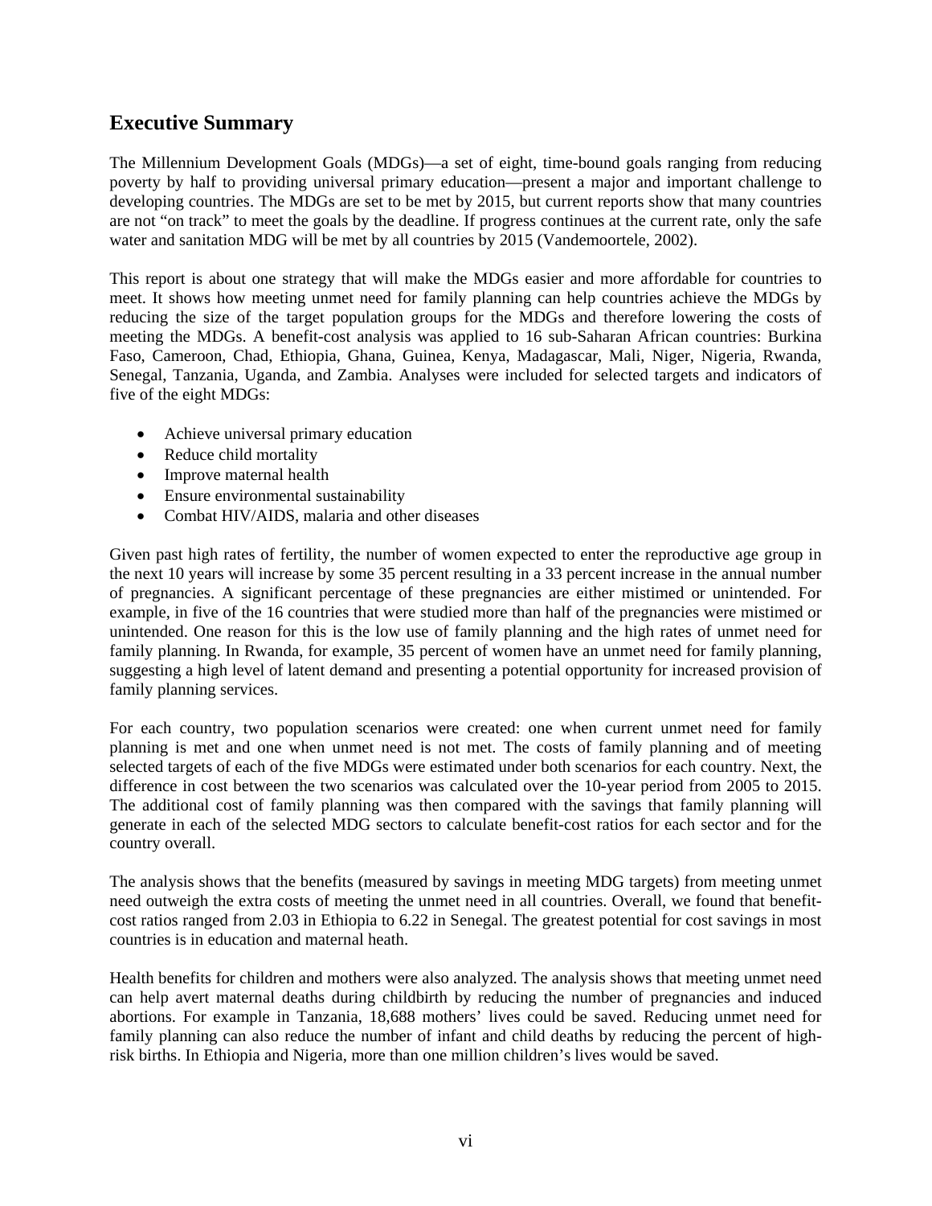## Executive Summary

The Millennium Development Goals (MDGs)—a set of eight, time-bound goals ranging from reducing poverty by half to providing universal primary education—present a major and important challenge to developing countries. The MDGs are set to be met by 2015, but current reports show that many countries are not "on track" to meet the goals by the deadline. If progress continues at the current rate, only the safe water and sanitation MDG will be met by all countries by 2015 (Vandemoortele, 2002).

This report is about one strategy that will make the MDGs easier and more affordable for countries to meet. It shows how meeting unmet need for family planning can help countries achieve the MDGs by reducing the size of the target population groups for the MDGs and therefore lowering the costs of meeting the MDGs. A benefit-cost analysis was applied to 16 sub-Saharan African countries: Burkina Faso, Cameroon, Chad, Ethiopia, Ghana, Guinea, Kenya, Madagascar, Mali, Niger, Nigeria, Rwanda, Senegal, Tanzania, Uganda, and Zambia. Analyses were included for selected targets and indicators of five of the eight MDGs:

- Achieve universal primary education
- Reduce child mortality
- Improve maternal health
- Ensure environmental sustainability
- Combat HIV/AIDS, malaria and other diseases

Given past high rates of fertility, the number of women expected to enter the reproductive age group in the next 10 years will increase by some 35 percent resulting in a 33 percent increase in the annual number of pregnancies. A significant percentage of these pregnancies are either mistimed or unintended. For example, in five of the 16 countries that were studied more than half of the pregnancies were mistimed or unintended. One reason for this is the low use of family planning and the high rates of unmet need for family planning. In Rwanda, for example, 35 percent of women have an unmet need for family planning, suggesting a high level of latent demand and presenting a potential opportunity for increased provision of family planning services.

For each country, two population scenarios were created: one when current unmet need for family planning is met and one when unmet need is not met. The costs of family planning and of meeting selected targets of each of the five MDGs were estimated under both scenarios for each country. Next, the difference in cost between the two scenarios was calculated over the 10-year period from 2005 to 2015. The additional cost of family planning was then compared with the savings that family planning will generate in each of the selected MDG sectors to calculate benefit-cost ratios for each sector and for the country overall.

The analysis shows that the benefits (measured by savings in meeting MDG targets) from meeting unmet need outweigh the extra costs of meeting the unmet need in all countries. Overall, we found that benefit-cost ratios ranged from 2.03 in Ethiopia to 6.22 in Senegal. The greatest potential for cost savings in most countries is in education and maternal heath.

Health benefits for children and mothers were also analyzed. The analysis shows that meeting unmet need can help avert maternal deaths during childbirth by reducing the number of pregnancies and induced abortions. For example in Tanzania, 18,688 mothers' lives could be saved. Reducing unmet need for family planning can also reduce the number of infant and child deaths by reducing the percent of high-risk births. In Ethiopia and Nigeria, more than one million children's lives would be saved.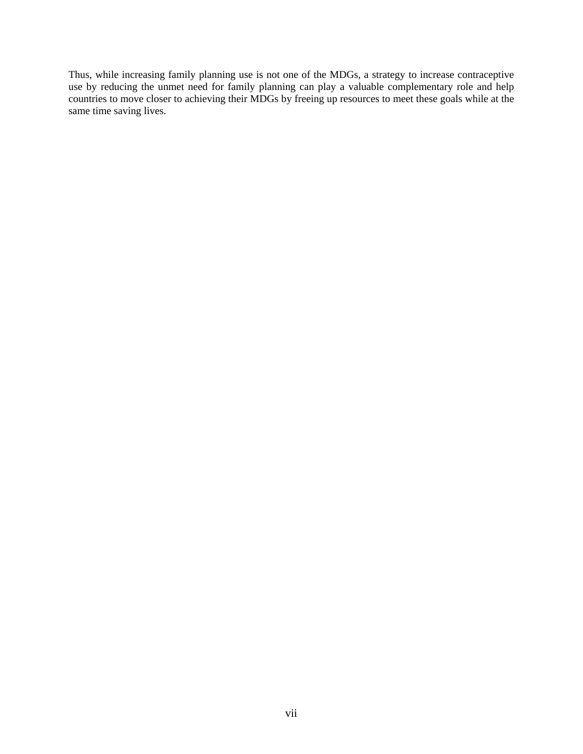Thus, while increasing family planning use is not one of the MDGs, a strategy to increase contraceptive use by reducing the unmet need for family planning can play a valuable complementary role and help countries to move closer to achieving their MDGs by freeing up resources to meet these goals while at the same time saving lives.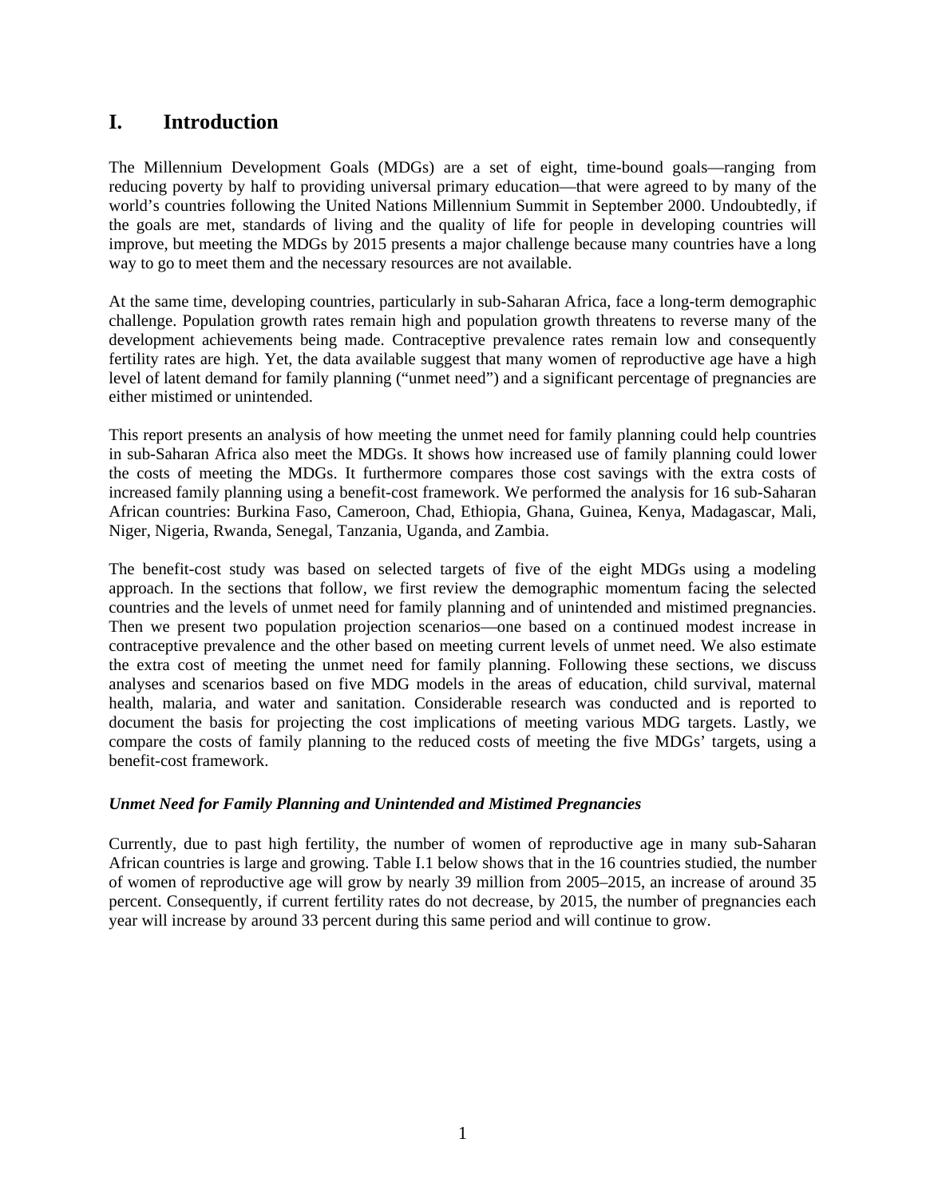# I. Introduction

The Millennium Development Goals (MDGs) are a set of eight, time-bound goals—ranging from reducing poverty by half to providing universal primary education—that were agreed to by many of the world's countries following the United Nations Millennium Summit in September 2000. Undoubtedly, if the goals are met, standards of living and the quality of life for people in developing countries will improve, but meeting the MDGs by 2015 presents a major challenge because many countries have a long way to go to meet them and the necessary resources are not available.

At the same time, developing countries, particularly in sub-Saharan Africa, face a long-term demographic challenge. Population growth rates remain high and population growth threatens to reverse many of the development achievements being made. Contraceptive prevalence rates remain low and consequently fertility rates are high. Yet, the data available suggest that many women of reproductive age have a high level of latent demand for family planning ("unmet need") and a significant percentage of pregnancies are either mistimed or unintended.

This report presents an analysis of how meeting the unmet need for family planning could help countries in sub-Saharan Africa also meet the MDGs. It shows how increased use of family planning could lower the costs of meeting the MDGs. It furthermore compares those cost savings with the extra costs of increased family planning using a benefit-cost framework. We performed the analysis for 16 sub-Saharan African countries: Burkina Faso, Cameroon, Chad, Ethiopia, Ghana, Guinea, Kenya, Madagascar, Mali, Niger, Nigeria, Rwanda, Senegal, Tanzania, Uganda, and Zambia.

The benefit-cost study was based on selected targets of five of the eight MDGs using a modeling approach. In the sections that follow, we first review the demographic momentum facing the selected countries and the levels of unmet need for family planning and of unintended and mistimed pregnancies. Then we present two population projection scenarios—one based on a continued modest increase in contraceptive prevalence and the other based on meeting current levels of unmet need. We also estimate the extra cost of meeting the unmet need for family planning. Following these sections, we discuss analyses and scenarios based on five MDG models in the areas of education, child survival, maternal health, malaria, and water and sanitation. Considerable research was conducted and is reported to document the basis for projecting the cost implications of meeting various MDG targets. Lastly, we compare the costs of family planning to the reduced costs of meeting the five MDGs' targets, using a benefit-cost framework.

### *Unmet Need for Family Planning and Unintended and Mistimed Pregnancies*

Currently, due to past high fertility, the number of women of reproductive age in many sub-Saharan African countries is large and growing. Table I.1 below shows that in the 16 countries studied, the number of women of reproductive age will grow by nearly 39 million from 2005–2015, an increase of around 35 percent. Consequently, if current fertility rates do not decrease, by 2015, the number of pregnancies each year will increase by around 33 percent during this same period and will continue to grow.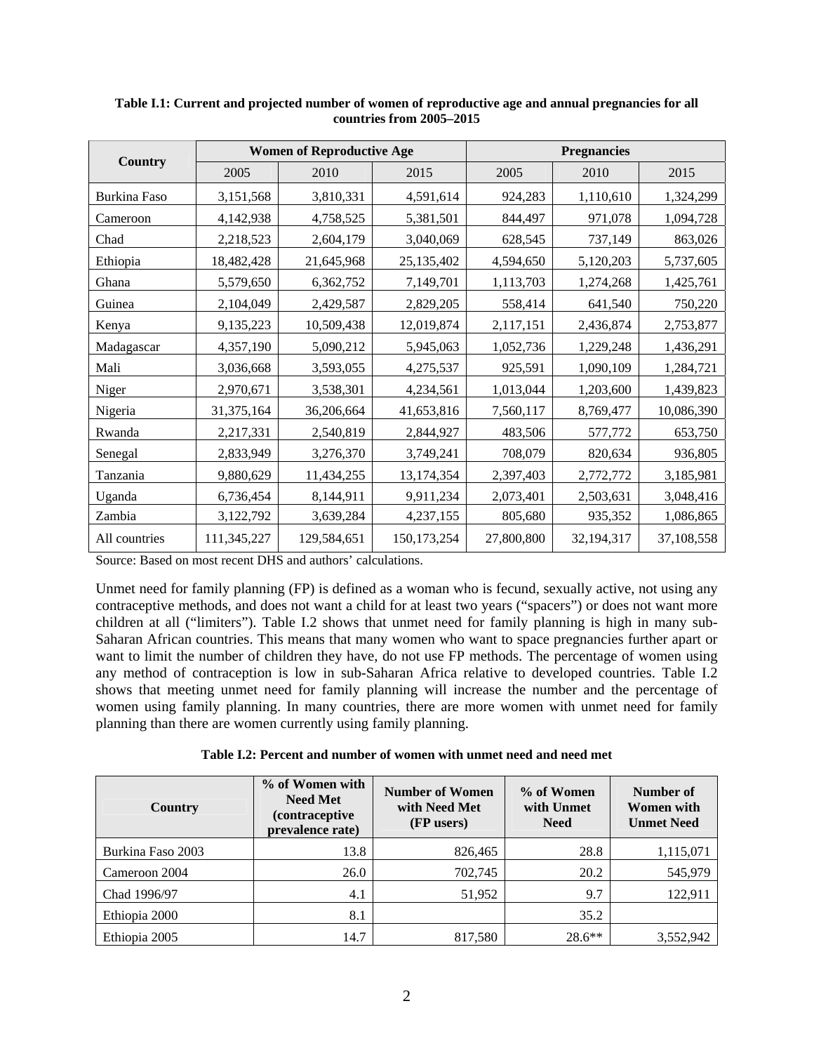**Table I.1: Current and projected number of women of reproductive age and annual pregnancies for all countries from 2005–2015**

| Country | Women of Reproductive Age | | | Pregnancies | | |
|---|---|---|---|---|---|---|
| | 2005 | 2010 | 2015 | 2005 | 2010 | 2015 |
| Burkina Faso | 3,151,568 | 3,810,331 | 4,591,614 | 924,283 | 1,110,610 | 1,324,299 |
| Cameroon | 4,142,938 | 4,758,525 | 5,381,501 | 844,497 | 971,078 | 1,094,728 |
| Chad | 2,218,523 | 2,604,179 | 3,040,069 | 628,545 | 737,149 | 863,026 |
| Ethiopia | 18,482,428 | 21,645,968 | 25,135,402 | 4,594,650 | 5,120,203 | 5,737,605 |
| Ghana | 5,579,650 | 6,362,752 | 7,149,701 | 1,113,703 | 1,274,268 | 1,425,761 |
| Guinea | 2,104,049 | 2,429,587 | 2,829,205 | 558,414 | 641,540 | 750,220 |
| Kenya | 9,135,223 | 10,509,438 | 12,019,874 | 2,117,151 | 2,436,874 | 2,753,877 |
| Madagascar | 4,357,190 | 5,090,212 | 5,945,063 | 1,052,736 | 1,229,248 | 1,436,291 |
| Mali | 3,036,668 | 3,593,055 | 4,275,537 | 925,591 | 1,090,109 | 1,284,721 |
| Niger | 2,970,671 | 3,538,301 | 4,234,561 | 1,013,044 | 1,203,600 | 1,439,823 |
| Nigeria | 31,375,164 | 36,206,664 | 41,653,816 | 7,560,117 | 8,769,477 | 10,086,390 |
| Rwanda | 2,217,331 | 2,540,819 | 2,844,927 | 483,506 | 577,772 | 653,750 |
| Senegal | 2,833,949 | 3,276,370 | 3,749,241 | 708,079 | 820,634 | 936,805 |
| Tanzania | 9,880,629 | 11,434,255 | 13,174,354 | 2,397,403 | 2,772,772 | 3,185,981 |
| Uganda | 6,736,454 | 8,144,911 | 9,911,234 | 2,073,401 | 2,503,631 | 3,048,416 |
| Zambia | 3,122,792 | 3,639,284 | 4,237,155 | 805,680 | 935,352 | 1,086,865 |
| All countries | 111,345,227 | 129,584,651 | 150,173,254 | 27,800,800 | 32,194,317 | 37,108,558 |

Source: Based on most recent DHS and authors' calculations.

Unmet need for family planning (FP) is defined as a woman who is fecund, sexually active, not using any contraceptive methods, and does not want a child for at least two years ("spacers") or does not want more children at all ("limiters"). Table I.2 shows that unmet need for family planning is high in many sub-Saharan African countries. This means that many women who want to space pregnancies further apart or want to limit the number of children they have, do not use FP methods. The percentage of women using any method of contraception is low in sub-Saharan Africa relative to developed countries. Table I.2 shows that meeting unmet need for family planning will increase the number and the percentage of women using family planning. In many countries, there are more women with unmet need for family planning than there are women currently using family planning.

**Table I.2: Percent and number of women with unmet need and need met**

| Country | % of Women with Need Met (contraceptive prevalence rate) | Number of Women with Need Met (FP users) | % of Women with Unmet Need | Number of Women with Unmet Need |
|---|---|---|---|---|
| Burkina Faso 2003 | 13.8 | 826,465 | 28.8 | 1,115,071 |
| Cameroon 2004 | 26.0 | 702,745 | 20.2 | 545,979 |
| Chad 1996/97 | 4.1 | 51,952 | 9.7 | 122,911 |
| Ethiopia 2000 | 8.1 | | 35.2 | |
| Ethiopia 2005 | 14.7 | 817,580 | 28.6** | 3,552,942 |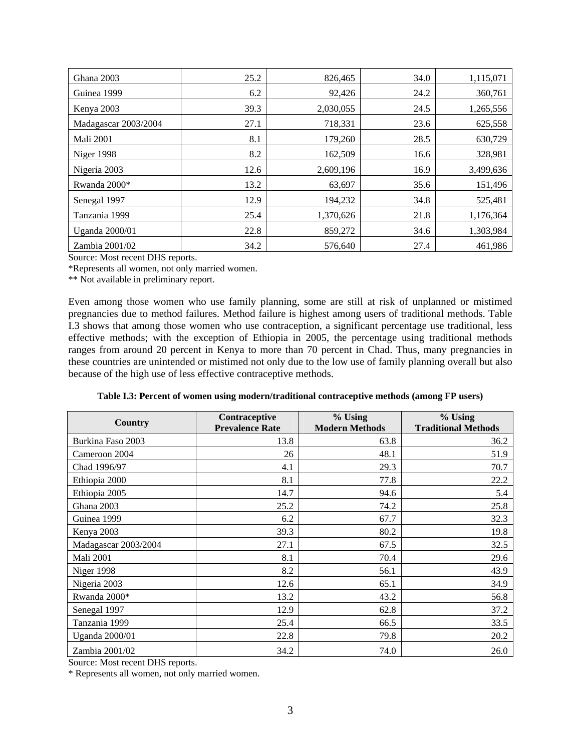| | | | | |
|---|---|---|---|---|
| Ghana 2003 | 25.2 | 826,465 | 34.0 | 1,115,071 |
| Guinea 1999 | 6.2 | 92,426 | 24.2 | 360,761 |
| Kenya 2003 | 39.3 | 2,030,055 | 24.5 | 1,265,556 |
| Madagascar 2003/2004 | 27.1 | 718,331 | 23.6 | 625,558 |
| Mali 2001 | 8.1 | 179,260 | 28.5 | 630,729 |
| Niger 1998 | 8.2 | 162,509 | 16.6 | 328,981 |
| Nigeria 2003 | 12.6 | 2,609,196 | 16.9 | 3,499,636 |
| Rwanda 2000* | 13.2 | 63,697 | 35.6 | 151,496 |
| Senegal 1997 | 12.9 | 194,232 | 34.8 | 525,481 |
| Tanzania 1999 | 25.4 | 1,370,626 | 21.8 | 1,176,364 |
| Uganda 2000/01 | 22.8 | 859,272 | 34.6 | 1,303,984 |
| Zambia 2001/02 | 34.2 | 576,640 | 27.4 | 461,986 |

Source: Most recent DHS reports.
*Represents all women, not only married women.
** Not available in preliminary report.

Even among those women who use family planning, some are still at risk of unplanned or mistimed pregnancies due to method failures. Method failure is highest among users of traditional methods. Table I.3 shows that among those women who use contraception, a significant percentage use traditional, less effective methods; with the exception of Ethiopia in 2005, the percentage using traditional methods ranges from around 20 percent in Kenya to more than 70 percent in Chad. Thus, many pregnancies in these countries are unintended or mistimed not only due to the low use of family planning overall but also because of the high use of less effective contraceptive methods.

**Table I.3: Percent of women using modern/traditional contraceptive methods (among FP users)**

| Country | Contraceptive Prevalence Rate | % Using Modern Methods | % Using Traditional Methods |
|---|---|---|---|
| Burkina Faso 2003 | 13.8 | 63.8 | 36.2 |
| Cameroon 2004 | 26 | 48.1 | 51.9 |
| Chad 1996/97 | 4.1 | 29.3 | 70.7 |
| Ethiopia 2000 | 8.1 | 77.8 | 22.2 |
| Ethiopia 2005 | 14.7 | 94.6 | 5.4 |
| Ghana 2003 | 25.2 | 74.2 | 25.8 |
| Guinea 1999 | 6.2 | 67.7 | 32.3 |
| Kenya 2003 | 39.3 | 80.2 | 19.8 |
| Madagascar 2003/2004 | 27.1 | 67.5 | 32.5 |
| Mali 2001 | 8.1 | 70.4 | 29.6 |
| Niger 1998 | 8.2 | 56.1 | 43.9 |
| Nigeria 2003 | 12.6 | 65.1 | 34.9 |
| Rwanda 2000* | 13.2 | 43.2 | 56.8 |
| Senegal 1997 | 12.9 | 62.8 | 37.2 |
| Tanzania 1999 | 25.4 | 66.5 | 33.5 |
| Uganda 2000/01 | 22.8 | 79.8 | 20.2 |
| Zambia 2001/02 | 34.2 | 74.0 | 26.0 |

Source: Most recent DHS reports.
* Represents all women, not only married women.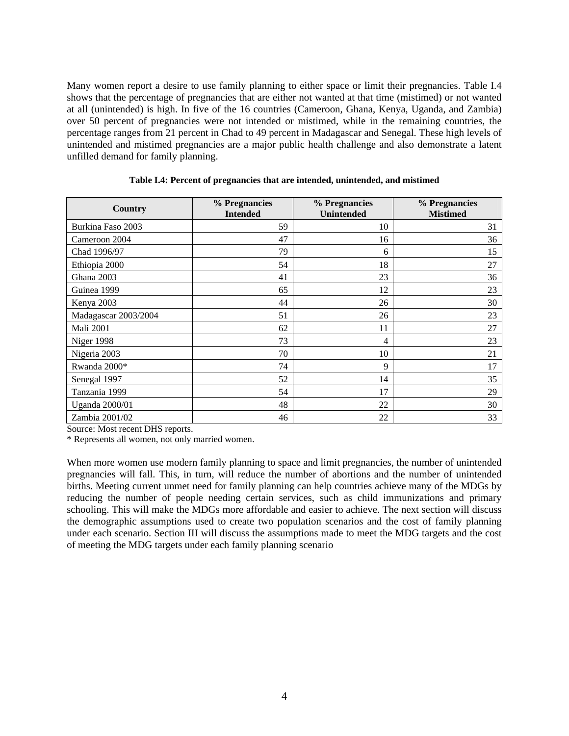Many women report a desire to use family planning to either space or limit their pregnancies. Table I.4 shows that the percentage of pregnancies that are either not wanted at that time (mistimed) or not wanted at all (unintended) is high. In five of the 16 countries (Cameroon, Ghana, Kenya, Uganda, and Zambia) over 50 percent of pregnancies were not intended or mistimed, while in the remaining countries, the percentage ranges from 21 percent in Chad to 49 percent in Madagascar and Senegal. These high levels of unintended and mistimed pregnancies are a major public health challenge and also demonstrate a latent unfilled demand for family planning.

**Table I.4: Percent of pregnancies that are intended, unintended, and mistimed**

| Country | % Pregnancies Intended | % Pregnancies Unintended | % Pregnancies Mistimed |
|---|---|---|---|
| Burkina Faso 2003 | 59 | 10 | 31 |
| Cameroon 2004 | 47 | 16 | 36 |
| Chad 1996/97 | 79 | 6 | 15 |
| Ethiopia 2000 | 54 | 18 | 27 |
| Ghana 2003 | 41 | 23 | 36 |
| Guinea 1999 | 65 | 12 | 23 |
| Kenya 2003 | 44 | 26 | 30 |
| Madagascar 2003/2004 | 51 | 26 | 23 |
| Mali 2001 | 62 | 11 | 27 |
| Niger 1998 | 73 | 4 | 23 |
| Nigeria 2003 | 70 | 10 | 21 |
| Rwanda 2000* | 74 | 9 | 17 |
| Senegal 1997 | 52 | 14 | 35 |
| Tanzania 1999 | 54 | 17 | 29 |
| Uganda 2000/01 | 48 | 22 | 30 |
| Zambia 2001/02 | 46 | 22 | 33 |

Source: Most recent DHS reports.

* Represents all women, not only married women.

When more women use modern family planning to space and limit pregnancies, the number of unintended pregnancies will fall. This, in turn, will reduce the number of abortions and the number of unintended births. Meeting current unmet need for family planning can help countries achieve many of the MDGs by reducing the number of people needing certain services, such as child immunizations and primary schooling. This will make the MDGs more affordable and easier to achieve. The next section will discuss the demographic assumptions used to create two population scenarios and the cost of family planning under each scenario. Section III will discuss the assumptions made to meet the MDG targets and the cost of meeting the MDG targets under each family planning scenario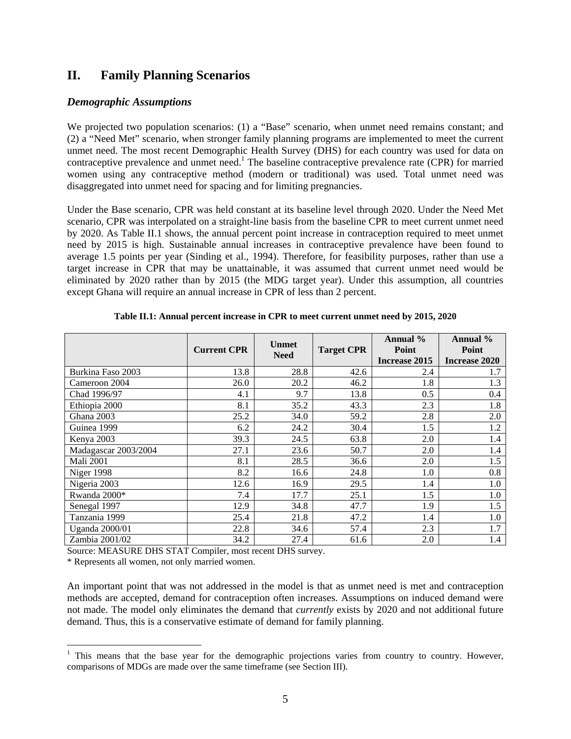## II. Family Planning Scenarios

### *Demographic Assumptions*

We projected two population scenarios: (1) a "Base" scenario, when unmet need remains constant; and (2) a "Need Met" scenario, when stronger family planning programs are implemented to meet the current unmet need. The most recent Demographic Health Survey (DHS) for each country was used for data on contraceptive prevalence and unmet need.[1] The baseline contraceptive prevalence rate (CPR) for married women using any contraceptive method (modern or traditional) was used. Total unmet need was disaggregated into unmet need for spacing and for limiting pregnancies.

Under the Base scenario, CPR was held constant at its baseline level through 2020. Under the Need Met scenario, CPR was interpolated on a straight-line basis from the baseline CPR to meet current unmet need by 2020. As Table II.1 shows, the annual percent point increase in contraception required to meet unmet need by 2015 is high. Sustainable annual increases in contraceptive prevalence have been found to average 1.5 points per year (Sinding et al., 1994). Therefore, for feasibility purposes, rather than use a target increase in CPR that may be unattainable, it was assumed that current unmet need would be eliminated by 2020 rather than by 2015 (the MDG target year). Under this assumption, all countries except Ghana will require an annual increase in CPR of less than 2 percent.

**Table II.1: Annual percent increase in CPR to meet current unmet need by 2015, 2020**

| | Current CPR | Unmet Need | Target CPR | Annual % Point Increase 2015 | Annual % Point Increase 2020 |
|---|---|---|---|---|---|
| Burkina Faso 2003 | 13.8 | 28.8 | 42.6 | 2.4 | 1.7 |
| Cameroon 2004 | 26.0 | 20.2 | 46.2 | 1.8 | 1.3 |
| Chad 1996/97 | 4.1 | 9.7 | 13.8 | 0.5 | 0.4 |
| Ethiopia 2000 | 8.1 | 35.2 | 43.3 | 2.3 | 1.8 |
| Ghana 2003 | 25.2 | 34.0 | 59.2 | 2.8 | 2.0 |
| Guinea 1999 | 6.2 | 24.2 | 30.4 | 1.5 | 1.2 |
| Kenya 2003 | 39.3 | 24.5 | 63.8 | 2.0 | 1.4 |
| Madagascar 2003/2004 | 27.1 | 23.6 | 50.7 | 2.0 | 1.4 |
| Mali 2001 | 8.1 | 28.5 | 36.6 | 2.0 | 1.5 |
| Niger 1998 | 8.2 | 16.6 | 24.8 | 1.0 | 0.8 |
| Nigeria 2003 | 12.6 | 16.9 | 29.5 | 1.4 | 1.0 |
| Rwanda 2000* | 7.4 | 17.7 | 25.1 | 1.5 | 1.0 |
| Senegal 1997 | 12.9 | 34.8 | 47.7 | 1.9 | 1.5 |
| Tanzania 1999 | 25.4 | 21.8 | 47.2 | 1.4 | 1.0 |
| Uganda 2000/01 | 22.8 | 34.6 | 57.4 | 2.3 | 1.7 |
| Zambia 2001/02 | 34.2 | 27.4 | 61.6 | 2.0 | 1.4 |

Source: MEASURE DHS STAT Compiler, most recent DHS survey.
* Represents all women, not only married women.

An important point that was not addressed in the model is that as unmet need is met and contraception methods are accepted, demand for contraception often increases. Assumptions on induced demand were not made. The model only eliminates the demand that *currently* exists by 2020 and not additional future demand. Thus, this is a conservative estimate of demand for family planning.

[1] This means that the base year for the demographic projections varies from country to country. However, comparisons of MDGs are made over the same timeframe (see Section III).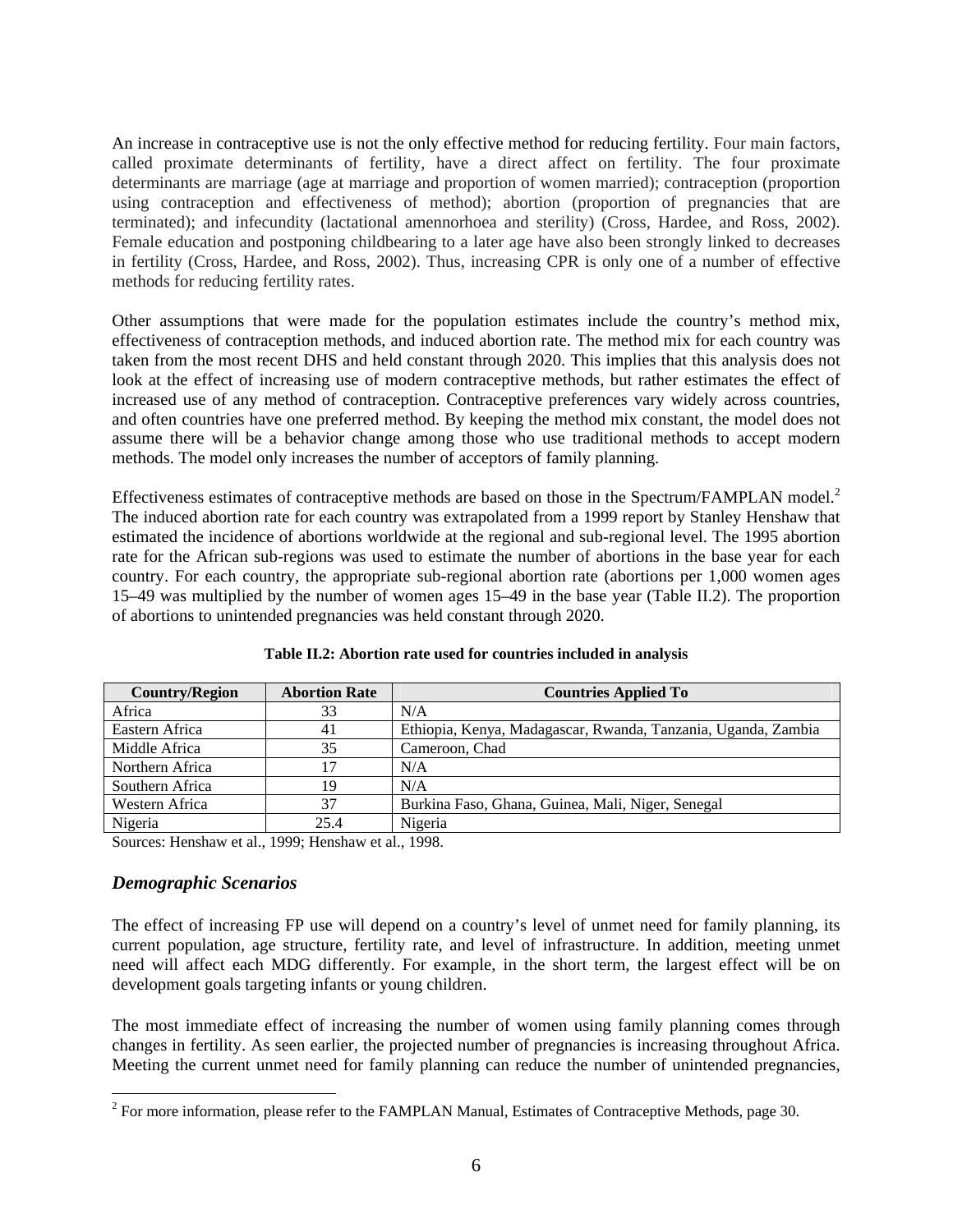An increase in contraceptive use is not the only effective method for reducing fertility. Four main factors, called proximate determinants of fertility, have a direct affect on fertility. The four proximate determinants are marriage (age at marriage and proportion of women married); contraception (proportion using contraception and effectiveness of method); abortion (proportion of pregnancies that are terminated); and infecundity (lactational amennorhoea and sterility) (Cross, Hardee, and Ross, 2002). Female education and postponing childbearing to a later age have also been strongly linked to decreases in fertility (Cross, Hardee, and Ross, 2002). Thus, increasing CPR is only one of a number of effective methods for reducing fertility rates.

Other assumptions that were made for the population estimates include the country's method mix, effectiveness of contraception methods, and induced abortion rate. The method mix for each country was taken from the most recent DHS and held constant through 2020. This implies that this analysis does not look at the effect of increasing use of modern contraceptive methods, but rather estimates the effect of increased use of any method of contraception. Contraceptive preferences vary widely across countries, and often countries have one preferred method. By keeping the method mix constant, the model does not assume there will be a behavior change among those who use traditional methods to accept modern methods. The model only increases the number of acceptors of family planning.

Effectiveness estimates of contraceptive methods are based on those in the Spectrum/FAMPLAN model.[2] The induced abortion rate for each country was extrapolated from a 1999 report by Stanley Henshaw that estimated the incidence of abortions worldwide at the regional and sub-regional level. The 1995 abortion rate for the African sub-regions was used to estimate the number of abortions in the base year for each country. For each country, the appropriate sub-regional abortion rate (abortions per 1,000 women ages 15–49 was multiplied by the number of women ages 15–49 in the base year (Table II.2). The proportion of abortions to unintended pregnancies was held constant through 2020.

**Table II.2: Abortion rate used for countries included in analysis**

| Country/Region | Abortion Rate | Countries Applied To |
|---|---|---|
| Africa | 33 | N/A |
| Eastern Africa | 41 | Ethiopia, Kenya, Madagascar, Rwanda, Tanzania, Uganda, Zambia |
| Middle Africa | 35 | Cameroon, Chad |
| Northern Africa | 17 | N/A |
| Southern Africa | 19 | N/A |
| Western Africa | 37 | Burkina Faso, Ghana, Guinea, Mali, Niger, Senegal |
| Nigeria | 25.4 | Nigeria |

Sources: Henshaw et al., 1999; Henshaw et al., 1998.

### *Demographic Scenarios*

The effect of increasing FP use will depend on a country's level of unmet need for family planning, its current population, age structure, fertility rate, and level of infrastructure. In addition, meeting unmet need will affect each MDG differently. For example, in the short term, the largest effect will be on development goals targeting infants or young children.

The most immediate effect of increasing the number of women using family planning comes through changes in fertility. As seen earlier, the projected number of pregnancies is increasing throughout Africa. Meeting the current unmet need for family planning can reduce the number of unintended pregnancies,

---

[2] For more information, please refer to the FAMPLAN Manual, Estimates of Contraceptive Methods, page 30.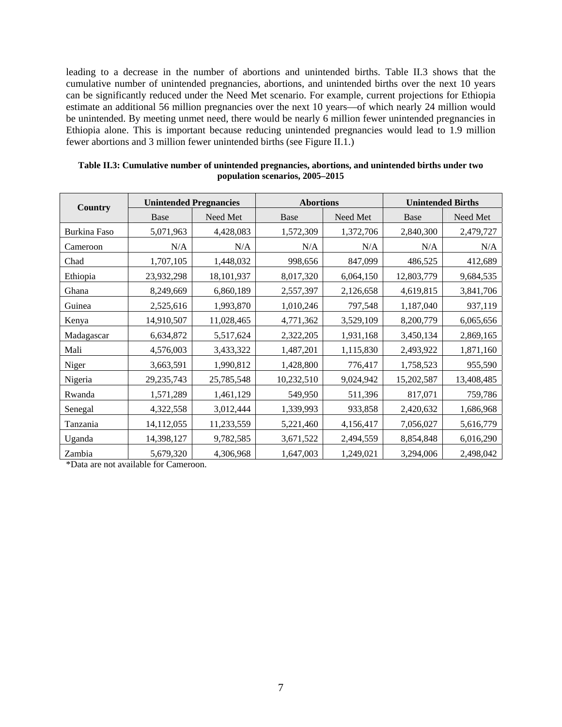leading to a decrease in the number of abortions and unintended births. Table II.3 shows that the cumulative number of unintended pregnancies, abortions, and unintended births over the next 10 years can be significantly reduced under the Need Met scenario. For example, current projections for Ethiopia estimate an additional 56 million pregnancies over the next 10 years—of which nearly 24 million would be unintended. By meeting unmet need, there would be nearly 6 million fewer unintended pregnancies in Ethiopia alone. This is important because reducing unintended pregnancies would lead to 1.9 million fewer abortions and 3 million fewer unintended births (see Figure II.1.)

**Table II.3: Cumulative number of unintended pregnancies, abortions, and unintended births under two population scenarios, 2005–2015**

| Country | Unintended Pregnancies | | Abortions | | Unintended Births | |
|---|---|---|---|---|---|---|
| | Base | Need Met | Base | Need Met | Base | Need Met |
| Burkina Faso | 5,071,963 | 4,428,083 | 1,572,309 | 1,372,706 | 2,840,300 | 2,479,727 |
| Cameroon | N/A | N/A | N/A | N/A | N/A | N/A |
| Chad | 1,707,105 | 1,448,032 | 998,656 | 847,099 | 486,525 | 412,689 |
| Ethiopia | 23,932,298 | 18,101,937 | 8,017,320 | 6,064,150 | 12,803,779 | 9,684,535 |
| Ghana | 8,249,669 | 6,860,189 | 2,557,397 | 2,126,658 | 4,619,815 | 3,841,706 |
| Guinea | 2,525,616 | 1,993,870 | 1,010,246 | 797,548 | 1,187,040 | 937,119 |
| Kenya | 14,910,507 | 11,028,465 | 4,771,362 | 3,529,109 | 8,200,779 | 6,065,656 |
| Madagascar | 6,634,872 | 5,517,624 | 2,322,205 | 1,931,168 | 3,450,134 | 2,869,165 |
| Mali | 4,576,003 | 3,433,322 | 1,487,201 | 1,115,830 | 2,493,922 | 1,871,160 |
| Niger | 3,663,591 | 1,990,812 | 1,428,800 | 776,417 | 1,758,523 | 955,590 |
| Nigeria | 29,235,743 | 25,785,548 | 10,232,510 | 9,024,942 | 15,202,587 | 13,408,485 |
| Rwanda | 1,571,289 | 1,461,129 | 549,950 | 511,396 | 817,071 | 759,786 |
| Senegal | 4,322,558 | 3,012,444 | 1,339,993 | 933,858 | 2,420,632 | 1,686,968 |
| Tanzania | 14,112,055 | 11,233,559 | 5,221,460 | 4,156,417 | 7,056,027 | 5,616,779 |
| Uganda | 14,398,127 | 9,782,585 | 3,671,522 | 2,494,559 | 8,854,848 | 6,016,290 |
| Zambia | 5,679,320 | 4,306,968 | 1,647,003 | 1,249,021 | 3,294,006 | 2,498,042 |

*Data are not available for Cameroon.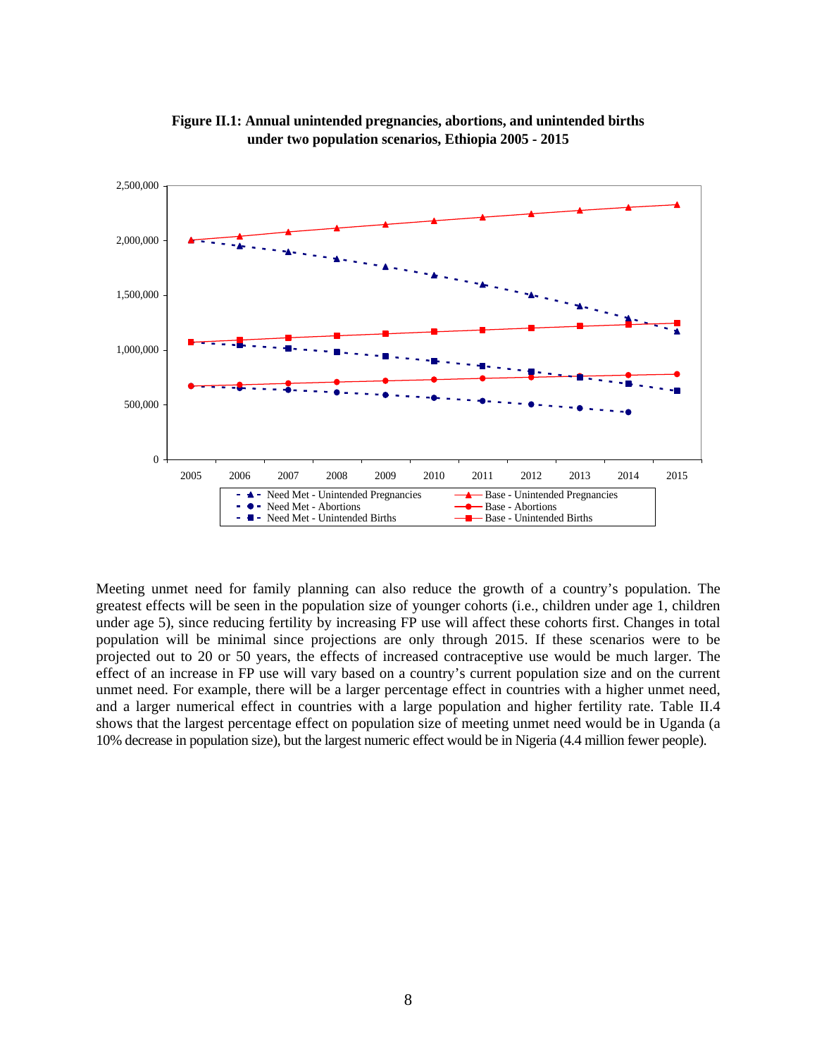**Figure II.1: Annual unintended pregnancies, abortions, and unintended births under two population scenarios, Ethiopia 2005 - 2015**

Meeting unmet need for family planning can also reduce the growth of a country's population. The greatest effects will be seen in the population size of younger cohorts (i.e., children under age 1, children under age 5), since reducing fertility by increasing FP use will affect these cohorts first. Changes in total population will be minimal since projections are only through 2015. If these scenarios were to be projected out to 20 or 50 years, the effects of increased contraceptive use would be much larger. The effect of an increase in FP use will vary based on a country's current population size and on the current unmet need. For example, there will be a larger percentage effect in countries with a higher unmet need, and a larger numerical effect in countries with a large population and higher fertility rate. Table II.4 shows that the largest percentage effect on population size of meeting unmet need would be in Uganda (a 10% decrease in population size), but the largest numeric effect would be in Nigeria (4.4 million fewer people).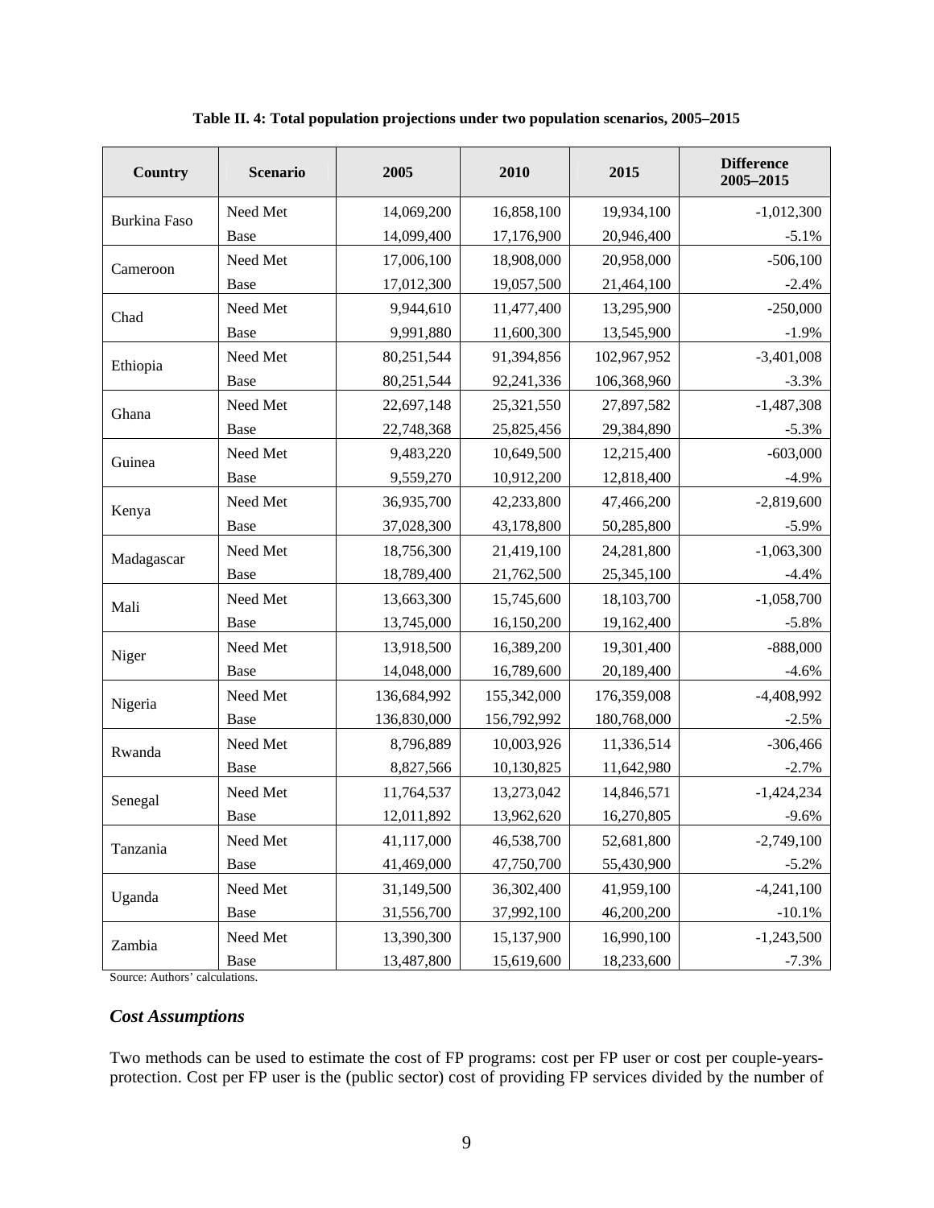**Table II. 4: Total population projections under two population scenarios, 2005–2015**

| Country | Scenario | 2005 | 2010 | 2015 | Difference 2005–2015 |
|---|---|---|---|---|---|
| Burkina Faso | Need Met | 14,069,200 | 16,858,100 | 19,934,100 | -1,012,300 |
| | Base | 14,099,400 | 17,176,900 | 20,946,400 | -5.1% |
| Cameroon | Need Met | 17,006,100 | 18,908,000 | 20,958,000 | -506,100 |
| | Base | 17,012,300 | 19,057,500 | 21,464,100 | -2.4% |
| Chad | Need Met | 9,944,610 | 11,477,400 | 13,295,900 | -250,000 |
| | Base | 9,991,880 | 11,600,300 | 13,545,900 | -1.9% |
| Ethiopia | Need Met | 80,251,544 | 91,394,856 | 102,967,952 | -3,401,008 |
| | Base | 80,251,544 | 92,241,336 | 106,368,960 | -3.3% |
| Ghana | Need Met | 22,697,148 | 25,321,550 | 27,897,582 | -1,487,308 |
| | Base | 22,748,368 | 25,825,456 | 29,384,890 | -5.3% |
| Guinea | Need Met | 9,483,220 | 10,649,500 | 12,215,400 | -603,000 |
| | Base | 9,559,270 | 10,912,200 | 12,818,400 | -4.9% |
| Kenya | Need Met | 36,935,700 | 42,233,800 | 47,466,200 | -2,819,600 |
| | Base | 37,028,300 | 43,178,800 | 50,285,800 | -5.9% |
| Madagascar | Need Met | 18,756,300 | 21,419,100 | 24,281,800 | -1,063,300 |
| | Base | 18,789,400 | 21,762,500 | 25,345,100 | -4.4% |
| Mali | Need Met | 13,663,300 | 15,745,600 | 18,103,700 | -1,058,700 |
| | Base | 13,745,000 | 16,150,200 | 19,162,400 | -5.8% |
| Niger | Need Met | 13,918,500 | 16,389,200 | 19,301,400 | -888,000 |
| | Base | 14,048,000 | 16,789,600 | 20,189,400 | -4.6% |
| Nigeria | Need Met | 136,684,992 | 155,342,000 | 176,359,008 | -4,408,992 |
| | Base | 136,830,000 | 156,792,992 | 180,768,000 | -2.5% |
| Rwanda | Need Met | 8,796,889 | 10,003,926 | 11,336,514 | -306,466 |
| | Base | 8,827,566 | 10,130,825 | 11,642,980 | -2.7% |
| Senegal | Need Met | 11,764,537 | 13,273,042 | 14,846,571 | -1,424,234 |
| | Base | 12,011,892 | 13,962,620 | 16,270,805 | -9.6% |
| Tanzania | Need Met | 41,117,000 | 46,538,700 | 52,681,800 | -2,749,100 |
| | Base | 41,469,000 | 47,750,700 | 55,430,900 | -5.2% |
| Uganda | Need Met | 31,149,500 | 36,302,400 | 41,959,100 | -4,241,100 |
| | Base | 31,556,700 | 37,992,100 | 46,200,200 | -10.1% |
| Zambia | Need Met | 13,390,300 | 15,137,900 | 16,990,100 | -1,243,500 |
| | Base | 13,487,800 | 15,619,600 | 18,233,600 | -7.3% |

Source: Authors' calculations.

### *Cost Assumptions*

Two methods can be used to estimate the cost of FP programs: cost per FP user or cost per couple-years-protection. Cost per FP user is the (public sector) cost of providing FP services divided by the number of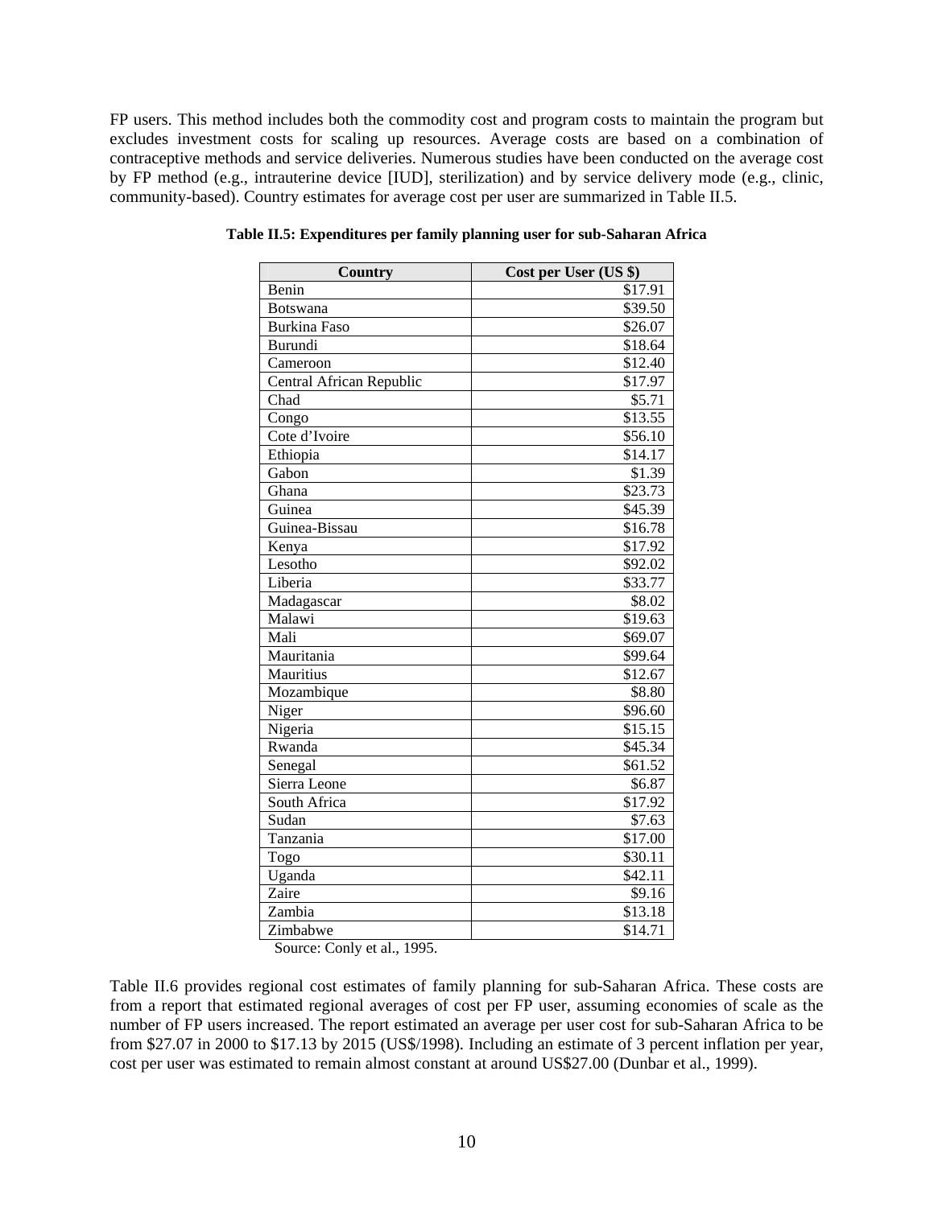FP users. This method includes both the commodity cost and program costs to maintain the program but excludes investment costs for scaling up resources. Average costs are based on a combination of contraceptive methods and service deliveries. Numerous studies have been conducted on the average cost by FP method (e.g., intrauterine device [IUD], sterilization) and by service delivery mode (e.g., clinic, community-based). Country estimates for average cost per user are summarized in Table II.5.

**Table II.5: Expenditures per family planning user for sub-Saharan Africa**

| Country | Cost per User (US $) |
|---|---:|
| Benin | $17.91 |
| Botswana | $39.50 |
| Burkina Faso | $26.07 |
| Burundi | $18.64 |
| Cameroon | $12.40 |
| Central African Republic | $17.97 |
| Chad | $5.71 |
| Congo | $13.55 |
| Cote d'Ivoire | $56.10 |
| Ethiopia | $14.17 |
| Gabon | $1.39 |
| Ghana | $23.73 |
| Guinea | $45.39 |
| Guinea-Bissau | $16.78 |
| Kenya | $17.92 |
| Lesotho | $92.02 |
| Liberia | $33.77 |
| Madagascar | $8.02 |
| Malawi | $19.63 |
| Mali | $69.07 |
| Mauritania | $99.64 |
| Mauritius | $12.67 |
| Mozambique | $8.80 |
| Niger | $96.60 |
| Nigeria | $15.15 |
| Rwanda | $45.34 |
| Senegal | $61.52 |
| Sierra Leone | $6.87 |
| South Africa | $17.92 |
| Sudan | $7.63 |
| Tanzania | $17.00 |
| Togo | $30.11 |
| Uganda | $42.11 |
| Zaire | $9.16 |
| Zambia | $13.18 |
| Zimbabwe | $14.71 |

Source: Conly et al., 1995.

Table II.6 provides regional cost estimates of family planning for sub-Saharan Africa. These costs are from a report that estimated regional averages of cost per FP user, assuming economies of scale as the number of FP users increased. The report estimated an average per user cost for sub-Saharan Africa to be from $27.07 in 2000 to $17.13 by 2015 (US$/1998). Including an estimate of 3 percent inflation per year, cost per user was estimated to remain almost constant at around US$27.00 (Dunbar et al., 1999).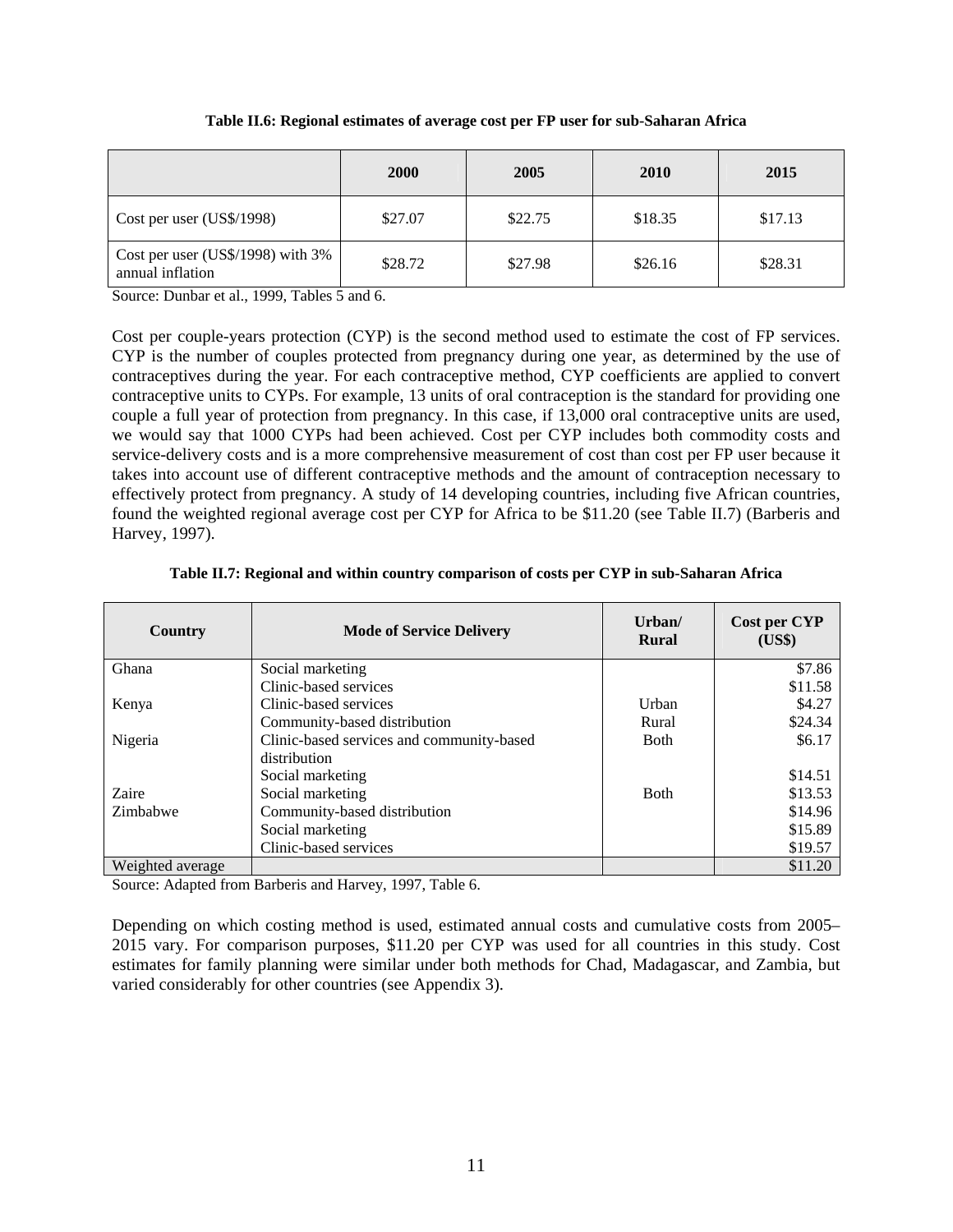**Table II.6: Regional estimates of average cost per FP user for sub-Saharan Africa**

| | 2000 | 2005 | 2010 | 2015 |
|---|---|---|---|---|
| Cost per user (US$/1998) | $27.07 | $22.75 | $18.35 | $17.13 |
| Cost per user (US$/1998) with 3% annual inflation | $28.72 | $27.98 | $26.16 | $28.31 |

Source: Dunbar et al., 1999, Tables 5 and 6.

Cost per couple-years protection (CYP) is the second method used to estimate the cost of FP services. CYP is the number of couples protected from pregnancy during one year, as determined by the use of contraceptives during the year. For each contraceptive method, CYP coefficients are applied to convert contraceptive units to CYPs. For example, 13 units of oral contraception is the standard for providing one couple a full year of protection from pregnancy. In this case, if 13,000 oral contraceptive units are used, we would say that 1000 CYPs had been achieved. Cost per CYP includes both commodity costs and service-delivery costs and is a more comprehensive measurement of cost than cost per FP user because it takes into account use of different contraceptive methods and the amount of contraception necessary to effectively protect from pregnancy. A study of 14 developing countries, including five African countries, found the weighted regional average cost per CYP for Africa to be $11.20 (see Table II.7) (Barberis and Harvey, 1997).

**Table II.7: Regional and within country comparison of costs per CYP in sub-Saharan Africa**

| Country | Mode of Service Delivery | Urban/ Rural | Cost per CYP (US$) |
|---|---|---|---|
| Ghana | Social marketing | | $7.86 |
| | Clinic-based services | | $11.58 |
| Kenya | Clinic-based services | Urban | $4.27 |
| | Community-based distribution | Rural | $24.34 |
| Nigeria | Clinic-based services and community-based distribution | Both | $6.17 |
| | Social marketing | | $14.51 |
| Zaire | Social marketing | Both | $13.53 |
| Zimbabwe | Community-based distribution | | $14.96 |
| | Social marketing | | $15.89 |
| | Clinic-based services | | $19.57 |
| Weighted average | | | $11.20 |

Source: Adapted from Barberis and Harvey, 1997, Table 6.

Depending on which costing method is used, estimated annual costs and cumulative costs from 2005–2015 vary. For comparison purposes, $11.20 per CYP was used for all countries in this study. Cost estimates for family planning were similar under both methods for Chad, Madagascar, and Zambia, but varied considerably for other countries (see Appendix 3).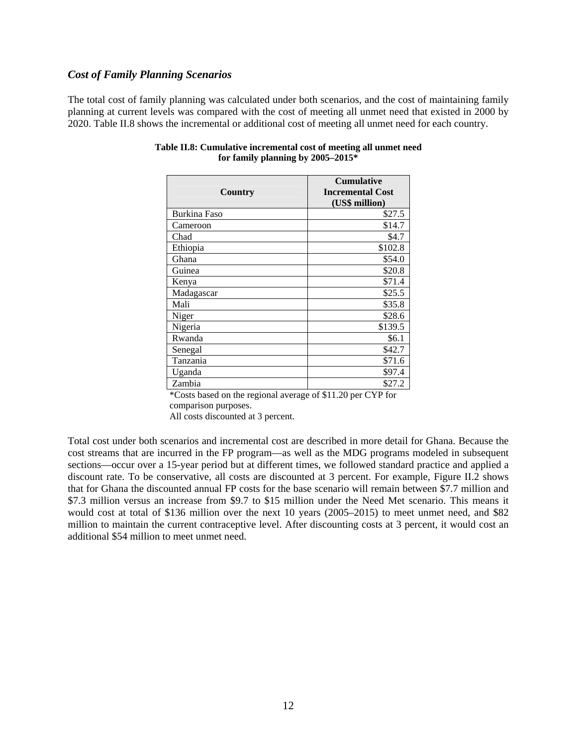### *Cost of Family Planning Scenarios*

The total cost of family planning was calculated under both scenarios, and the cost of maintaining family planning at current levels was compared with the cost of meeting all unmet need that existed in 2000 by 2020. Table II.8 shows the incremental or additional cost of meeting all unmet need for each country.

**Table II.8: Cumulative incremental cost of meeting all unmet need for family planning by 2005–2015***

| Country | Cumulative Incremental Cost (US$ million) |
|---|---:|
| Burkina Faso | $27.5 |
| Cameroon | $14.7 |
| Chad | $4.7 |
| Ethiopia | $102.8 |
| Ghana | $54.0 |
| Guinea | $20.8 |
| Kenya | $71.4 |
| Madagascar | $25.5 |
| Mali | $35.8 |
| Niger | $28.6 |
| Nigeria | $139.5 |
| Rwanda | $6.1 |
| Senegal | $42.7 |
| Tanzania | $71.6 |
| Uganda | $97.4 |
| Zambia | $27.2 |

*Costs based on the regional average of $11.20 per CYP for comparison purposes.
All costs discounted at 3 percent.

Total cost under both scenarios and incremental cost are described in more detail for Ghana. Because the cost streams that are incurred in the FP program—as well as the MDG programs modeled in subsequent sections—occur over a 15-year period but at different times, we followed standard practice and applied a discount rate. To be conservative, all costs are discounted at 3 percent. For example, Figure II.2 shows that for Ghana the discounted annual FP costs for the base scenario will remain between $7.7 million and $7.3 million versus an increase from $9.7 to $15 million under the Need Met scenario. This means it would cost at total of $136 million over the next 10 years (2005–2015) to meet unmet need, and $82 million to maintain the current contraceptive level. After discounting costs at 3 percent, it would cost an additional $54 million to meet unmet need.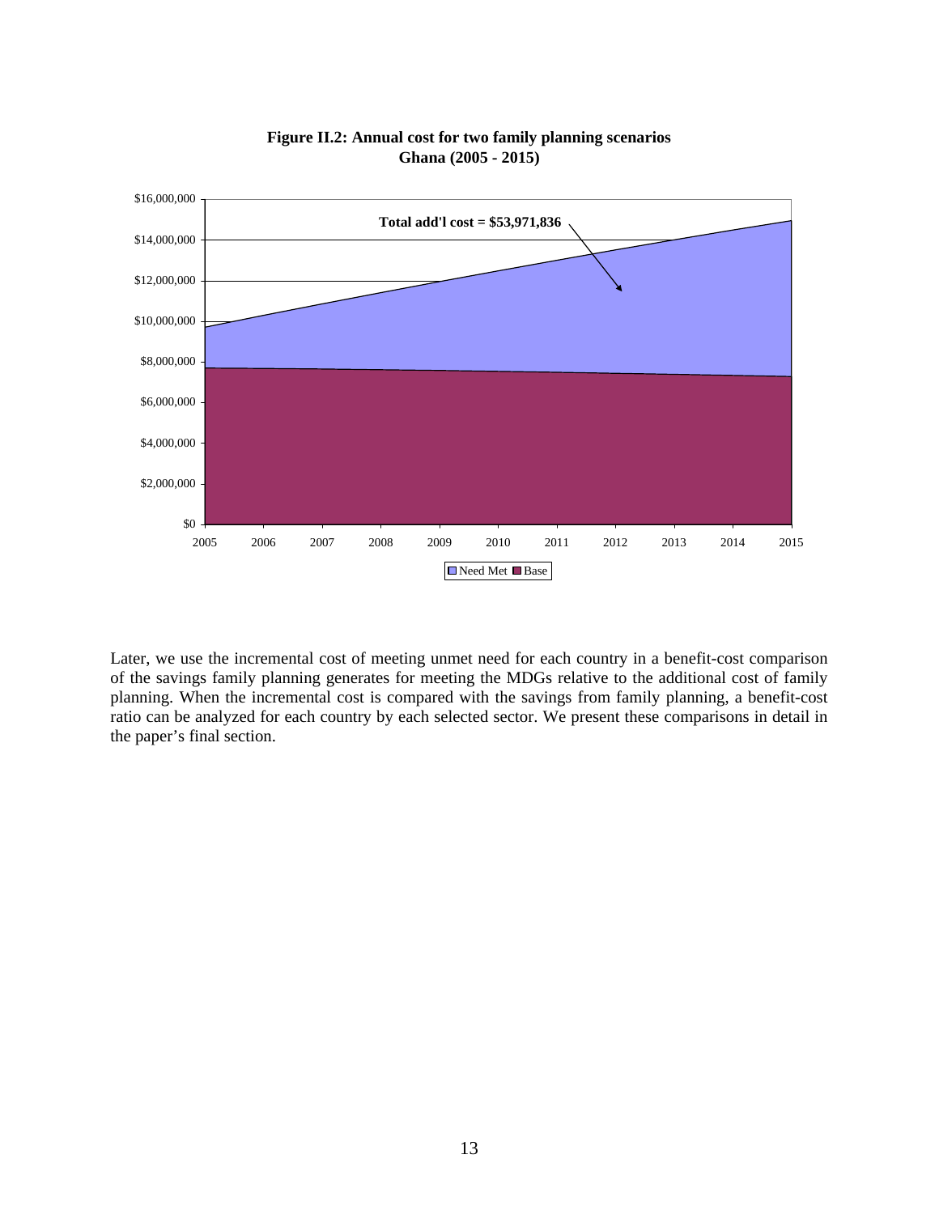**Figure II.2: Annual cost for two family planning scenarios Ghana (2005 - 2015)**

Later, we use the incremental cost of meeting unmet need for each country in a benefit-cost comparison of the savings family planning generates for meeting the MDGs relative to the additional cost of family planning. When the incremental cost is compared with the savings from family planning, a benefit-cost ratio can be analyzed for each country by each selected sector. We present these comparisons in detail in the paper's final section.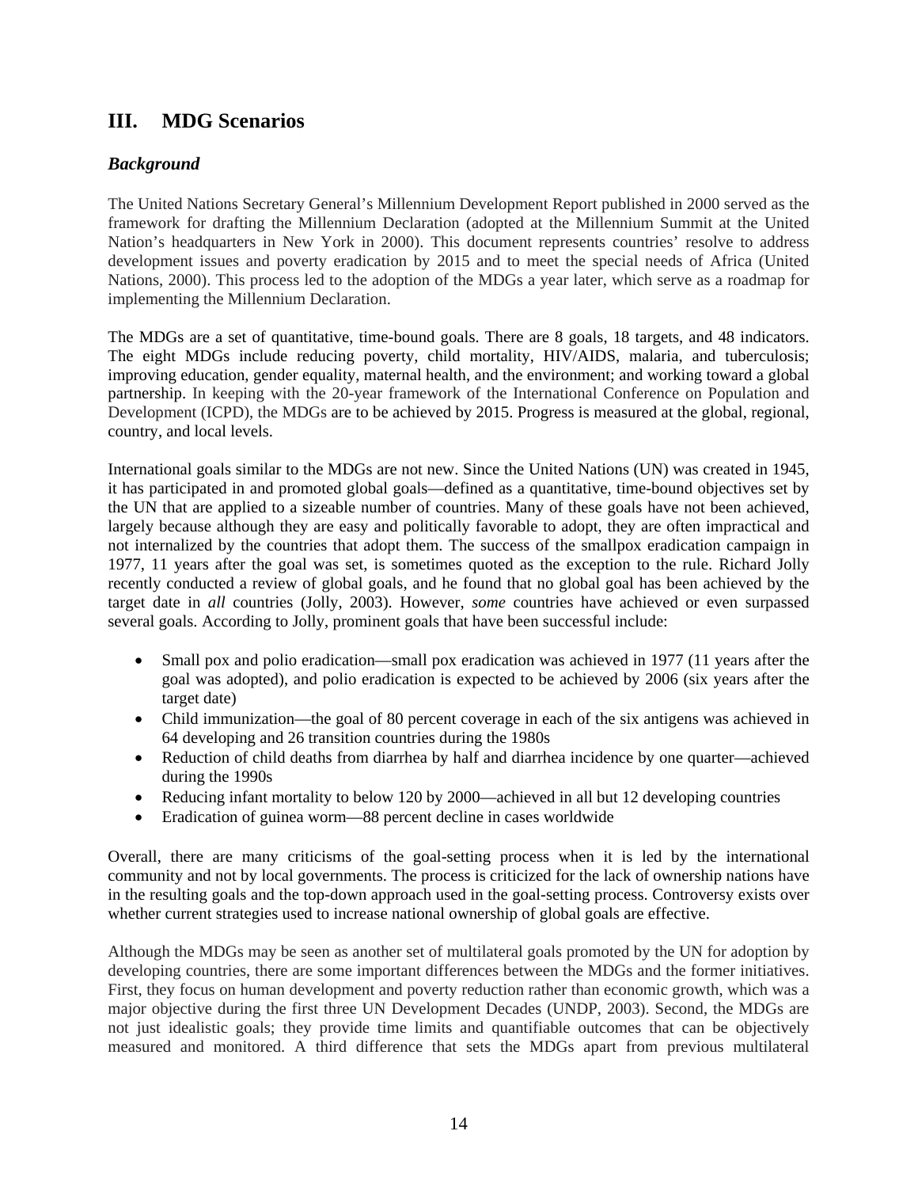## III. MDG Scenarios

### *Background*

The United Nations Secretary General's Millennium Development Report published in 2000 served as the framework for drafting the Millennium Declaration (adopted at the Millennium Summit at the United Nation's headquarters in New York in 2000). This document represents countries' resolve to address development issues and poverty eradication by 2015 and to meet the special needs of Africa (United Nations, 2000). This process led to the adoption of the MDGs a year later, which serve as a roadmap for implementing the Millennium Declaration.

The MDGs are a set of quantitative, time-bound goals. There are 8 goals, 18 targets, and 48 indicators. The eight MDGs include reducing poverty, child mortality, HIV/AIDS, malaria, and tuberculosis; improving education, gender equality, maternal health, and the environment; and working toward a global partnership. In keeping with the 20-year framework of the International Conference on Population and Development (ICPD), the MDGs are to be achieved by 2015. Progress is measured at the global, regional, country, and local levels.

International goals similar to the MDGs are not new. Since the United Nations (UN) was created in 1945, it has participated in and promoted global goals—defined as a quantitative, time-bound objectives set by the UN that are applied to a sizeable number of countries. Many of these goals have not been achieved, largely because although they are easy and politically favorable to adopt, they are often impractical and not internalized by the countries that adopt them. The success of the smallpox eradication campaign in 1977, 11 years after the goal was set, is sometimes quoted as the exception to the rule. Richard Jolly recently conducted a review of global goals, and he found that no global goal has been achieved by the target date in *all* countries (Jolly, 2003). However, *some* countries have achieved or even surpassed several goals. According to Jolly, prominent goals that have been successful include:

- Small pox and polio eradication—small pox eradication was achieved in 1977 (11 years after the goal was adopted), and polio eradication is expected to be achieved by 2006 (six years after the target date)
- Child immunization—the goal of 80 percent coverage in each of the six antigens was achieved in 64 developing and 26 transition countries during the 1980s
- Reduction of child deaths from diarrhea by half and diarrhea incidence by one quarter—achieved during the 1990s
- Reducing infant mortality to below 120 by 2000—achieved in all but 12 developing countries
- Eradication of guinea worm—88 percent decline in cases worldwide

Overall, there are many criticisms of the goal-setting process when it is led by the international community and not by local governments. The process is criticized for the lack of ownership nations have in the resulting goals and the top-down approach used in the goal-setting process. Controversy exists over whether current strategies used to increase national ownership of global goals are effective.

Although the MDGs may be seen as another set of multilateral goals promoted by the UN for adoption by developing countries, there are some important differences between the MDGs and the former initiatives. First, they focus on human development and poverty reduction rather than economic growth, which was a major objective during the first three UN Development Decades (UNDP, 2003). Second, the MDGs are not just idealistic goals; they provide time limits and quantifiable outcomes that can be objectively measured and monitored. A third difference that sets the MDGs apart from previous multilateral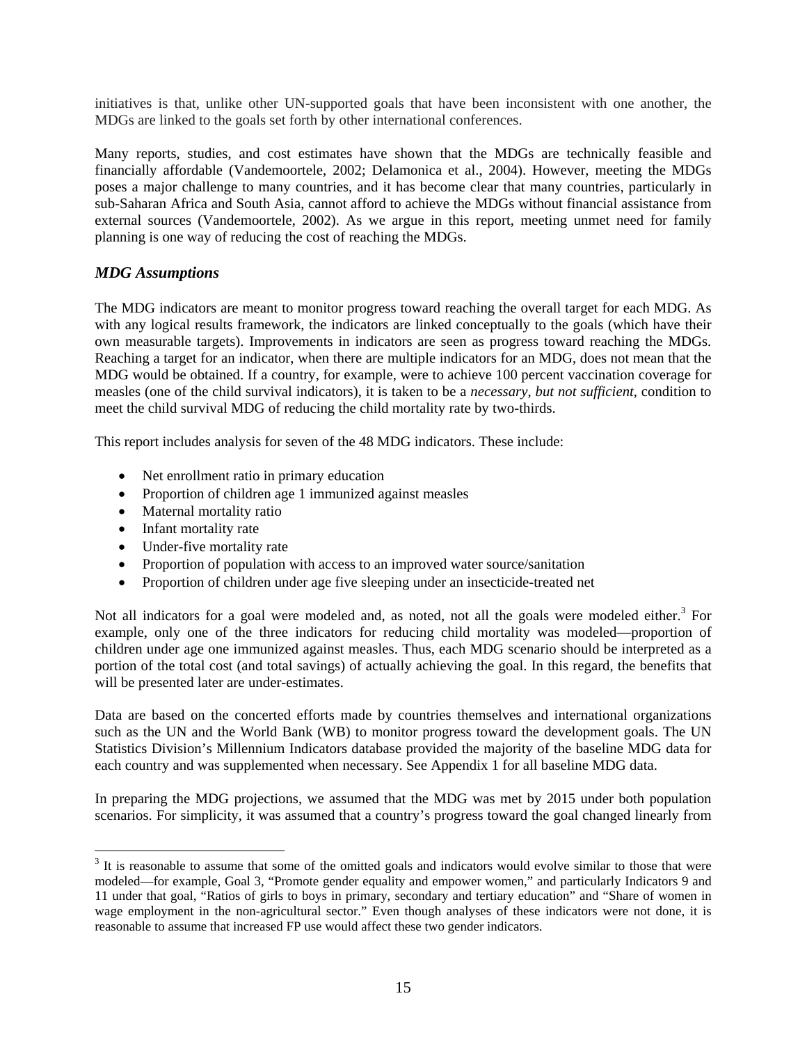initiatives is that, unlike other UN-supported goals that have been inconsistent with one another, the MDGs are linked to the goals set forth by other international conferences.

Many reports, studies, and cost estimates have shown that the MDGs are technically feasible and financially affordable (Vandemoortele, 2002; Delamonica et al., 2004). However, meeting the MDGs poses a major challenge to many countries, and it has become clear that many countries, particularly in sub-Saharan Africa and South Asia, cannot afford to achieve the MDGs without financial assistance from external sources (Vandemoortele, 2002). As we argue in this report, meeting unmet need for family planning is one way of reducing the cost of reaching the MDGs.

### *MDG Assumptions*

The MDG indicators are meant to monitor progress toward reaching the overall target for each MDG. As with any logical results framework, the indicators are linked conceptually to the goals (which have their own measurable targets). Improvements in indicators are seen as progress toward reaching the MDGs. Reaching a target for an indicator, when there are multiple indicators for an MDG, does not mean that the MDG would be obtained. If a country, for example, were to achieve 100 percent vaccination coverage for measles (one of the child survival indicators), it is taken to be a *necessary, but not sufficient*, condition to meet the child survival MDG of reducing the child mortality rate by two-thirds.

This report includes analysis for seven of the 48 MDG indicators. These include:

- Net enrollment ratio in primary education
- Proportion of children age 1 immunized against measles
- Maternal mortality ratio
- Infant mortality rate
- Under-five mortality rate
- Proportion of population with access to an improved water source/sanitation
- Proportion of children under age five sleeping under an insecticide-treated net

Not all indicators for a goal were modeled and, as noted, not all the goals were modeled either.[3] For example, only one of the three indicators for reducing child mortality was modeled—proportion of children under age one immunized against measles. Thus, each MDG scenario should be interpreted as a portion of the total cost (and total savings) of actually achieving the goal. In this regard, the benefits that will be presented later are under-estimates.

Data are based on the concerted efforts made by countries themselves and international organizations such as the UN and the World Bank (WB) to monitor progress toward the development goals. The UN Statistics Division's Millennium Indicators database provided the majority of the baseline MDG data for each country and was supplemented when necessary. See Appendix 1 for all baseline MDG data.

In preparing the MDG projections, we assumed that the MDG was met by 2015 under both population scenarios. For simplicity, it was assumed that a country's progress toward the goal changed linearly from

[3] It is reasonable to assume that some of the omitted goals and indicators would evolve similar to those that were modeled—for example, Goal 3, "Promote gender equality and empower women," and particularly Indicators 9 and 11 under that goal, "Ratios of girls to boys in primary, secondary and tertiary education" and "Share of women in wage employment in the non-agricultural sector." Even though analyses of these indicators were not done, it is reasonable to assume that increased FP use would affect these two gender indicators.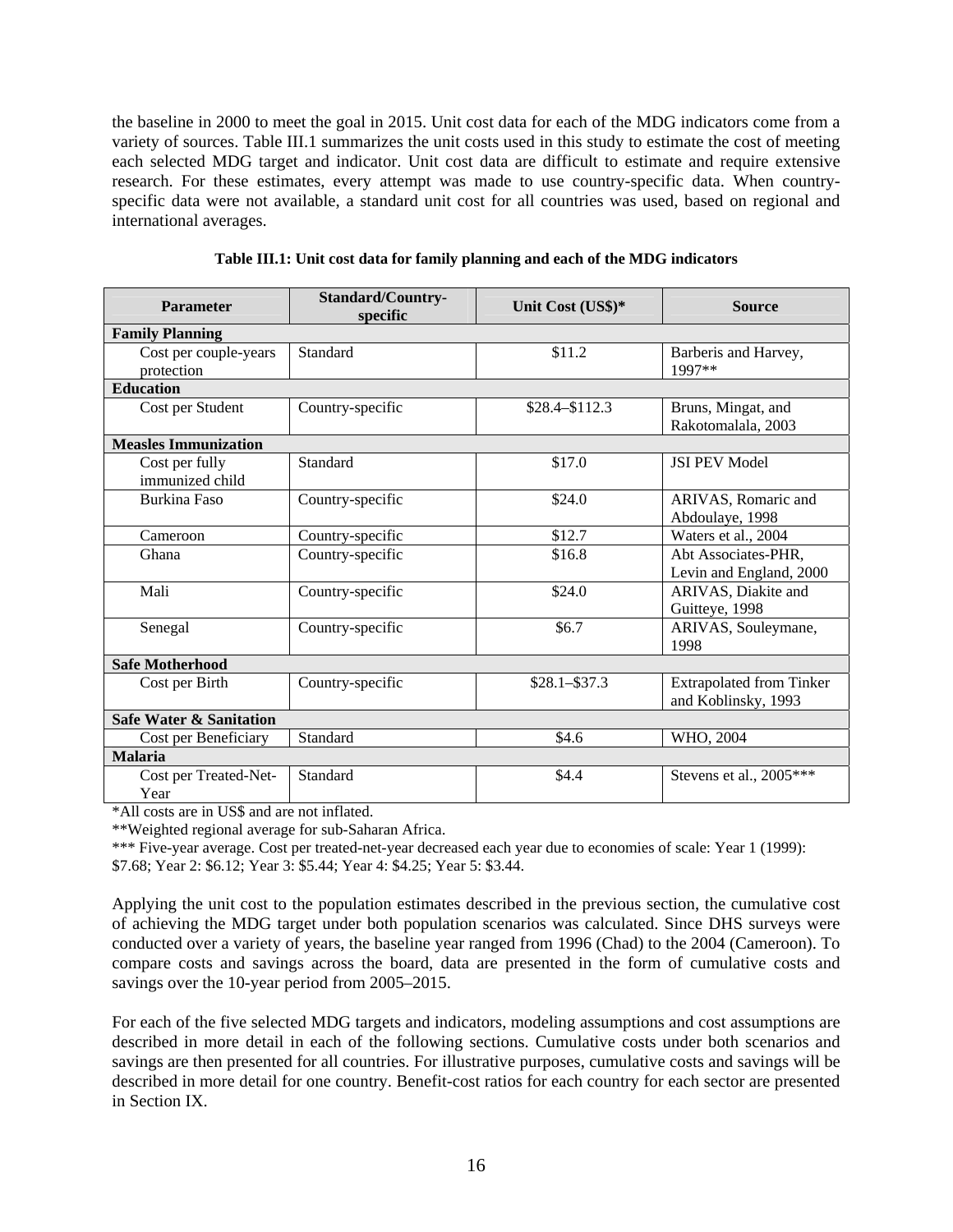the baseline in 2000 to meet the goal in 2015. Unit cost data for each of the MDG indicators come from a variety of sources. Table III.1 summarizes the unit costs used in this study to estimate the cost of meeting each selected MDG target and indicator. Unit cost data are difficult to estimate and require extensive research. For these estimates, every attempt was made to use country-specific data. When country-specific data were not available, a standard unit cost for all countries was used, based on regional and international averages.

**Table III.1: Unit cost data for family planning and each of the MDG indicators**

| Parameter | Standard/Country-specific | Unit Cost (US$)* | Source |
|---|---|---|---|
| **Family Planning** | | | |
| Cost per couple-years protection | Standard | $11.2 | Barberis and Harvey, 1997** |
| **Education** | | | |
| Cost per Student | Country-specific | $28.4–$112.3 | Bruns, Mingat, and Rakotomalala, 2003 |
| **Measles Immunization** | | | |
| Cost per fully immunized child | Standard | $17.0 | JSI PEV Model |
| Burkina Faso | Country-specific | $24.0 | ARIVAS, Romaric and Abdoulaye, 1998 |
| Cameroon | Country-specific | $12.7 | Waters et al., 2004 |
| Ghana | Country-specific | $16.8 | Abt Associates-PHR, Levin and England, 2000 |
| Mali | Country-specific | $24.0 | ARIVAS, Diakite and Guitteye, 1998 |
| Senegal | Country-specific | $6.7 | ARIVAS, Souleymane, 1998 |
| **Safe Motherhood** | | | |
| Cost per Birth | Country-specific | $28.1–$37.3 | Extrapolated from Tinker and Koblinsky, 1993 |
| **Safe Water & Sanitation** | | | |
| Cost per Beneficiary | Standard | $4.6 | WHO, 2004 |
| **Malaria** | | | |
| Cost per Treated-Net-Year | Standard | $4.4 | Stevens et al., 2005*** |

*All costs are in US$ and are not inflated.

**Weighted regional average for sub-Saharan Africa.

*** Five-year average. Cost per treated-net-year decreased each year due to economies of scale: Year 1 (1999): $7.68; Year 2: $6.12; Year 3: $5.44; Year 4: $4.25; Year 5: $3.44.

Applying the unit cost to the population estimates described in the previous section, the cumulative cost of achieving the MDG target under both population scenarios was calculated. Since DHS surveys were conducted over a variety of years, the baseline year ranged from 1996 (Chad) to the 2004 (Cameroon). To compare costs and savings across the board, data are presented in the form of cumulative costs and savings over the 10-year period from 2005–2015.

For each of the five selected MDG targets and indicators, modeling assumptions and cost assumptions are described in more detail in each of the following sections. Cumulative costs under both scenarios and savings are then presented for all countries. For illustrative purposes, cumulative costs and savings will be described in more detail for one country. Benefit-cost ratios for each country for each sector are presented in Section IX.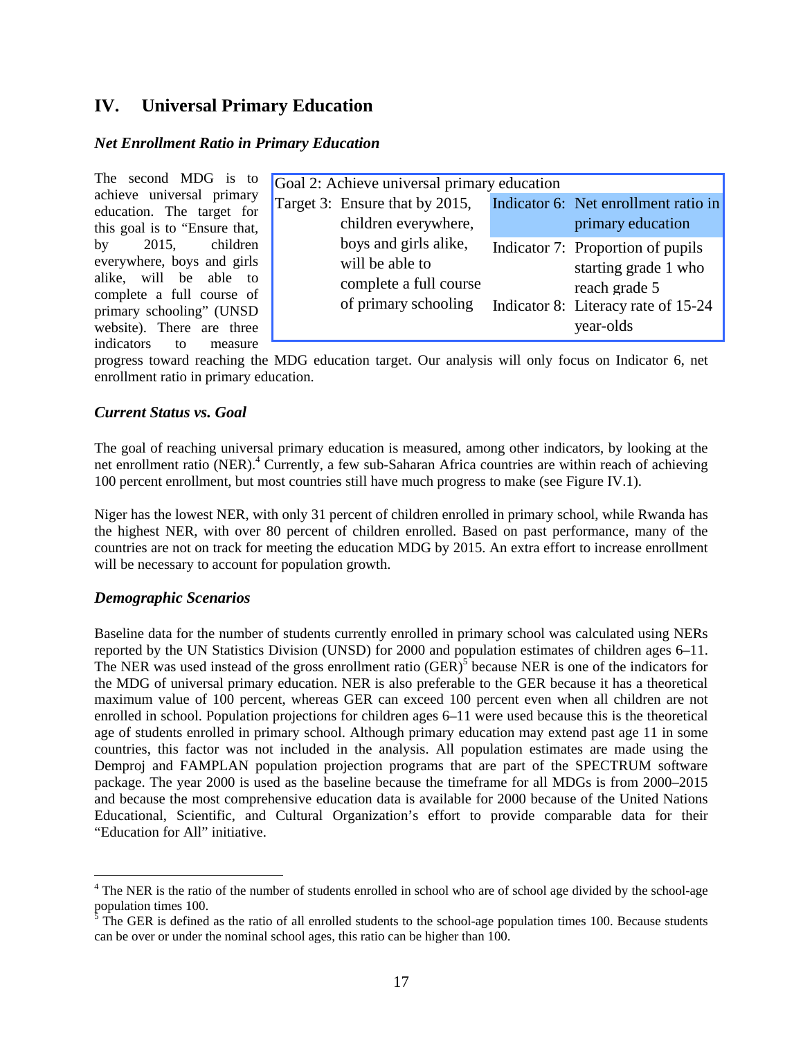## IV. Universal Primary Education

### *Net Enrollment Ratio in Primary Education*

The second MDG is to achieve universal primary education. The target for this goal is to "Ensure that, by 2015, children everywhere, boys and girls alike, will be able to complete a full course of primary schooling" (UNSD website). There are three indicators to measure progress toward reaching the MDG education target. Our analysis will only focus on Indicator 6, net enrollment ratio in primary education.

| Goal 2: Achieve universal primary education | |
|---|---|
| Target 3: Ensure that by 2015, children everywhere, boys and girls alike, will be able to complete a full course of primary schooling | Indicator 6: Net enrollment ratio in primary education |
| | Indicator 7: Proportion of pupils starting grade 1 who reach grade 5 |
| | Indicator 8: Literacy rate of 15-24 year-olds |

### *Current Status vs. Goal*

The goal of reaching universal primary education is measured, among other indicators, by looking at the net enrollment ratio (NER).[4] Currently, a few sub-Saharan Africa countries are within reach of achieving 100 percent enrollment, but most countries still have much progress to make (see Figure IV.1).

Niger has the lowest NER, with only 31 percent of children enrolled in primary school, while Rwanda has the highest NER, with over 80 percent of children enrolled. Based on past performance, many of the countries are not on track for meeting the education MDG by 2015. An extra effort to increase enrollment will be necessary to account for population growth.

### *Demographic Scenarios*

Baseline data for the number of students currently enrolled in primary school was calculated using NERs reported by the UN Statistics Division (UNSD) for 2000 and population estimates of children ages 6–11. The NER was used instead of the gross enrollment ratio (GER)[5] because NER is one of the indicators for the MDG of universal primary education. NER is also preferable to the GER because it has a theoretical maximum value of 100 percent, whereas GER can exceed 100 percent even when all children are not enrolled in school. Population projections for children ages 6–11 were used because this is the theoretical age of students enrolled in primary school. Although primary education may extend past age 11 in some countries, this factor was not included in the analysis. All population estimates are made using the Demproj and FAMPLAN population projection programs that are part of the SPECTRUM software package. The year 2000 is used as the baseline because the timeframe for all MDGs is from 2000–2015 and because the most comprehensive education data is available for 2000 because of the United Nations Educational, Scientific, and Cultural Organization's effort to provide comparable data for their "Education for All" initiative.

---

[4] The NER is the ratio of the number of students enrolled in school who are of school age divided by the school-age population times 100.

[5] The GER is defined as the ratio of all enrolled students to the school-age population times 100. Because students can be over or under the nominal school ages, this ratio can be higher than 100.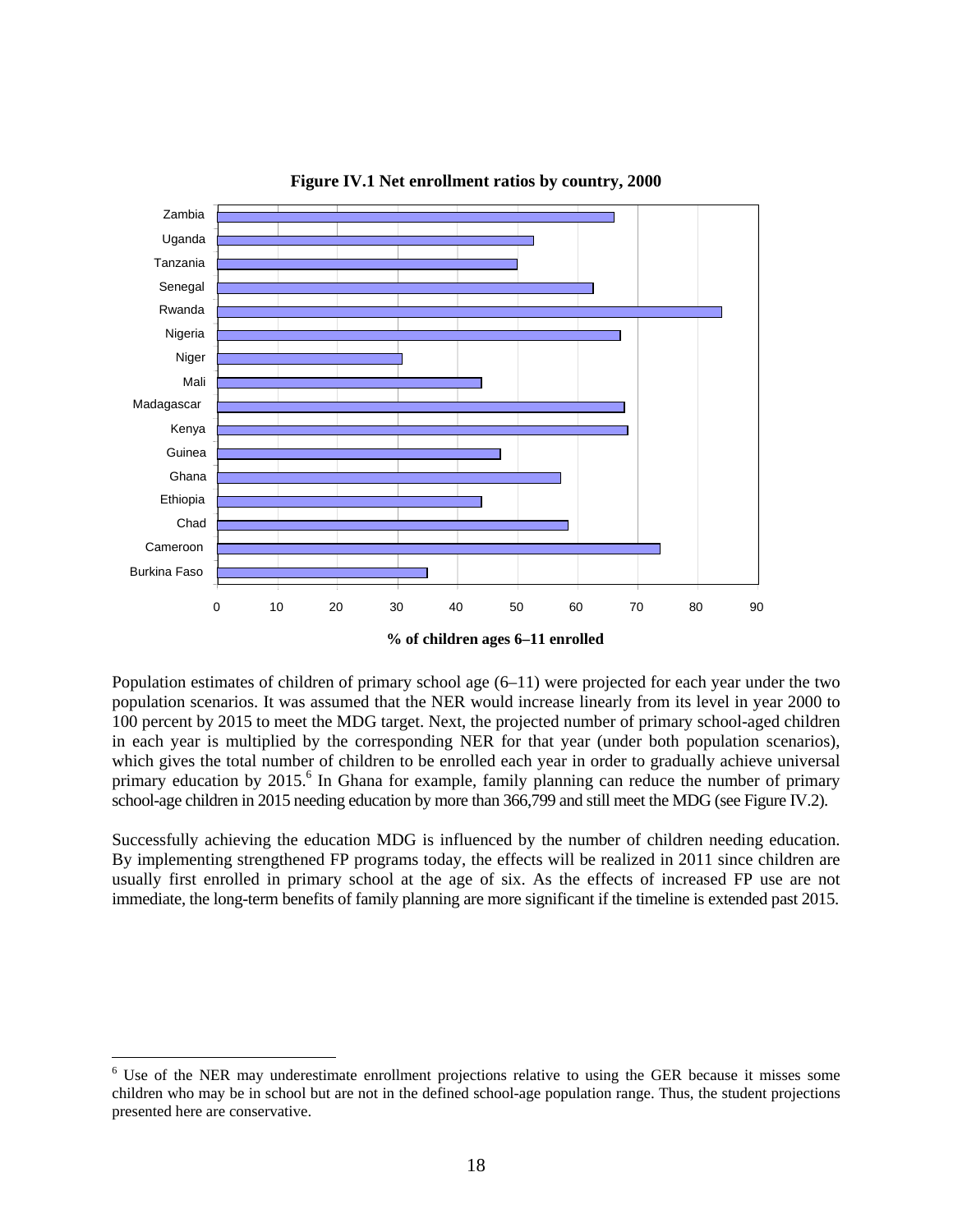**Figure IV.1 Net enrollment ratios by country, 2000**

Population estimates of children of primary school age (6–11) were projected for each year under the two population scenarios. It was assumed that the NER would increase linearly from its level in year 2000 to 100 percent by 2015 to meet the MDG target. Next, the projected number of primary school-aged children in each year is multiplied by the corresponding NER for that year (under both population scenarios), which gives the total number of children to be enrolled each year in order to gradually achieve universal primary education by 2015.[6] In Ghana for example, family planning can reduce the number of primary school-age children in 2015 needing education by more than 366,799 and still meet the MDG (see Figure IV.2).

Successfully achieving the education MDG is influenced by the number of children needing education. By implementing strengthened FP programs today, the effects will be realized in 2011 since children are usually first enrolled in primary school at the age of six. As the effects of increased FP use are not immediate, the long-term benefits of family planning are more significant if the timeline is extended past 2015.

[6] Use of the NER may underestimate enrollment projections relative to using the GER because it misses some children who may be in school but are not in the defined school-age population range. Thus, the student projections presented here are conservative.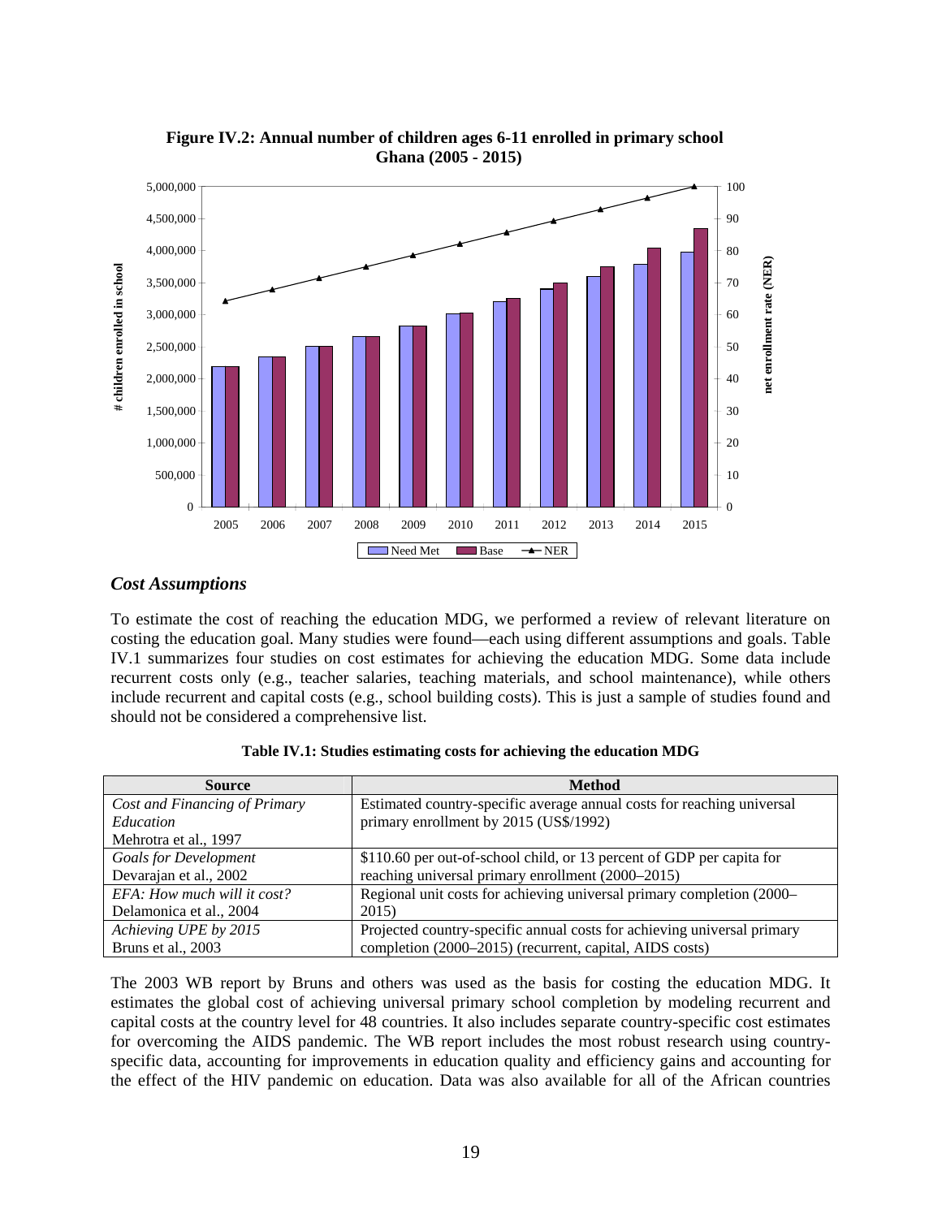**Figure IV.2: Annual number of children ages 6-11 enrolled in primary school Ghana (2005 - 2015)**

### *Cost Assumptions*

To estimate the cost of reaching the education MDG, we performed a review of relevant literature on costing the education goal. Many studies were found—each using different assumptions and goals. Table IV.1 summarizes four studies on cost estimates for achieving the education MDG. Some data include recurrent costs only (e.g., teacher salaries, teaching materials, and school maintenance), while others include recurrent and capital costs (e.g., school building costs). This is just a sample of studies found and should not be considered a comprehensive list.

**Table IV.1: Studies estimating costs for achieving the education MDG**

| Source | Method |
|---|---|
| *Cost and Financing of Primary Education* Mehrotra et al., 1997 | Estimated country-specific average annual costs for reaching universal primary enrollment by 2015 (US$/1992) |
| *Goals for Development* Devarajan et al., 2002 | $110.60 per out-of-school child, or 13 percent of GDP per capita for reaching universal primary enrollment (2000–2015) |
| *EFA: How much will it cost?* Delamonica et al., 2004 | Regional unit costs for achieving universal primary completion (2000–2015) |
| *Achieving UPE by 2015* Bruns et al., 2003 | Projected country-specific annual costs for achieving universal primary completion (2000–2015) (recurrent, capital, AIDS costs) |

The 2003 WB report by Bruns and others was used as the basis for costing the education MDG. It estimates the global cost of achieving universal primary school completion by modeling recurrent and capital costs at the country level for 48 countries. It also includes separate country-specific cost estimates for overcoming the AIDS pandemic. The WB report includes the most robust research using country-specific data, accounting for improvements in education quality and efficiency gains and accounting for the effect of the HIV pandemic on education. Data was also available for all of the African countries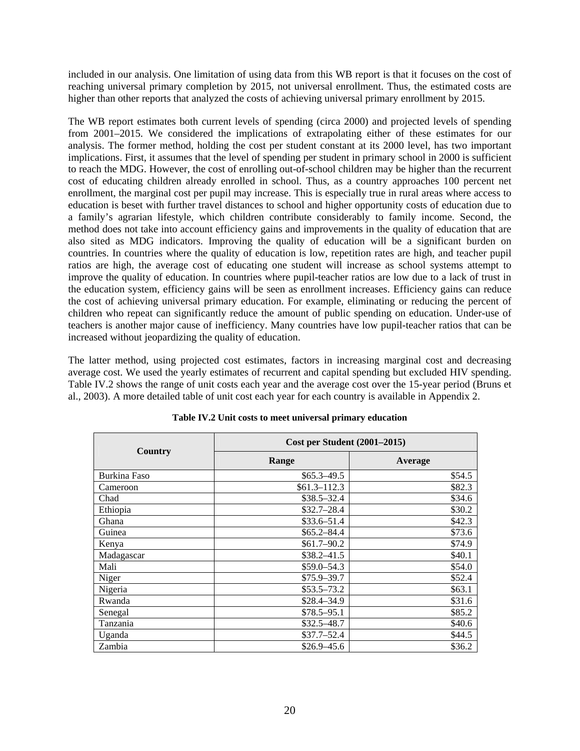included in our analysis. One limitation of using data from this WB report is that it focuses on the cost of reaching universal primary completion by 2015, not universal enrollment. Thus, the estimated costs are higher than other reports that analyzed the costs of achieving universal primary enrollment by 2015.

The WB report estimates both current levels of spending (circa 2000) and projected levels of spending from 2001–2015. We considered the implications of extrapolating either of these estimates for our analysis. The former method, holding the cost per student constant at its 2000 level, has two important implications. First, it assumes that the level of spending per student in primary school in 2000 is sufficient to reach the MDG. However, the cost of enrolling out-of-school children may be higher than the recurrent cost of educating children already enrolled in school. Thus, as a country approaches 100 percent net enrollment, the marginal cost per pupil may increase. This is especially true in rural areas where access to education is beset with further travel distances to school and higher opportunity costs of education due to a family's agrarian lifestyle, which children contribute considerably to family income. Second, the method does not take into account efficiency gains and improvements in the quality of education that are also sited as MDG indicators. Improving the quality of education will be a significant burden on countries. In countries where the quality of education is low, repetition rates are high, and teacher pupil ratios are high, the average cost of educating one student will increase as school systems attempt to improve the quality of education. In countries where pupil-teacher ratios are low due to a lack of trust in the education system, efficiency gains will be seen as enrollment increases. Efficiency gains can reduce the cost of achieving universal primary education. For example, eliminating or reducing the percent of children who repeat can significantly reduce the amount of public spending on education. Under-use of teachers is another major cause of inefficiency. Many countries have low pupil-teacher ratios that can be increased without jeopardizing the quality of education.

The latter method, using projected cost estimates, factors in increasing marginal cost and decreasing average cost. We used the yearly estimates of recurrent and capital spending but excluded HIV spending. Table IV.2 shows the range of unit costs each year and the average cost over the 15-year period (Bruns et al., 2003). A more detailed table of unit cost each year for each country is available in Appendix 2.

**Table IV.2 Unit costs to meet universal primary education**

| Country | Cost per Student (2001–2015) | |
|---|---|---|
| | Range | Average |
| Burkina Faso | $65.3–49.5 | $54.5 |
| Cameroon | $61.3–112.3 | $82.3 |
| Chad | $38.5–32.4 | $34.6 |
| Ethiopia | $32.7–28.4 | $30.2 |
| Ghana | $33.6–51.4 | $42.3 |
| Guinea | $65.2–84.4 | $73.6 |
| Kenya | $61.7–90.2 | $74.9 |
| Madagascar | $38.2–41.5 | $40.1 |
| Mali | $59.0–54.3 | $54.0 |
| Niger | $75.9–39.7 | $52.4 |
| Nigeria | $53.5–73.2 | $63.1 |
| Rwanda | $28.4–34.9 | $31.6 |
| Senegal | $78.5–95.1 | $85.2 |
| Tanzania | $32.5–48.7 | $40.6 |
| Uganda | $37.7–52.4 | $44.5 |
| Zambia | $26.9–45.6 | $36.2 |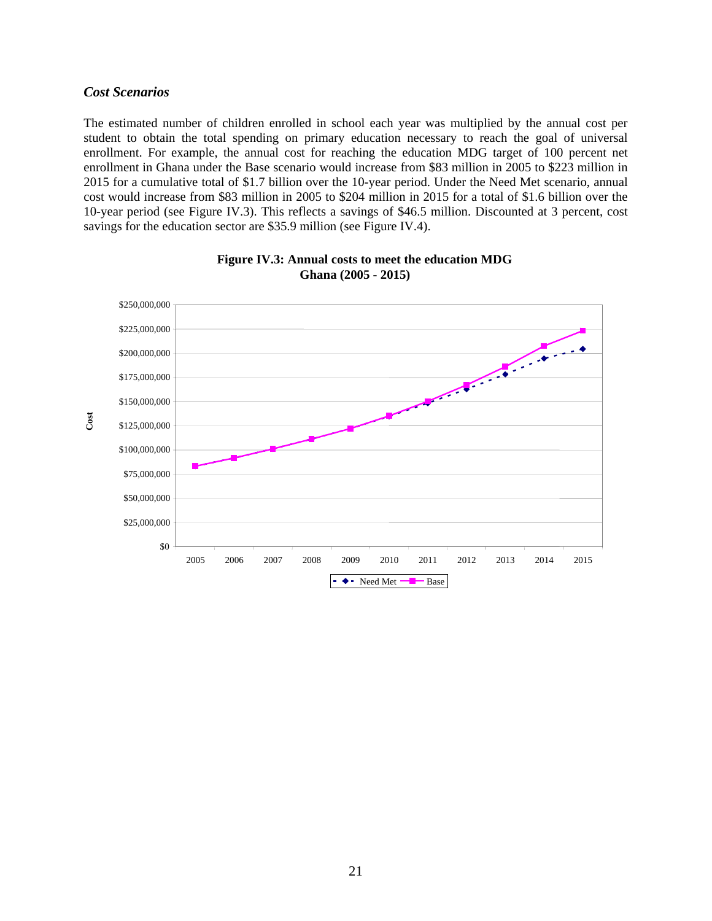### *Cost Scenarios*

The estimated number of children enrolled in school each year was multiplied by the annual cost per student to obtain the total spending on primary education necessary to reach the goal of universal enrollment. For example, the annual cost for reaching the education MDG target of 100 percent net enrollment in Ghana under the Base scenario would increase from $83 million in 2005 to $223 million in 2015 for a cumulative total of $1.7 billion over the 10-year period. Under the Need Met scenario, annual cost would increase from $83 million in 2005 to $204 million in 2015 for a total of $1.6 billion over the 10-year period (see Figure IV.3). This reflects a savings of $46.5 million. Discounted at 3 percent, cost savings for the education sector are $35.9 million (see Figure IV.4).

**Figure IV.3: Annual costs to meet the education MDG Ghana (2005 - 2015)**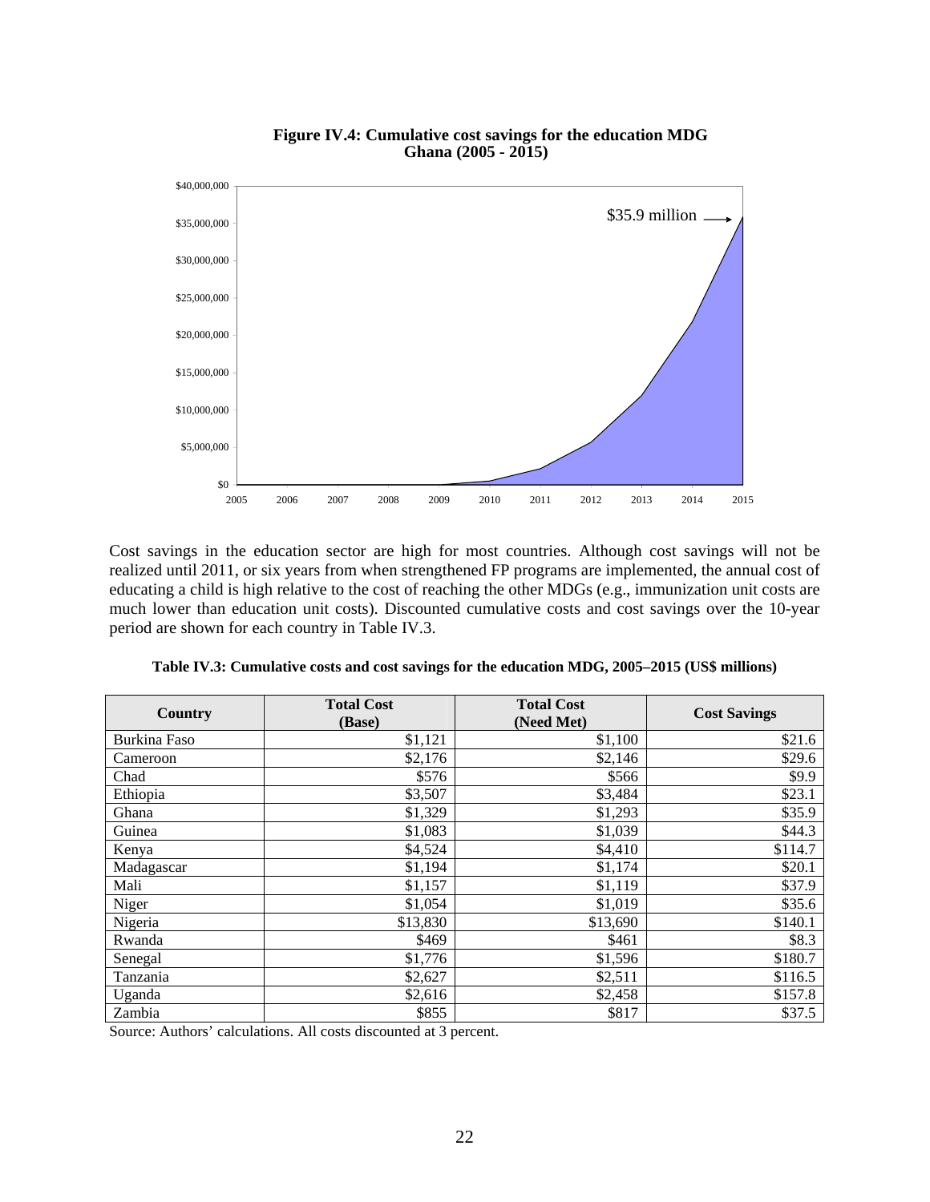**Figure IV.4: Cumulative cost savings for the education MDG Ghana (2005 - 2015)**

Cost savings in the education sector are high for most countries. Although cost savings will not be realized until 2011, or six years from when strengthened FP programs are implemented, the annual cost of educating a child is high relative to the cost of reaching the other MDGs (e.g., immunization unit costs are much lower than education unit costs). Discounted cumulative costs and cost savings over the 10-year period are shown for each country in Table IV.3.

**Table IV.3: Cumulative costs and cost savings for the education MDG, 2005–2015 (US$ millions)**

| Country | Total Cost (Base) | Total Cost (Need Met) | Cost Savings |
|---|---|---|---|
| Burkina Faso | $1,121 | $1,100 | $21.6 |
| Cameroon | $2,176 | $2,146 | $29.6 |
| Chad | $576 | $566 | $9.9 |
| Ethiopia | $3,507 | $3,484 | $23.1 |
| Ghana | $1,329 | $1,293 | $35.9 |
| Guinea | $1,083 | $1,039 | $44.3 |
| Kenya | $4,524 | $4,410 | $114.7 |
| Madagascar | $1,194 | $1,174 | $20.1 |
| Mali | $1,157 | $1,119 | $37.9 |
| Niger | $1,054 | $1,019 | $35.6 |
| Nigeria | $13,830 | $13,690 | $140.1 |
| Rwanda | $469 | $461 | $8.3 |
| Senegal | $1,776 | $1,596 | $180.7 |
| Tanzania | $2,627 | $2,511 | $116.5 |
| Uganda | $2,616 | $2,458 | $157.8 |
| Zambia | $855 | $817 | $37.5 |

Source: Authors' calculations. All costs discounted at 3 percent.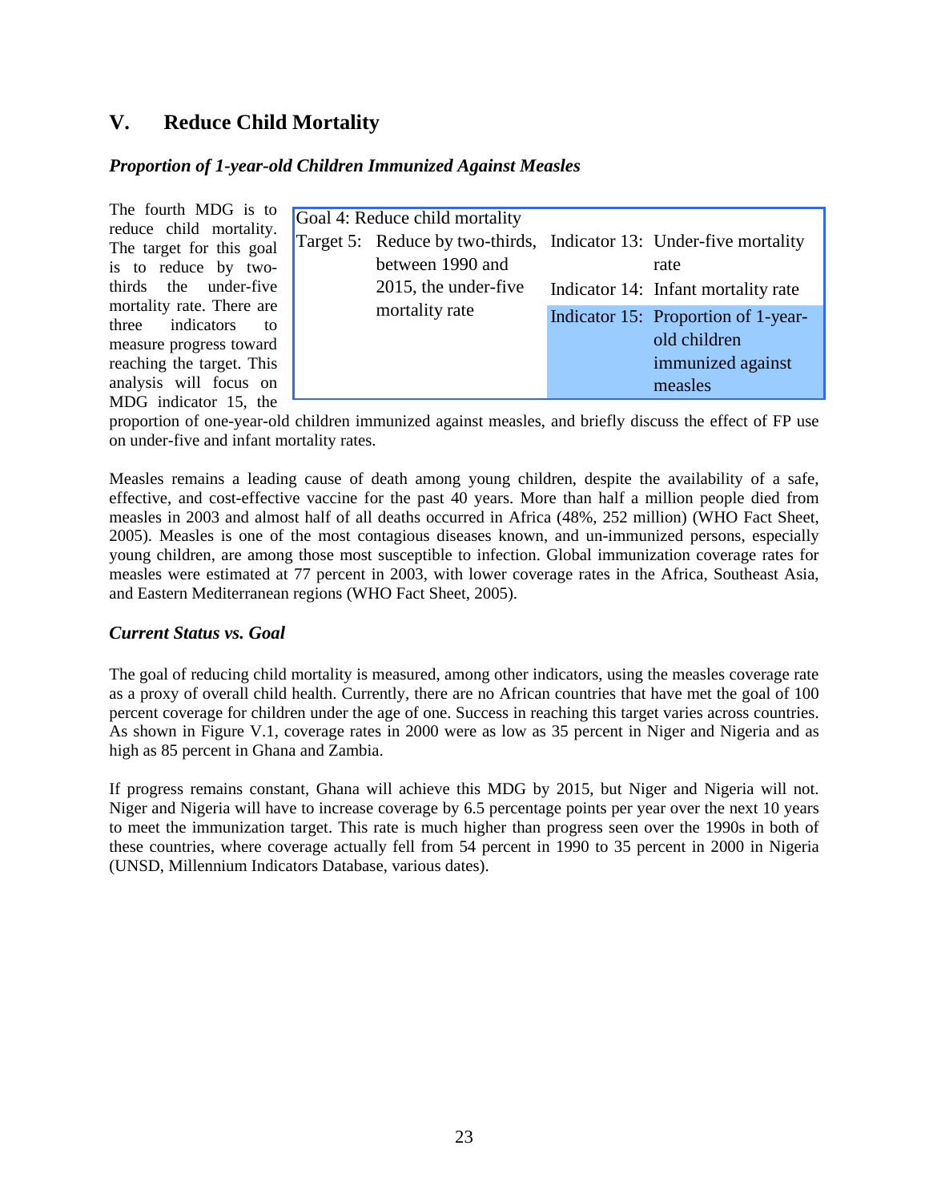## V. Reduce Child Mortality

### *Proportion of 1-year-old Children Immunized Against Measles*

| Goal 4: Reduce child mortality | | | |
|---|---|---|---|
| Target 5: | Reduce by two-thirds, between 1990 and 2015, the under-five mortality rate | Indicator 13: | Under-five mortality rate |
| | | Indicator 14: | Infant mortality rate |
| | | Indicator 15: | Proportion of 1-year-old children immunized against measles |

The fourth MDG is to reduce child mortality. The target for this goal is to reduce by two-thirds the under-five mortality rate. There are three indicators to measure progress toward reaching the target. This analysis will focus on MDG indicator 15, the proportion of one-year-old children immunized against measles, and briefly discuss the effect of FP use on under-five and infant mortality rates.

Measles remains a leading cause of death among young children, despite the availability of a safe, effective, and cost-effective vaccine for the past 40 years. More than half a million people died from measles in 2003 and almost half of all deaths occurred in Africa (48%, 252 million) (WHO Fact Sheet, 2005). Measles is one of the most contagious diseases known, and un-immunized persons, especially young children, are among those most susceptible to infection. Global immunization coverage rates for measles were estimated at 77 percent in 2003, with lower coverage rates in the Africa, Southeast Asia, and Eastern Mediterranean regions (WHO Fact Sheet, 2005).

### *Current Status vs. Goal*

The goal of reducing child mortality is measured, among other indicators, using the measles coverage rate as a proxy of overall child health. Currently, there are no African countries that have met the goal of 100 percent coverage for children under the age of one. Success in reaching this target varies across countries. As shown in Figure V.1, coverage rates in 2000 were as low as 35 percent in Niger and Nigeria and as high as 85 percent in Ghana and Zambia.

If progress remains constant, Ghana will achieve this MDG by 2015, but Niger and Nigeria will not. Niger and Nigeria will have to increase coverage by 6.5 percentage points per year over the next 10 years to meet the immunization target. This rate is much higher than progress seen over the 1990s in both of these countries, where coverage actually fell from 54 percent in 1990 to 35 percent in 2000 in Nigeria (UNSD, Millennium Indicators Database, various dates).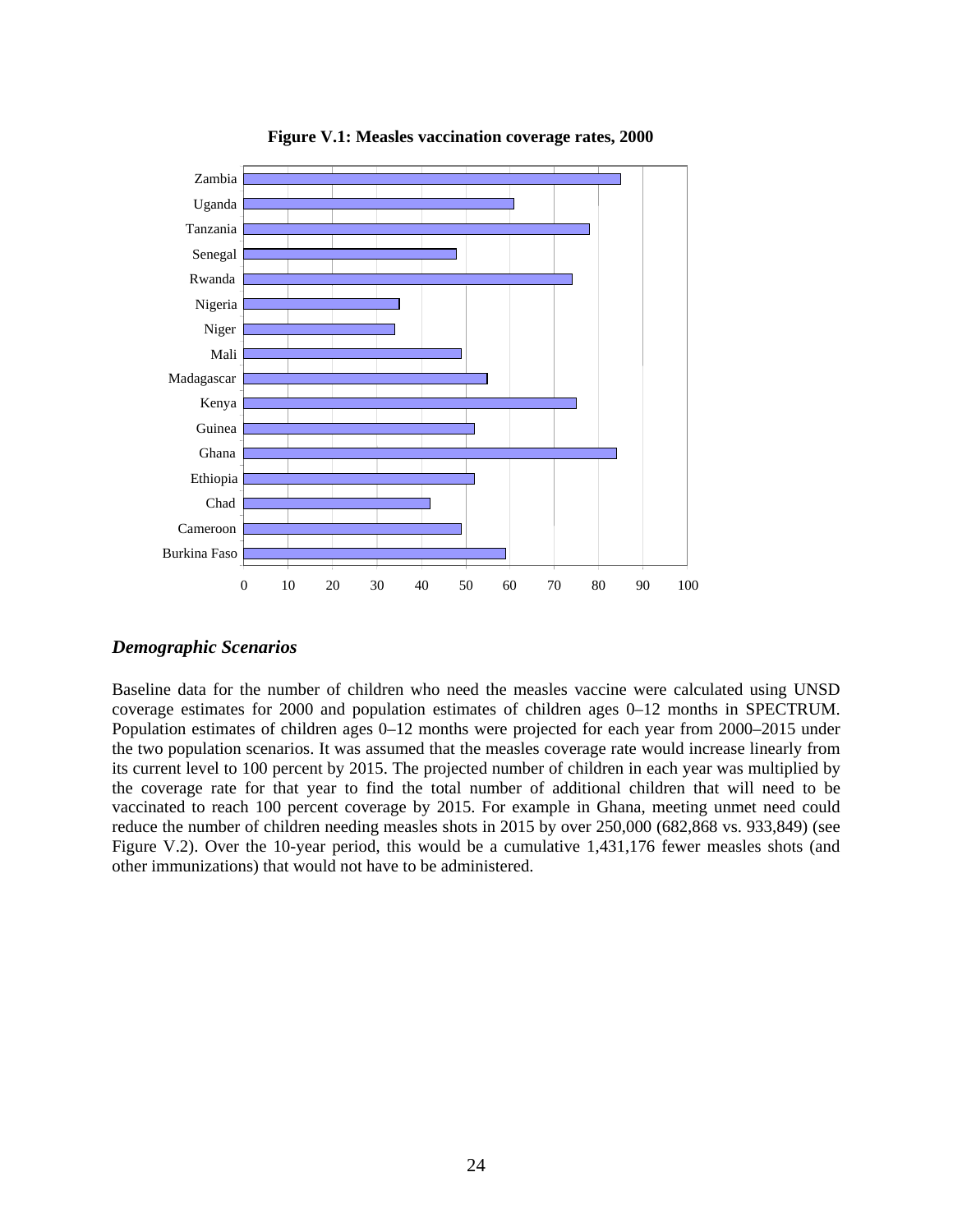**Figure V.1: Measles vaccination coverage rates, 2000**

### Demographic Scenarios

Baseline data for the number of children who need the measles vaccine were calculated using UNSD coverage estimates for 2000 and population estimates of children ages 0–12 months in SPECTRUM. Population estimates of children ages 0–12 months were projected for each year from 2000–2015 under the two population scenarios. It was assumed that the measles coverage rate would increase linearly from its current level to 100 percent by 2015. The projected number of children in each year was multiplied by the coverage rate for that year to find the total number of additional children that will need to be vaccinated to reach 100 percent coverage by 2015. For example in Ghana, meeting unmet need could reduce the number of children needing measles shots in 2015 by over 250,000 (682,868 vs. 933,849) (see Figure V.2). Over the 10-year period, this would be a cumulative 1,431,176 fewer measles shots (and other immunizations) that would not have to be administered.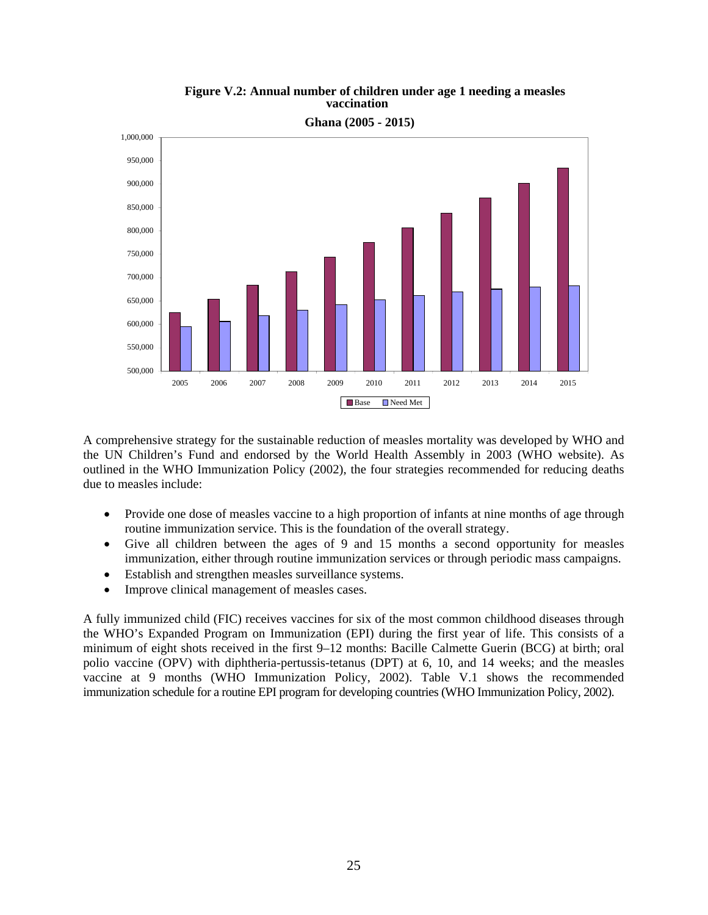**Figure V.2: Annual number of children under age 1 needing a measles vaccination**

**Ghana (2005 - 2015)**

A comprehensive strategy for the sustainable reduction of measles mortality was developed by WHO and the UN Children's Fund and endorsed by the World Health Assembly in 2003 (WHO website). As outlined in the WHO Immunization Policy (2002), the four strategies recommended for reducing deaths due to measles include:

- Provide one dose of measles vaccine to a high proportion of infants at nine months of age through routine immunization service. This is the foundation of the overall strategy.
- Give all children between the ages of 9 and 15 months a second opportunity for measles immunization, either through routine immunization services or through periodic mass campaigns.
- Establish and strengthen measles surveillance systems.
- Improve clinical management of measles cases.

A fully immunized child (FIC) receives vaccines for six of the most common childhood diseases through the WHO's Expanded Program on Immunization (EPI) during the first year of life. This consists of a minimum of eight shots received in the first 9–12 months: Bacille Calmette Guerin (BCG) at birth; oral polio vaccine (OPV) with diphtheria-pertussis-tetanus (DPT) at 6, 10, and 14 weeks; and the measles vaccine at 9 months (WHO Immunization Policy, 2002). Table V.1 shows the recommended immunization schedule for a routine EPI program for developing countries (WHO Immunization Policy, 2002).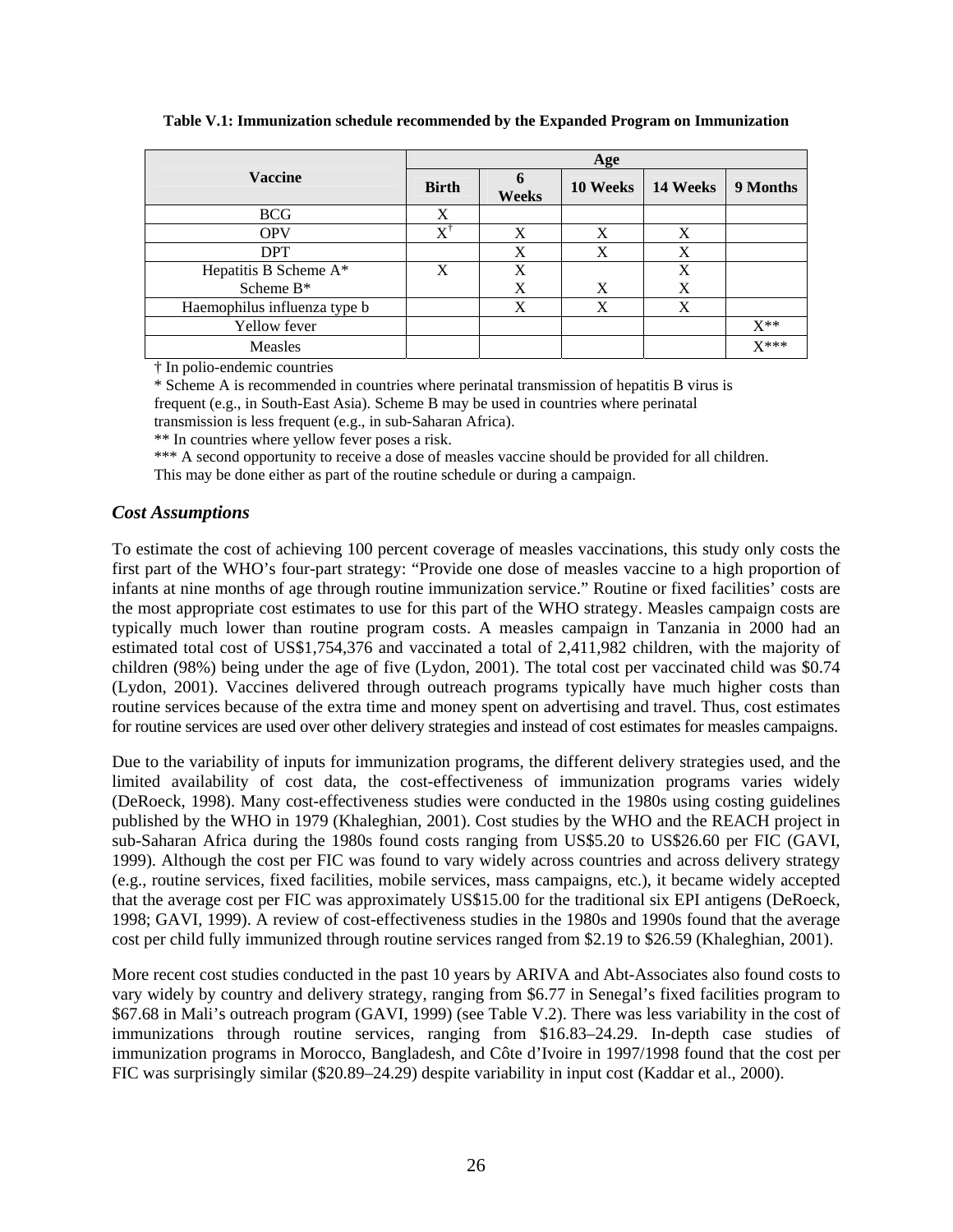**Table V.1: Immunization schedule recommended by the Expanded Program on Immunization**

| Vaccine | Age | | | | |
|---|---|---|---|---|---|
| | Birth | 6 Weeks | 10 Weeks | 14 Weeks | 9 Months |
| BCG | X | | | | |
| OPV | X† | X | X | X | |
| DPT | | X | X | X | |
| Hepatitis B Scheme A* | X | X | | X | |
| Scheme B* | | X | X | X | |
| Haemophilus influenza type b | | X | X | X | |
| Yellow fever | | | | | X** |
| Measles | | | | | X*** |

† In polio-endemic countries

* Scheme A is recommended in countries where perinatal transmission of hepatitis B virus is frequent (e.g., in South-East Asia). Scheme B may be used in countries where perinatal transmission is less frequent (e.g., in sub-Saharan Africa).

** In countries where yellow fever poses a risk.

*** A second opportunity to receive a dose of measles vaccine should be provided for all children. This may be done either as part of the routine schedule or during a campaign.

### *Cost Assumptions*

To estimate the cost of achieving 100 percent coverage of measles vaccinations, this study only costs the first part of the WHO's four-part strategy: "Provide one dose of measles vaccine to a high proportion of infants at nine months of age through routine immunization service." Routine or fixed facilities' costs are the most appropriate cost estimates to use for this part of the WHO strategy. Measles campaign costs are typically much lower than routine program costs. A measles campaign in Tanzania in 2000 had an estimated total cost of US$1,754,376 and vaccinated a total of 2,411,982 children, with the majority of children (98%) being under the age of five (Lydon, 2001). The total cost per vaccinated child was $0.74 (Lydon, 2001). Vaccines delivered through outreach programs typically have much higher costs than routine services because of the extra time and money spent on advertising and travel. Thus, cost estimates for routine services are used over other delivery strategies and instead of cost estimates for measles campaigns.

Due to the variability of inputs for immunization programs, the different delivery strategies used, and the limited availability of cost data, the cost-effectiveness of immunization programs varies widely (DeRoeck, 1998). Many cost-effectiveness studies were conducted in the 1980s using costing guidelines published by the WHO in 1979 (Khaleghian, 2001). Cost studies by the WHO and the REACH project in sub-Saharan Africa during the 1980s found costs ranging from US$5.20 to US$26.60 per FIC (GAVI, 1999). Although the cost per FIC was found to vary widely across countries and across delivery strategy (e.g., routine services, fixed facilities, mobile services, mass campaigns, etc.), it became widely accepted that the average cost per FIC was approximately US$15.00 for the traditional six EPI antigens (DeRoeck, 1998; GAVI, 1999). A review of cost-effectiveness studies in the 1980s and 1990s found that the average cost per child fully immunized through routine services ranged from $2.19 to $26.59 (Khaleghian, 2001).

More recent cost studies conducted in the past 10 years by ARIVA and Abt-Associates also found costs to vary widely by country and delivery strategy, ranging from $6.77 in Senegal's fixed facilities program to $67.68 in Mali's outreach program (GAVI, 1999) (see Table V.2). There was less variability in the cost of immunizations through routine services, ranging from $16.83–24.29. In-depth case studies of immunization programs in Morocco, Bangladesh, and Côte d'Ivoire in 1997/1998 found that the cost per FIC was surprisingly similar ($20.89–24.29) despite variability in input cost (Kaddar et al., 2000).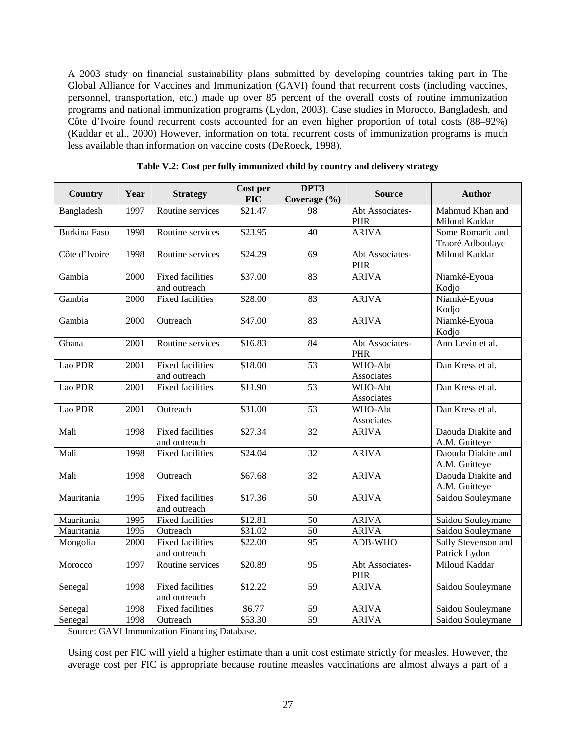A 2003 study on financial sustainability plans submitted by developing countries taking part in The Global Alliance for Vaccines and Immunization (GAVI) found that recurrent costs (including vaccines, personnel, transportation, etc.) made up over 85 percent of the overall costs of routine immunization programs and national immunization programs (Lydon, 2003). Case studies in Morocco, Bangladesh, and Côte d'Ivoire found recurrent costs accounted for an even higher proportion of total costs (88–92%) (Kaddar et al., 2000) However, information on total recurrent costs of immunization programs is much less available than information on vaccine costs (DeRoeck, 1998).

**Table V.2: Cost per fully immunized child by country and delivery strategy**

| Country | Year | Strategy | Cost per FIC | DPT3 Coverage (%) | Source | Author |
|---|---|---|---|---|---|---|
| Bangladesh | 1997 | Routine services | $21.47 | 98 | Abt Associates-PHR | Mahmud Khan and Miloud Kaddar |
| Burkina Faso | 1998 | Routine services | $23.95 | 40 | ARIVA | Some Romaric and Traoré Adboulaye |
| Côte d'Ivoire | 1998 | Routine services | $24.29 | 69 | Abt Associates-PHR | Miloud Kaddar |
| Gambia | 2000 | Fixed facilities and outreach | $37.00 | 83 | ARIVA | Niamké-Eyoua Kodjo |
| Gambia | 2000 | Fixed facilities | $28.00 | 83 | ARIVA | Niamké-Eyoua Kodjo |
| Gambia | 2000 | Outreach | $47.00 | 83 | ARIVA | Niamké-Eyoua Kodjo |
| Ghana | 2001 | Routine services | $16.83 | 84 | Abt Associates-PHR | Ann Levin et al. |
| Lao PDR | 2001 | Fixed facilities and outreach | $18.00 | 53 | WHO-Abt Associates | Dan Kress et al. |
| Lao PDR | 2001 | Fixed facilities | $11.90 | 53 | WHO-Abt Associates | Dan Kress et al. |
| Lao PDR | 2001 | Outreach | $31.00 | 53 | WHO-Abt Associates | Dan Kress et al. |
| Mali | 1998 | Fixed facilities and outreach | $27.34 | 32 | ARIVA | Daouda Diakite and A.M. Guitteye |
| Mali | 1998 | Fixed facilities | $24.04 | 32 | ARIVA | Daouda Diakite and A.M. Guitteye |
| Mali | 1998 | Outreach | $67.68 | 32 | ARIVA | Daouda Diakite and A.M. Guitteye |
| Mauritania | 1995 | Fixed facilities and outreach | $17.36 | 50 | ARIVA | Saidou Souleymane |
| Mauritania | 1995 | Fixed facilities | $12.81 | 50 | ARIVA | Saidou Souleymane |
| Mauritania | 1995 | Outreach | $31.02 | 50 | ARIVA | Saidou Souleymane |
| Mongolia | 2000 | Fixed facilities and outreach | $22.00 | 95 | ADB-WHO | Sally Stevenson and Patrick Lydon |
| Morocco | 1997 | Routine services | $20.89 | 95 | Abt Associates-PHR | Miloud Kaddar |
| Senegal | 1998 | Fixed facilities and outreach | $12.22 | 59 | ARIVA | Saidou Souleymane |
| Senegal | 1998 | Fixed facilities | $6.77 | 59 | ARIVA | Saidou Souleymane |
| Senegal | 1998 | Outreach | $53.30 | 59 | ARIVA | Saidou Souleymane |

Source: GAVI Immunization Financing Database.

Using cost per FIC will yield a higher estimate than a unit cost estimate strictly for measles. However, the average cost per FIC is appropriate because routine measles vaccinations are almost always a part of a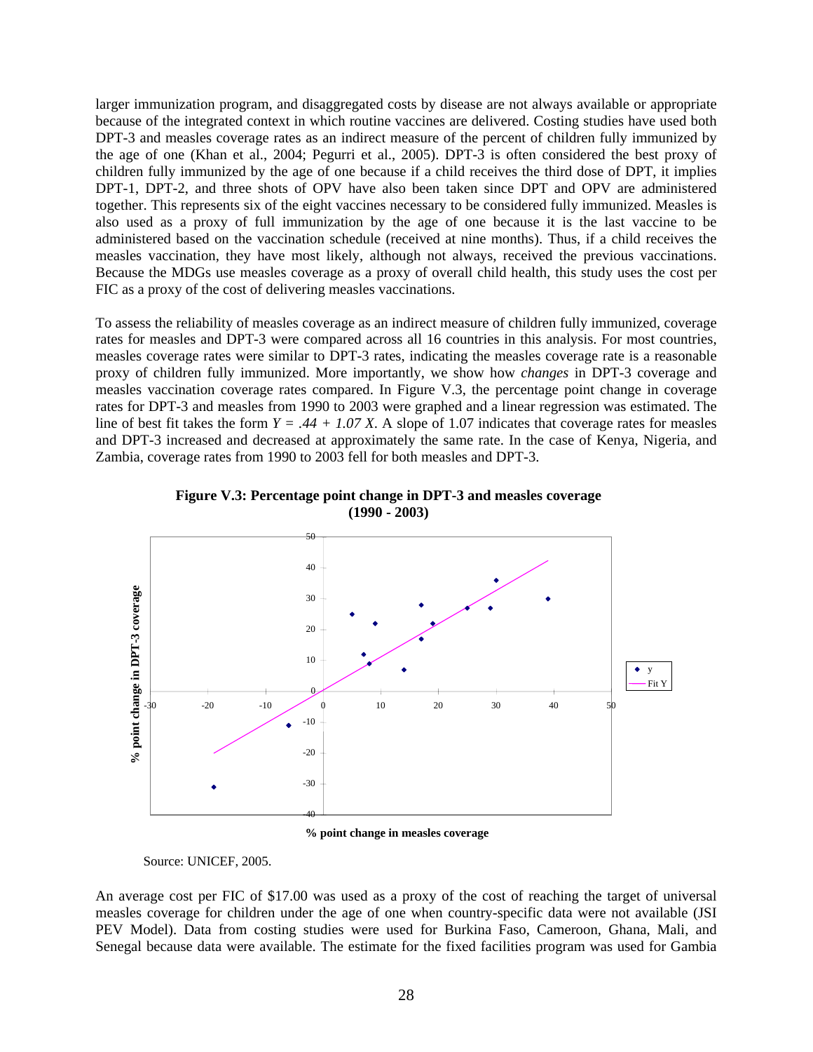larger immunization program, and disaggregated costs by disease are not always available or appropriate because of the integrated context in which routine vaccines are delivered. Costing studies have used both DPT-3 and measles coverage rates as an indirect measure of the percent of children fully immunized by the age of one (Khan et al., 2004; Pegurri et al., 2005). DPT-3 is often considered the best proxy of children fully immunized by the age of one because if a child receives the third dose of DPT, it implies DPT-1, DPT-2, and three shots of OPV have also been taken since DPT and OPV are administered together. This represents six of the eight vaccines necessary to be considered fully immunized. Measles is also used as a proxy of full immunization by the age of one because it is the last vaccine to be administered based on the vaccination schedule (received at nine months). Thus, if a child receives the measles vaccination, they have most likely, although not always, received the previous vaccinations. Because the MDGs use measles coverage as a proxy of overall child health, this study uses the cost per FIC as a proxy of the cost of delivering measles vaccinations.

To assess the reliability of measles coverage as an indirect measure of children fully immunized, coverage rates for measles and DPT-3 were compared across all 16 countries in this analysis. For most countries, measles coverage rates were similar to DPT-3 rates, indicating the measles coverage rate is a reasonable proxy of children fully immunized. More importantly, we show how *changes* in DPT-3 coverage and measles vaccination coverage rates compared. In Figure V.3, the percentage point change in coverage rates for DPT-3 and measles from 1990 to 2003 were graphed and a linear regression was estimated. The line of best fit takes the form $Y = .44 + 1.07 X$. A slope of 1.07 indicates that coverage rates for measles and DPT-3 increased and decreased at approximately the same rate. In the case of Kenya, Nigeria, and Zambia, coverage rates from 1990 to 2003 fell for both measles and DPT-3.

**Figure V.3: Percentage point change in DPT-3 and measles coverage (1990 - 2003)**

Source: UNICEF, 2005.

An average cost per FIC of $17.00 was used as a proxy of the cost of reaching the target of universal measles coverage for children under the age of one when country-specific data were not available (JSI PEV Model). Data from costing studies were used for Burkina Faso, Cameroon, Ghana, Mali, and Senegal because data were available. The estimate for the fixed facilities program was used for Gambia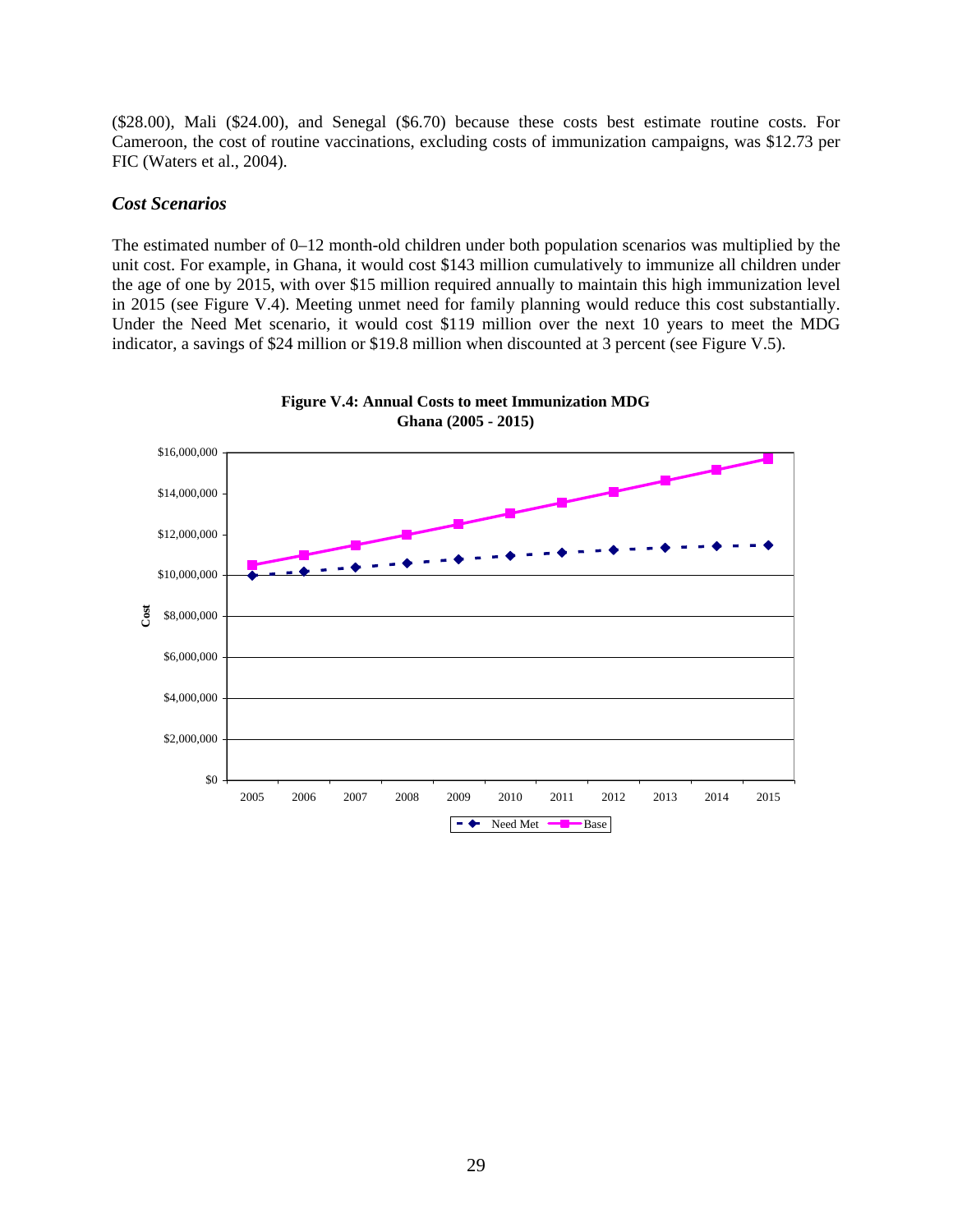($28.00), Mali ($24.00), and Senegal ($6.70) because these costs best estimate routine costs. For Cameroon, the cost of routine vaccinations, excluding costs of immunization campaigns, was $12.73 per FIC (Waters et al., 2004).

### *Cost Scenarios*

The estimated number of 0–12 month-old children under both population scenarios was multiplied by the unit cost. For example, in Ghana, it would cost $143 million cumulatively to immunize all children under the age of one by 2015, with over $15 million required annually to maintain this high immunization level in 2015 (see Figure V.4). Meeting unmet need for family planning would reduce this cost substantially. Under the Need Met scenario, it would cost $119 million over the next 10 years to meet the MDG indicator, a savings of $24 million or $19.8 million when discounted at 3 percent (see Figure V.5).

**Figure V.4: Annual Costs to meet Immunization MDG Ghana (2005 - 2015)**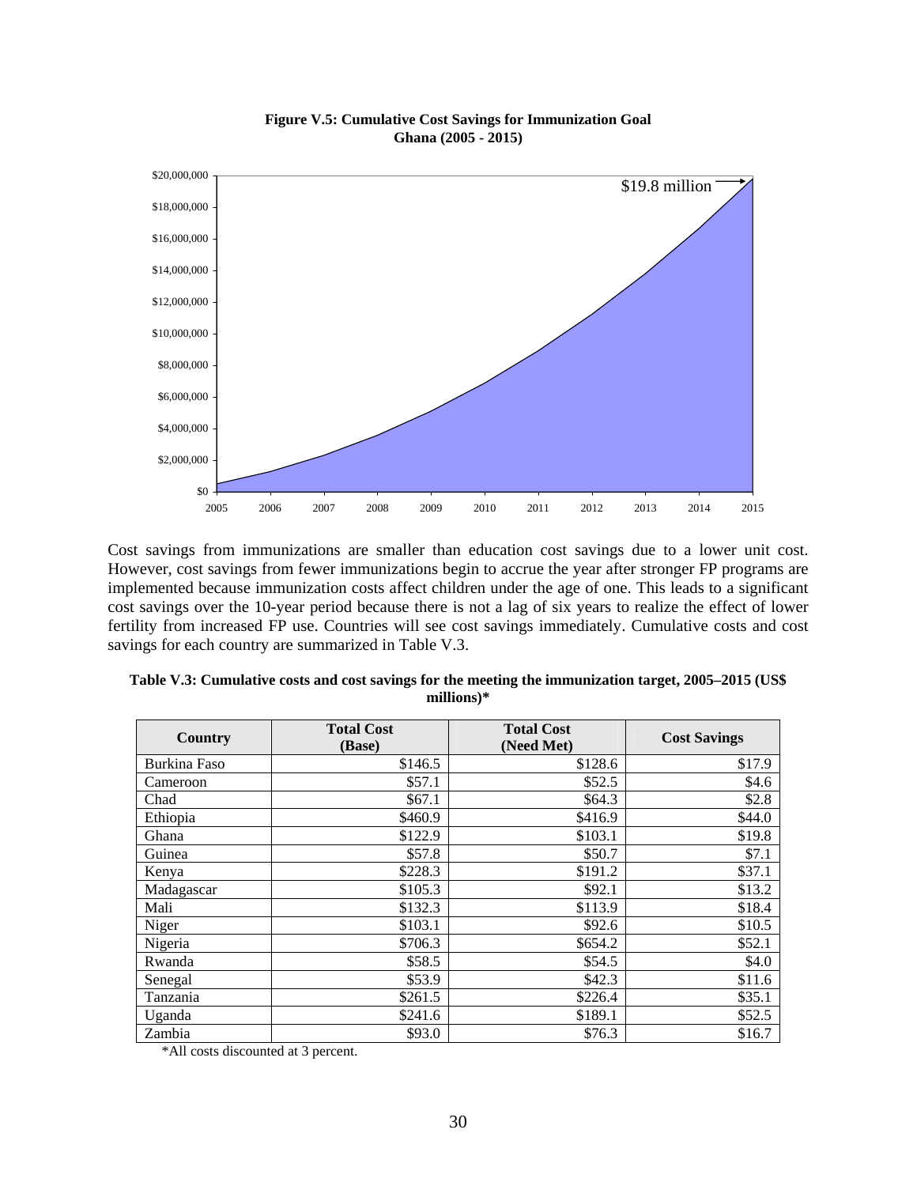**Figure V.5: Cumulative Cost Savings for Immunization Goal Ghana (2005 - 2015)**

Cost savings from immunizations are smaller than education cost savings due to a lower unit cost. However, cost savings from fewer immunizations begin to accrue the year after stronger FP programs are implemented because immunization costs affect children under the age of one. This leads to a significant cost savings over the 10-year period because there is not a lag of six years to realize the effect of lower fertility from increased FP use. Countries will see cost savings immediately. Cumulative costs and cost savings for each country are summarized in Table V.3.

**Table V.3: Cumulative costs and cost savings for the meeting the immunization target, 2005–2015 (US$ millions)***

| Country | Total Cost (Base) | Total Cost (Need Met) | Cost Savings |
|---|---|---|---|
| Burkina Faso | $146.5 | $128.6 | $17.9 |
| Cameroon | $57.1 | $52.5 | $4.6 |
| Chad | $67.1 | $64.3 | $2.8 |
| Ethiopia | $460.9 | $416.9 | $44.0 |
| Ghana | $122.9 | $103.1 | $19.8 |
| Guinea | $57.8 | $50.7 | $7.1 |
| Kenya | $228.3 | $191.2 | $37.1 |
| Madagascar | $105.3 | $92.1 | $13.2 |
| Mali | $132.3 | $113.9 | $18.4 |
| Niger | $103.1 | $92.6 | $10.5 |
| Nigeria | $706.3 | $654.2 | $52.1 |
| Rwanda | $58.5 | $54.5 | $4.0 |
| Senegal | $53.9 | $42.3 | $11.6 |
| Tanzania | $261.5 | $226.4 | $35.1 |
| Uganda | $241.6 | $189.1 | $52.5 |
| Zambia | $93.0 | $76.3 | $16.7 |

*All costs discounted at 3 percent.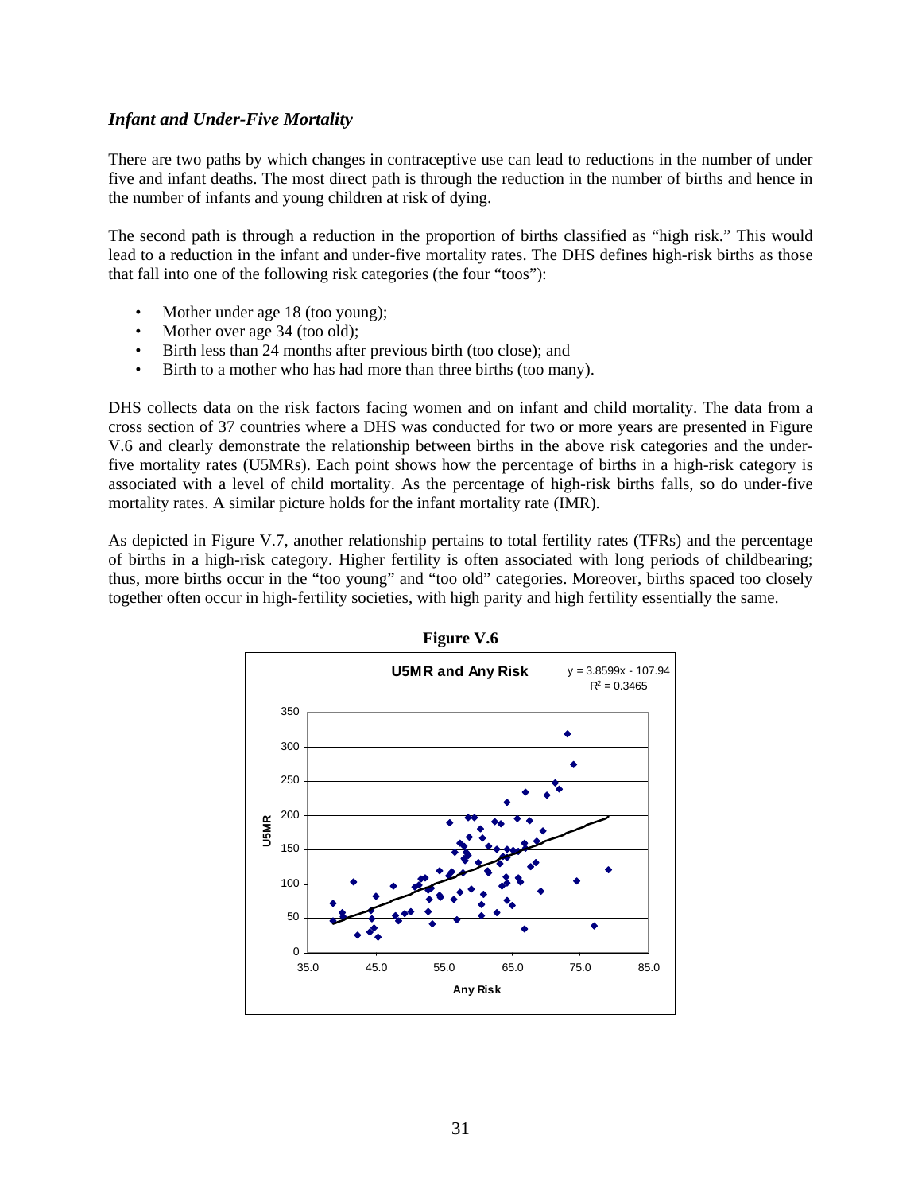### *Infant and Under-Five Mortality*

There are two paths by which changes in contraceptive use can lead to reductions in the number of under five and infant deaths. The most direct path is through the reduction in the number of births and hence in the number of infants and young children at risk of dying.

The second path is through a reduction in the proportion of births classified as "high risk." This would lead to a reduction in the infant and under-five mortality rates. The DHS defines high-risk births as those that fall into one of the following risk categories (the four "toos"):

- Mother under age 18 (too young);
- Mother over age 34 (too old);
- Birth less than 24 months after previous birth (too close); and
- Birth to a mother who has had more than three births (too many).

DHS collects data on the risk factors facing women and on infant and child mortality. The data from a cross section of 37 countries where a DHS was conducted for two or more years are presented in Figure V.6 and clearly demonstrate the relationship between births in the above risk categories and the under-five mortality rates (U5MRs). Each point shows how the percentage of births in a high-risk category is associated with a level of child mortality. As the percentage of high-risk births falls, so do under-five mortality rates. A similar picture holds for the infant mortality rate (IMR).

As depicted in Figure V.7, another relationship pertains to total fertility rates (TFRs) and the percentage of births in a high-risk category. Higher fertility is often associated with long periods of childbearing; thus, more births occur in the "too young" and "too old" categories. Moreover, births spaced too closely together often occur in high-fertility societies, with high parity and high fertility essentially the same.

**Figure V.6**

**U5MR and Any Risk**

$y = 3.8599x - 107.94$
$R^2 = 0.3465$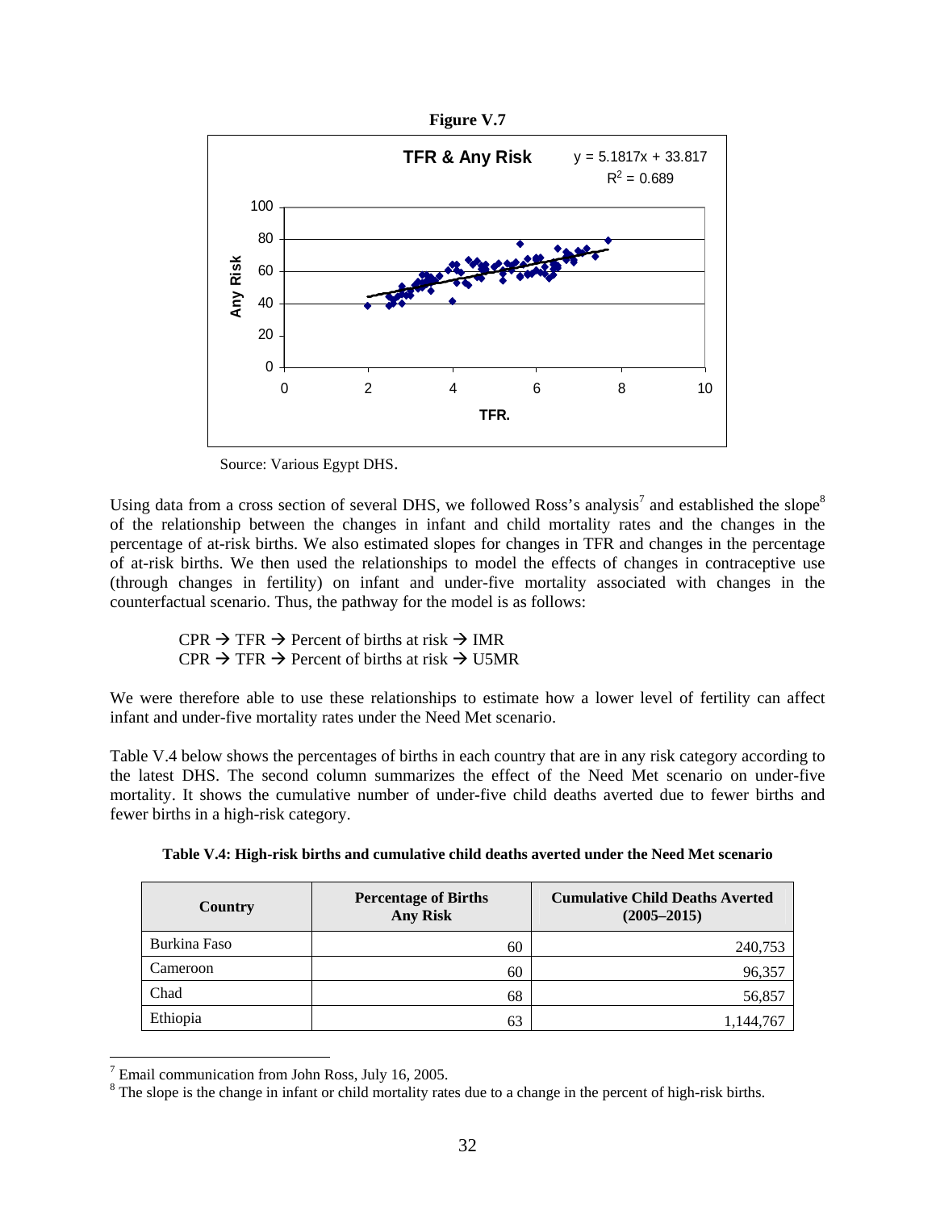**Figure V.7**

**TFR & Any Risk**

$y = 5.1817x + 33.817$
$R^2 = 0.689$

Source: Various Egypt DHS.

Using data from a cross section of several DHS, we followed Ross's analysis[7] and established the slope[8] of the relationship between the changes in infant and child mortality rates and the changes in the percentage of at-risk births. We also estimated slopes for changes in TFR and changes in the percentage of at-risk births. We then used the relationships to model the effects of changes in contraceptive use (through changes in fertility) on infant and under-five mortality associated with changes in the counterfactual scenario. Thus, the pathway for the model is as follows:

CPR → TFR → Percent of births at risk → IMR
CPR → TFR → Percent of births at risk → U5MR

We were therefore able to use these relationships to estimate how a lower level of fertility can affect infant and under-five mortality rates under the Need Met scenario.

Table V.4 below shows the percentages of births in each country that are in any risk category according to the latest DHS. The second column summarizes the effect of the Need Met scenario on under-five mortality. It shows the cumulative number of under-five child deaths averted due to fewer births and fewer births in a high-risk category.

**Table V.4: High-risk births and cumulative child deaths averted under the Need Met scenario**

| Country | Percentage of Births Any Risk | Cumulative Child Deaths Averted (2005–2015) |
|---|---|---|
| Burkina Faso | 60 | 240,753 |
| Cameroon | 60 | 96,357 |
| Chad | 68 | 56,857 |
| Ethiopia | 63 | 1,144,767 |

[7] Email communication from John Ross, July 16, 2005.

[8] The slope is the change in infant or child mortality rates due to a change in the percent of high-risk births.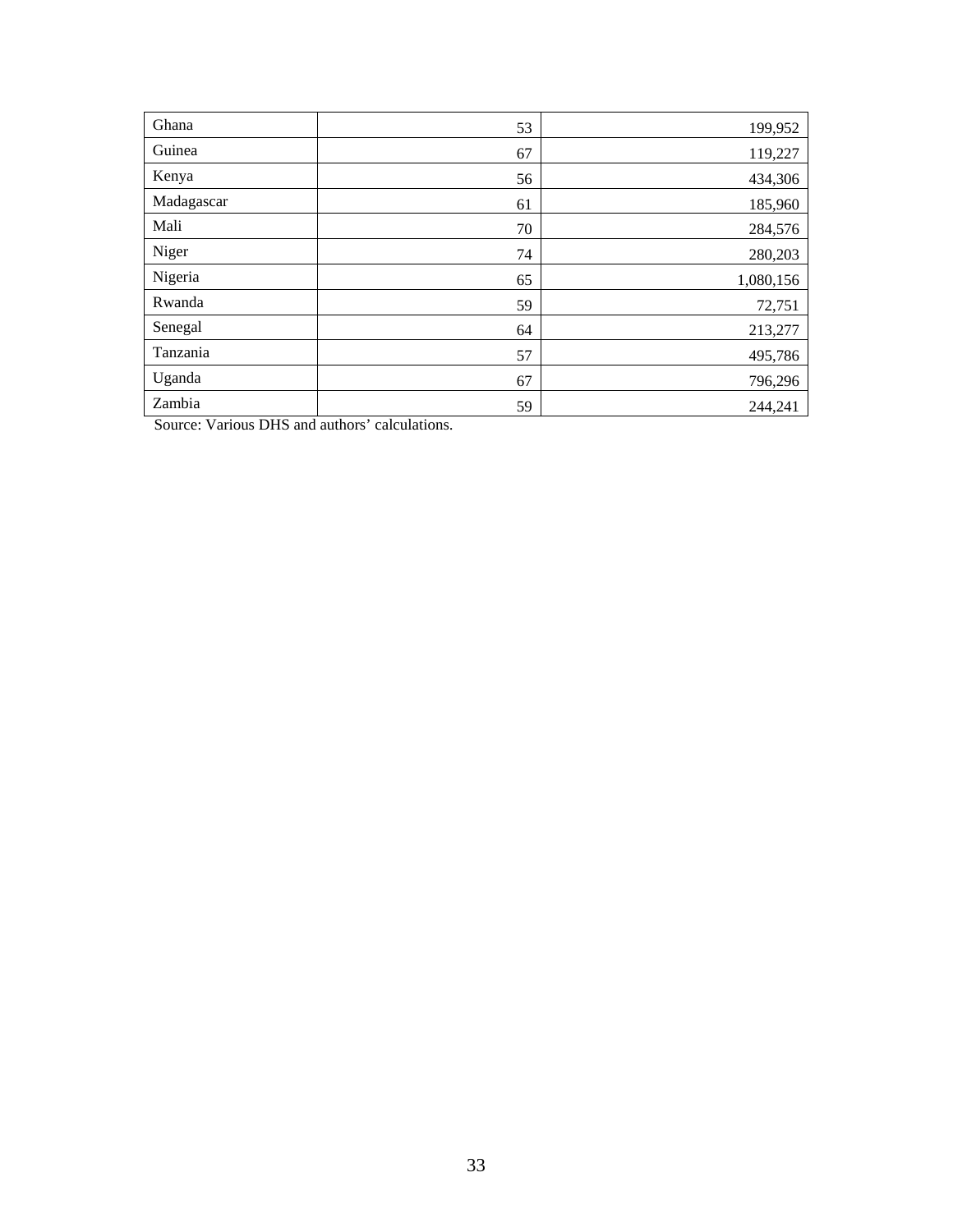| | | |
|---|---|---|
| Ghana | 53 | 199,952 |
| Guinea | 67 | 119,227 |
| Kenya | 56 | 434,306 |
| Madagascar | 61 | 185,960 |
| Mali | 70 | 284,576 |
| Niger | 74 | 280,203 |
| Nigeria | 65 | 1,080,156 |
| Rwanda | 59 | 72,751 |
| Senegal | 64 | 213,277 |
| Tanzania | 57 | 495,786 |
| Uganda | 67 | 796,296 |
| Zambia | 59 | 244,241 |

Source: Various DHS and authors' calculations.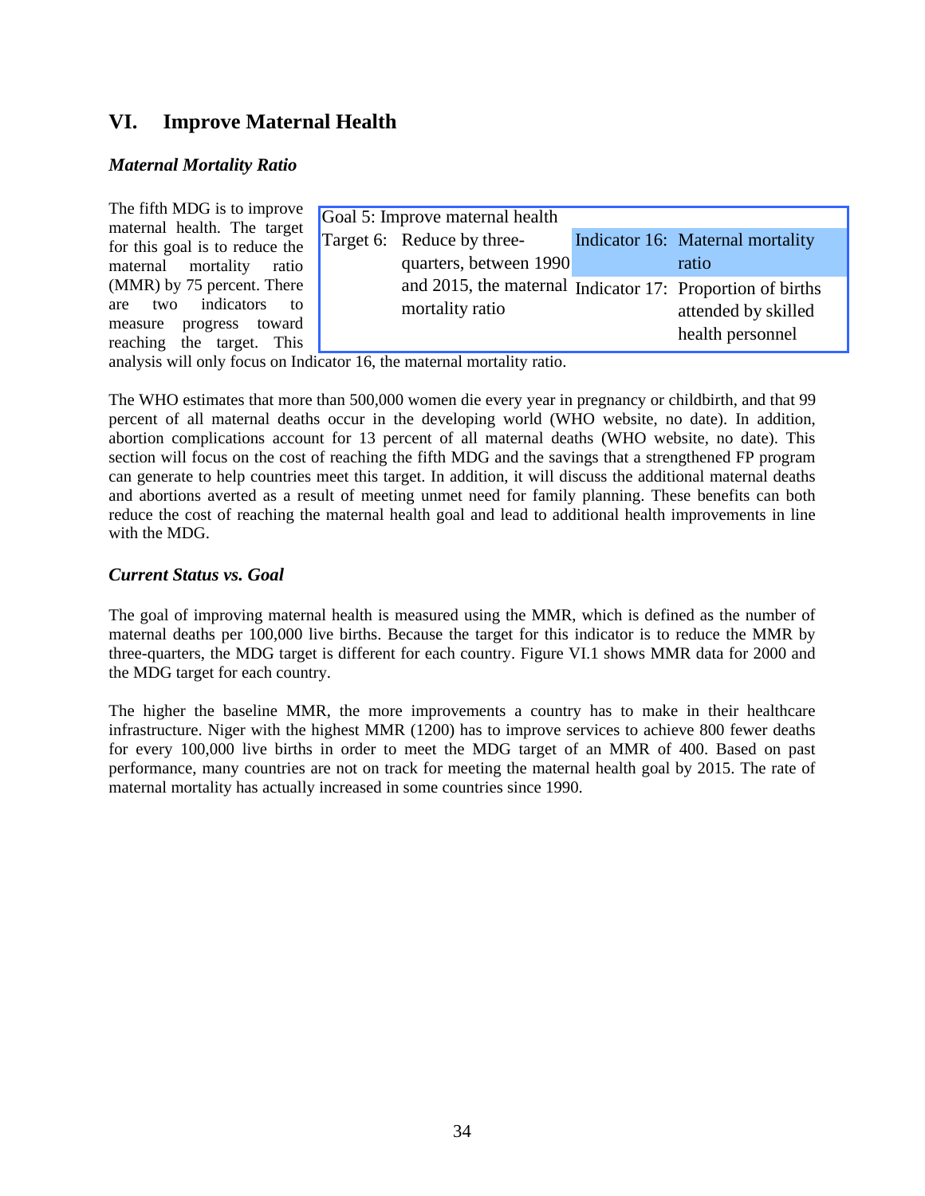## VI. Improve Maternal Health

### *Maternal Mortality Ratio*

The fifth MDG is to improve maternal health. The target for this goal is to reduce the maternal mortality ratio (MMR) by 75 percent. There are two indicators to measure progress toward reaching the target. This analysis will only focus on Indicator 16, the maternal mortality ratio.

| Goal 5: Improve maternal health | | | |
|---|---|---|---|
| Target 6: | Reduce by three-quarters, between 1990 and 2015, the maternal mortality ratio | Indicator 16: | Maternal mortality ratio |
| | | Indicator 17: | Proportion of births attended by skilled health personnel |

The WHO estimates that more than 500,000 women die every year in pregnancy or childbirth, and that 99 percent of all maternal deaths occur in the developing world (WHO website, no date). In addition, abortion complications account for 13 percent of all maternal deaths (WHO website, no date). This section will focus on the cost of reaching the fifth MDG and the savings that a strengthened FP program can generate to help countries meet this target. In addition, it will discuss the additional maternal deaths and abortions averted as a result of meeting unmet need for family planning. These benefits can both reduce the cost of reaching the maternal health goal and lead to additional health improvements in line with the MDG.

### *Current Status vs. Goal*

The goal of improving maternal health is measured using the MMR, which is defined as the number of maternal deaths per 100,000 live births. Because the target for this indicator is to reduce the MMR by three-quarters, the MDG target is different for each country. Figure VI.1 shows MMR data for 2000 and the MDG target for each country.

The higher the baseline MMR, the more improvements a country has to make in their healthcare infrastructure. Niger with the highest MMR (1200) has to improve services to achieve 800 fewer deaths for every 100,000 live births in order to meet the MDG target of an MMR of 400. Based on past performance, many countries are not on track for meeting the maternal health goal by 2015. The rate of maternal mortality has actually increased in some countries since 1990.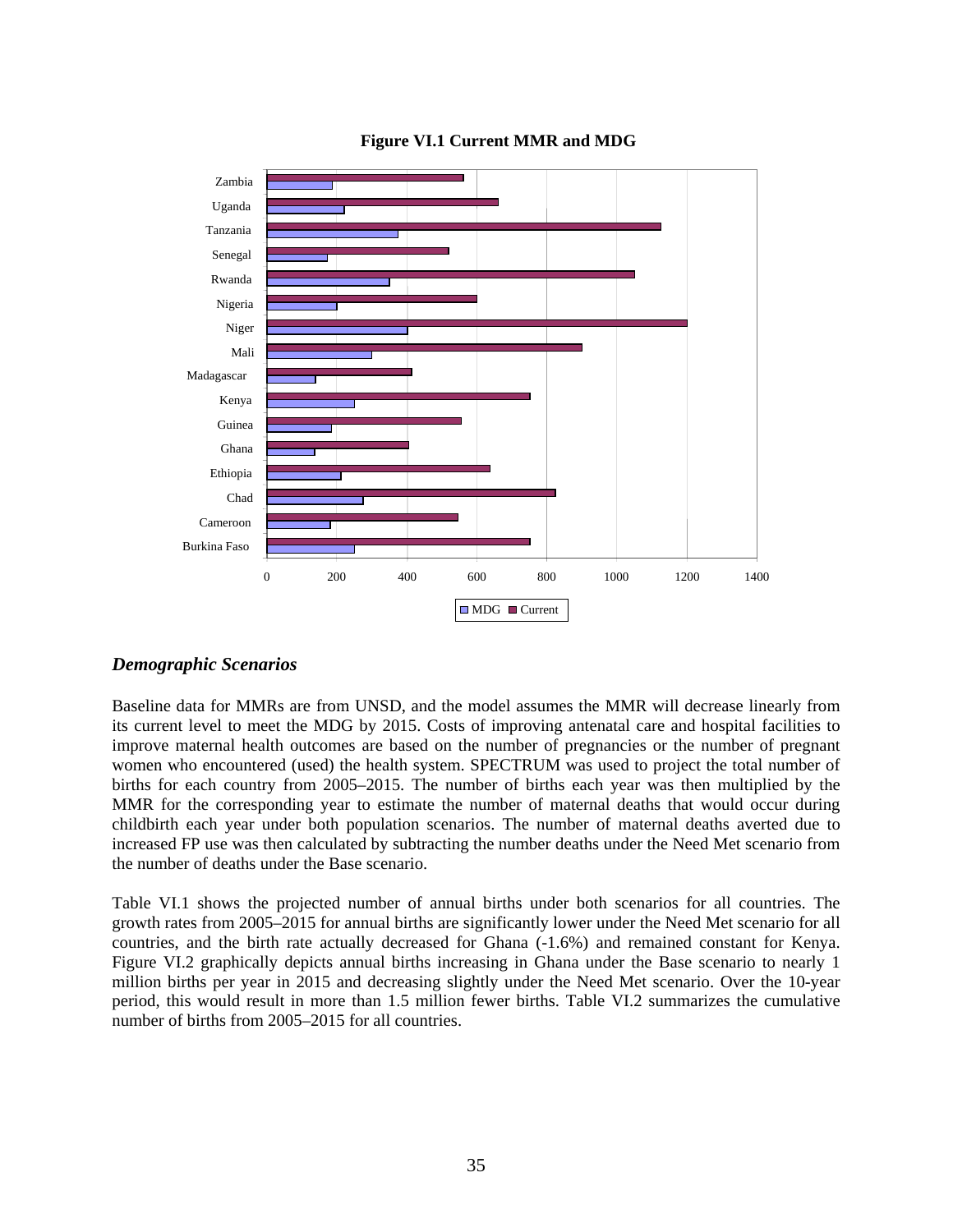**Figure VI.1 Current MMR and MDG**

## *Demographic Scenarios*

Baseline data for MMRs are from UNSD, and the model assumes the MMR will decrease linearly from its current level to meet the MDG by 2015. Costs of improving antenatal care and hospital facilities to improve maternal health outcomes are based on the number of pregnancies or the number of pregnant women who encountered (used) the health system. SPECTRUM was used to project the total number of births for each country from 2005–2015. The number of births each year was then multiplied by the MMR for the corresponding year to estimate the number of maternal deaths that would occur during childbirth each year under both population scenarios. The number of maternal deaths averted due to increased FP use was then calculated by subtracting the number deaths under the Need Met scenario from the number of deaths under the Base scenario.

Table VI.1 shows the projected number of annual births under both scenarios for all countries. The growth rates from 2005–2015 for annual births are significantly lower under the Need Met scenario for all countries, and the birth rate actually decreased for Ghana (-1.6%) and remained constant for Kenya. Figure VI.2 graphically depicts annual births increasing in Ghana under the Base scenario to nearly 1 million births per year in 2015 and decreasing slightly under the Need Met scenario. Over the 10-year period, this would result in more than 1.5 million fewer births. Table VI.2 summarizes the cumulative number of births from 2005–2015 for all countries.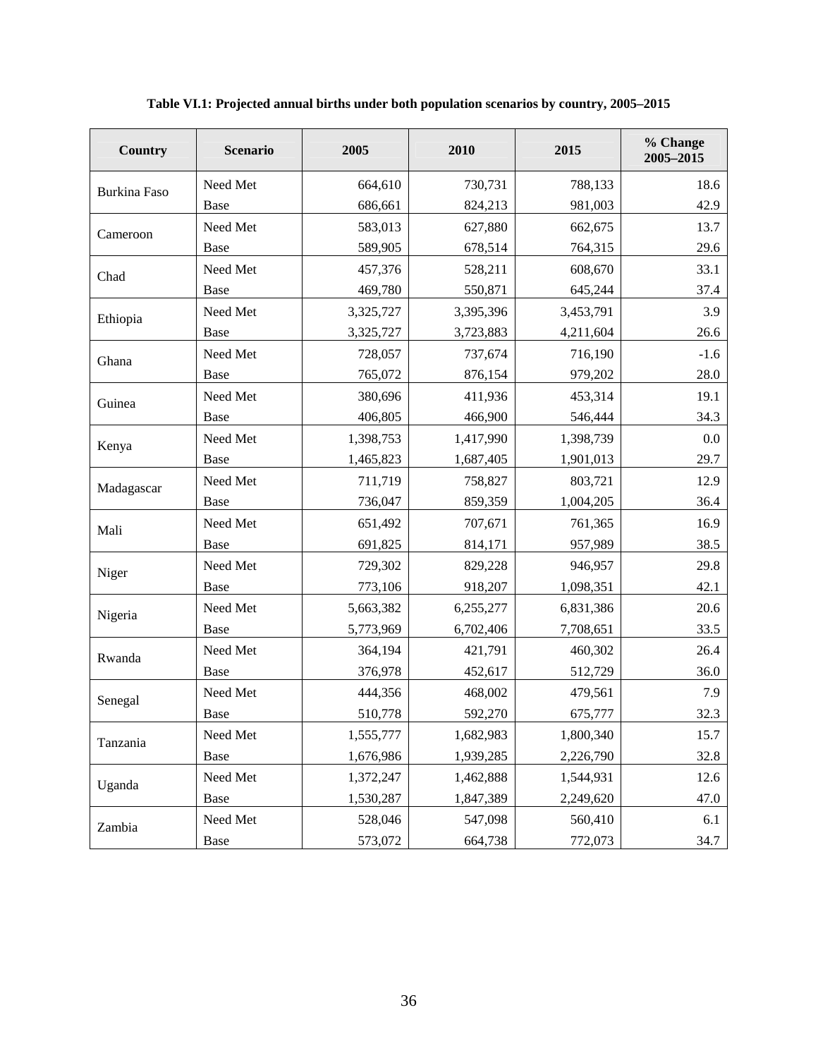**Table VI.1: Projected annual births under both population scenarios by country, 2005–2015**

| Country | Scenario | 2005 | 2010 | 2015 | % Change 2005–2015 |
|---|---|---|---|---|---|
| Burkina Faso | Need Met | 664,610 | 730,731 | 788,133 | 18.6 |
| | Base | 686,661 | 824,213 | 981,003 | 42.9 |
| Cameroon | Need Met | 583,013 | 627,880 | 662,675 | 13.7 |
| | Base | 589,905 | 678,514 | 764,315 | 29.6 |
| Chad | Need Met | 457,376 | 528,211 | 608,670 | 33.1 |
| | Base | 469,780 | 550,871 | 645,244 | 37.4 |
| Ethiopia | Need Met | 3,325,727 | 3,395,396 | 3,453,791 | 3.9 |
| | Base | 3,325,727 | 3,723,883 | 4,211,604 | 26.6 |
| Ghana | Need Met | 728,057 | 737,674 | 716,190 | -1.6 |
| | Base | 765,072 | 876,154 | 979,202 | 28.0 |
| Guinea | Need Met | 380,696 | 411,936 | 453,314 | 19.1 |
| | Base | 406,805 | 466,900 | 546,444 | 34.3 |
| Kenya | Need Met | 1,398,753 | 1,417,990 | 1,398,739 | 0.0 |
| | Base | 1,465,823 | 1,687,405 | 1,901,013 | 29.7 |
| Madagascar | Need Met | 711,719 | 758,827 | 803,721 | 12.9 |
| | Base | 736,047 | 859,359 | 1,004,205 | 36.4 |
| Mali | Need Met | 651,492 | 707,671 | 761,365 | 16.9 |
| | Base | 691,825 | 814,171 | 957,989 | 38.5 |
| Niger | Need Met | 729,302 | 829,228 | 946,957 | 29.8 |
| | Base | 773,106 | 918,207 | 1,098,351 | 42.1 |
| Nigeria | Need Met | 5,663,382 | 6,255,277 | 6,831,386 | 20.6 |
| | Base | 5,773,969 | 6,702,406 | 7,708,651 | 33.5 |
| Rwanda | Need Met | 364,194 | 421,791 | 460,302 | 26.4 |
| | Base | 376,978 | 452,617 | 512,729 | 36.0 |
| Senegal | Need Met | 444,356 | 468,002 | 479,561 | 7.9 |
| | Base | 510,778 | 592,270 | 675,777 | 32.3 |
| Tanzania | Need Met | 1,555,777 | 1,682,983 | 1,800,340 | 15.7 |
| | Base | 1,676,986 | 1,939,285 | 2,226,790 | 32.8 |
| Uganda | Need Met | 1,372,247 | 1,462,888 | 1,544,931 | 12.6 |
| | Base | 1,530,287 | 1,847,389 | 2,249,620 | 47.0 |
| Zambia | Need Met | 528,046 | 547,098 | 560,410 | 6.1 |
| | Base | 573,072 | 664,738 | 772,073 | 34.7 |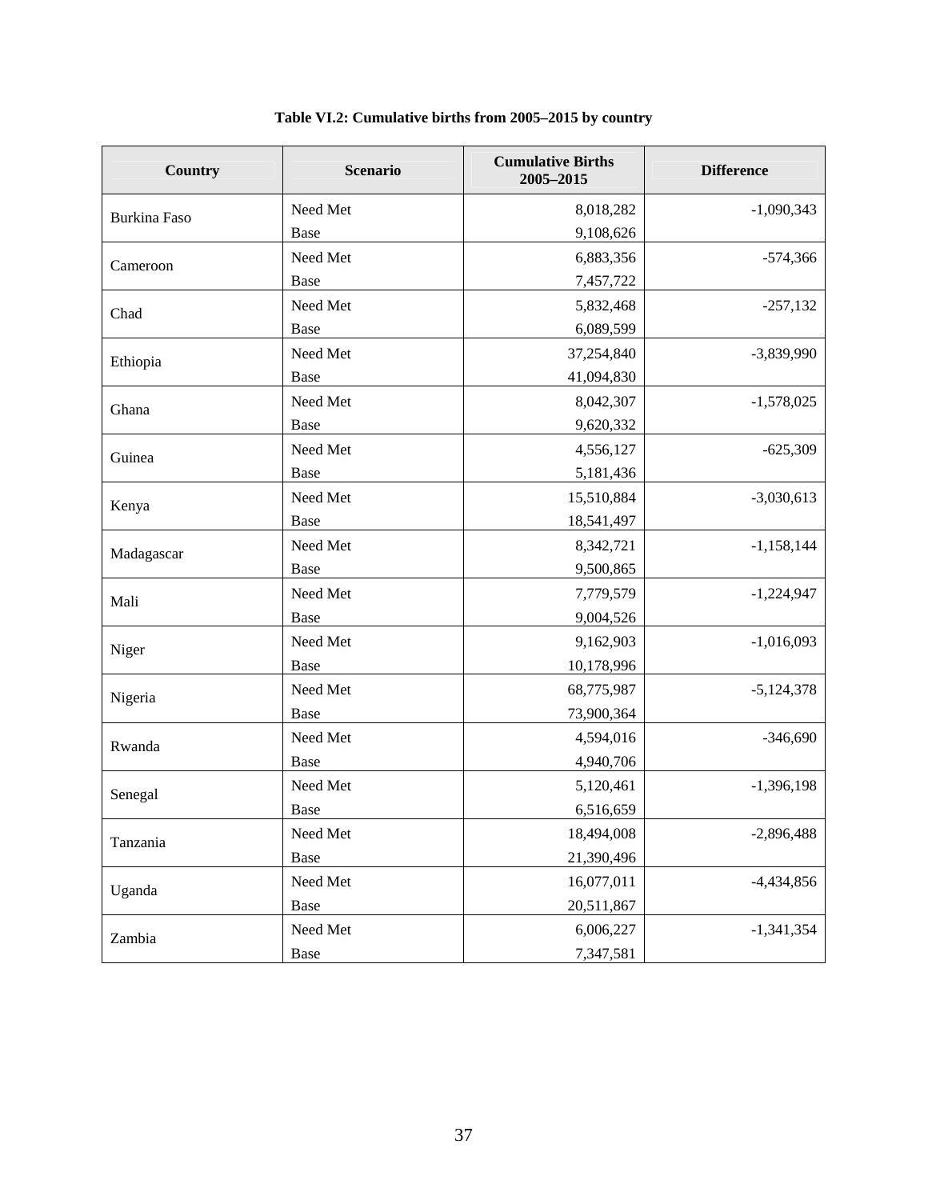**Table VI.2: Cumulative births from 2005–2015 by country**

| Country | Scenario | Cumulative Births 2005–2015 | Difference |
|---|---|---|---|
| Burkina Faso | Need Met | 8,018,282 | -1,090,343 |
| | Base | 9,108,626 | |
| Cameroon | Need Met | 6,883,356 | -574,366 |
| | Base | 7,457,722 | |
| Chad | Need Met | 5,832,468 | -257,132 |
| | Base | 6,089,599 | |
| Ethiopia | Need Met | 37,254,840 | -3,839,990 |
| | Base | 41,094,830 | |
| Ghana | Need Met | 8,042,307 | -1,578,025 |
| | Base | 9,620,332 | |
| Guinea | Need Met | 4,556,127 | -625,309 |
| | Base | 5,181,436 | |
| Kenya | Need Met | 15,510,884 | -3,030,613 |
| | Base | 18,541,497 | |
| Madagascar | Need Met | 8,342,721 | -1,158,144 |
| | Base | 9,500,865 | |
| Mali | Need Met | 7,779,579 | -1,224,947 |
| | Base | 9,004,526 | |
| Niger | Need Met | 9,162,903 | -1,016,093 |
| | Base | 10,178,996 | |
| Nigeria | Need Met | 68,775,987 | -5,124,378 |
| | Base | 73,900,364 | |
| Rwanda | Need Met | 4,594,016 | -346,690 |
| | Base | 4,940,706 | |
| Senegal | Need Met | 5,120,461 | -1,396,198 |
| | Base | 6,516,659 | |
| Tanzania | Need Met | 18,494,008 | -2,896,488 |
| | Base | 21,390,496 | |
| Uganda | Need Met | 16,077,011 | -4,434,856 |
| | Base | 20,511,867 | |
| Zambia | Need Met | 6,006,227 | -1,341,354 |
| | Base | 7,347,581 | |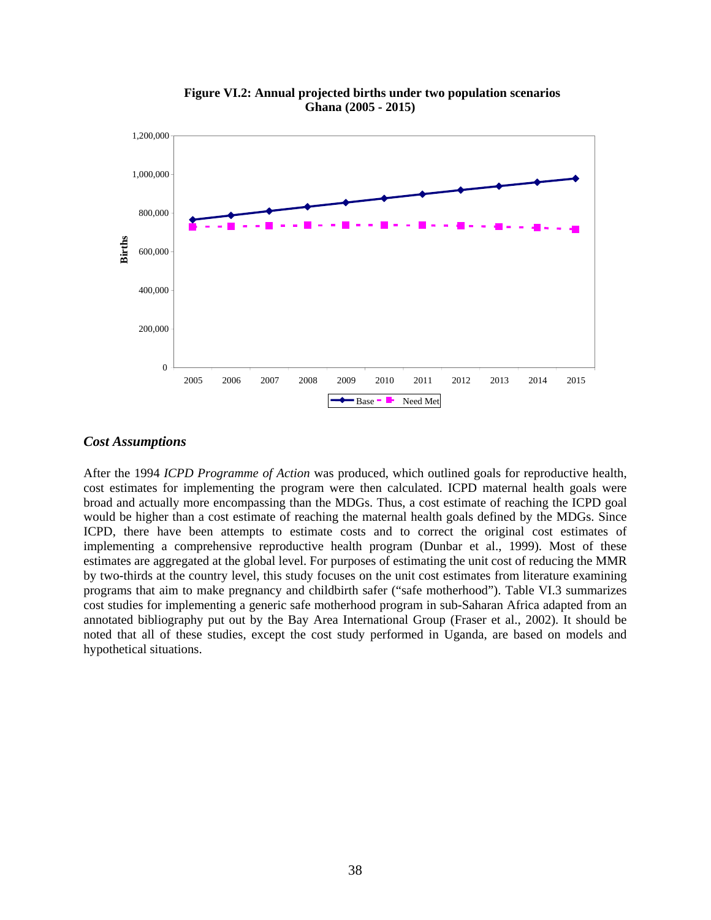**Figure VI.2: Annual projected births under two population scenarios Ghana (2005 - 2015)**

### *Cost Assumptions*

After the 1994 *ICPD Programme of Action* was produced, which outlined goals for reproductive health, cost estimates for implementing the program were then calculated. ICPD maternal health goals were broad and actually more encompassing than the MDGs. Thus, a cost estimate of reaching the ICPD goal would be higher than a cost estimate of reaching the maternal health goals defined by the MDGs. Since ICPD, there have been attempts to estimate costs and to correct the original cost estimates of implementing a comprehensive reproductive health program (Dunbar et al., 1999). Most of these estimates are aggregated at the global level. For purposes of estimating the unit cost of reducing the MMR by two-thirds at the country level, this study focuses on the unit cost estimates from literature examining programs that aim to make pregnancy and childbirth safer ("safe motherhood"). Table VI.3 summarizes cost studies for implementing a generic safe motherhood program in sub-Saharan Africa adapted from an annotated bibliography put out by the Bay Area International Group (Fraser et al., 2002). It should be noted that all of these studies, except the cost study performed in Uganda, are based on models and hypothetical situations.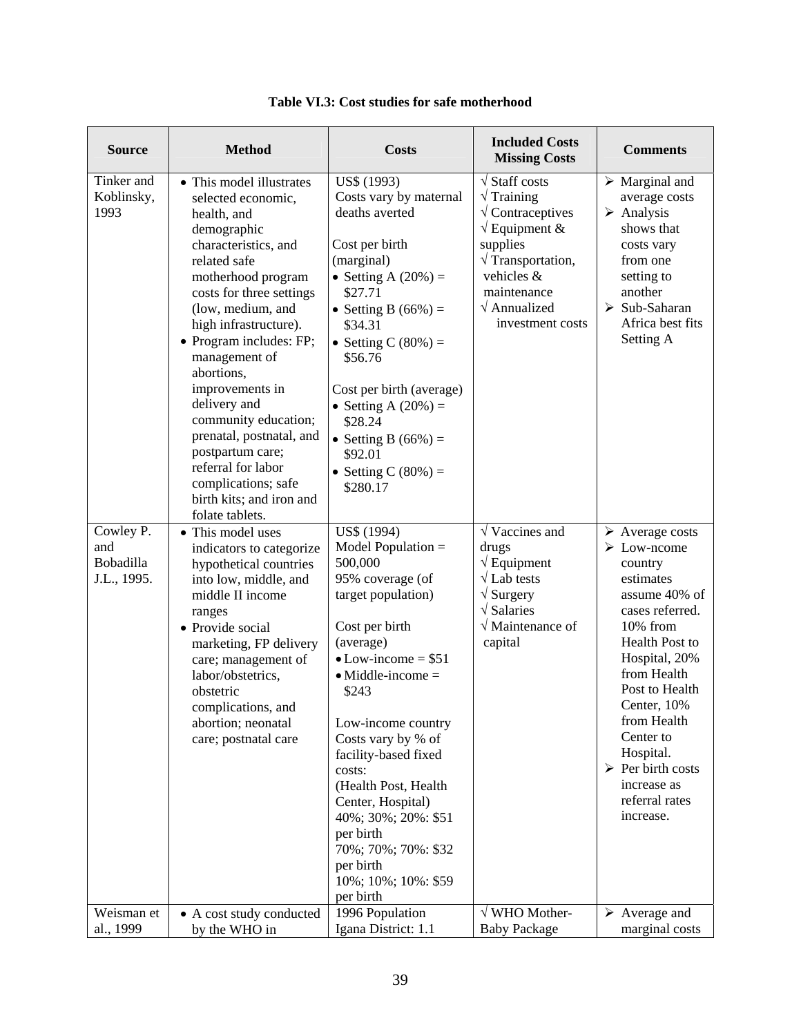**Table VI.3: Cost studies for safe motherhood**

| Source | Method | Costs | Included Costs Missing Costs | Comments |
|---|---|---|---|---|
| Tinker and Koblinsky, 1993 | • This model illustrates selected economic, health, and demographic characteristics, and related safe motherhood program costs for three settings (low, medium, and high infrastructure).<br>• Program includes: FP; management of abortions, improvements in delivery and community education; prenatal, postnatal, and postpartum care; referral for labor complications; safe birth kits; and iron and folate tablets. | US$ (1993)<br>Costs vary by maternal deaths averted<br><br>Cost per birth (marginal)<br>• Setting A (20%) = $27.71<br>• Setting B (66%) = $34.31<br>• Setting C (80%) = $56.76<br><br>Cost per birth (average)<br>• Setting A (20%) = $28.24<br>• Setting B (66%) = $92.01<br>• Setting C (80%) = $280.17 | √ Staff costs<br>√ Training<br>√ Contraceptives<br>√ Equipment & supplies<br>√ Transportation, vehicles & maintenance<br>√ Annualized investment costs | ➢ Marginal and average costs<br>➢ Analysis shows that costs vary from one setting to another<br>➢ Sub-Saharan Africa best fits Setting A |
| Cowley P. and Bobadilla J.L., 1995. | • This model uses indicators to categorize hypothetical countries into low, middle, and middle II income ranges<br>• Provide social marketing, FP delivery care; management of labor/obstetrics, obstetric complications, and abortion; neonatal care; postnatal care | US$ (1994)<br>Model Population = 500,000<br>95% coverage (of target population)<br><br>Cost per birth (average)<br>• Low-income = $51<br>• Middle-income = $243<br><br>Low-income country Costs vary by % of facility-based fixed costs:<br>(Health Post, Health Center, Hospital)<br>40%; 30%; 20%: $51 per birth<br>70%; 70%; 70%: $32 per birth<br>10%; 10%; 10%: $59 per birth | √ Vaccines and drugs<br>√ Equipment<br>√ Lab tests<br>√ Surgery<br>√ Salaries<br>√ Maintenance of capital | ➢ Average costs<br>➢ Low-ncome country estimates assume 40% of cases referred. 10% from Health Post to Hospital, 20% from Health Post to Health Center, 10% from Health Center to Hospital.<br>➢ Per birth costs increase as referral rates increase. |
| Weisman et al., 1999 | • A cost study conducted by the WHO in | 1996 Population Igana District: 1.1 | √ WHO Mother-Baby Package | ➢ Average and marginal costs |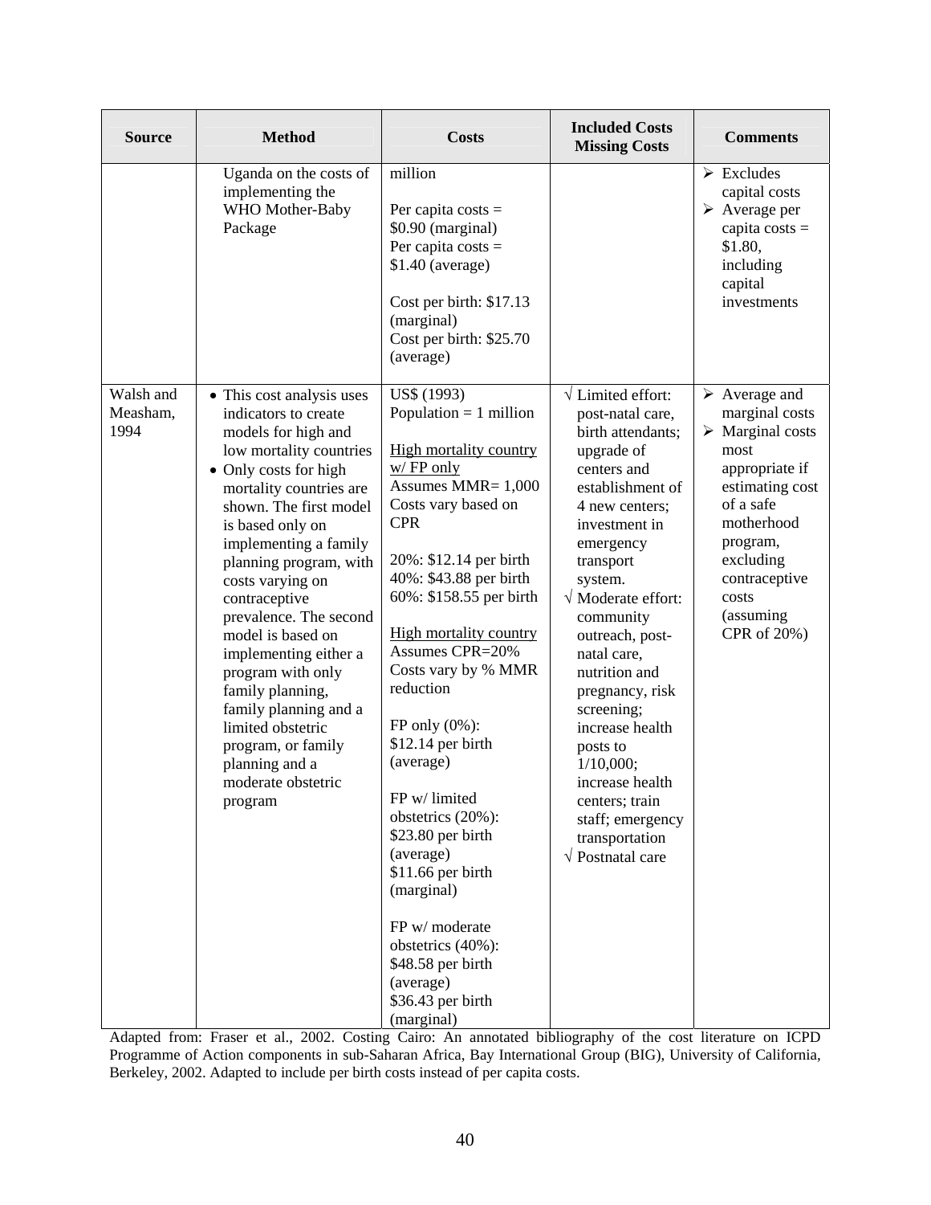| Source | Method | Costs | Included Costs Missing Costs | Comments |
|---|---|---|---|---|
| | Uganda on the costs of implementing the WHO Mother-Baby Package | million<br><br>Per capita costs = \$0.90 (marginal)<br>Per capita costs = \$1.40 (average)<br><br>Cost per birth: \$17.13 (marginal)<br>Cost per birth: \$25.70 (average) | | ➢ Excludes capital costs<br>➢ Average per capita costs = \$1.80, including capital investments |
| Walsh and Measham, 1994 | • This cost analysis uses indicators to create models for high and low mortality countries<br>• Only costs for high mortality countries are shown. The first model is based only on implementing a family planning program, with costs varying on contraceptive prevalence. The second model is based on implementing either a program with only family planning, family planning and a limited obstetric program, or family planning and a moderate obstetric program | US\$ (1993)<br>Population = 1 million<br><br><u>High mortality country w/ FP only</u><br>Assumes MMR= 1,000<br>Costs vary based on CPR<br><br>20%: \$12.14 per birth<br>40%: \$43.88 per birth<br>60%: \$158.55 per birth<br><br><u>High mortality country</u><br>Assumes CPR=20%<br>Costs vary by % MMR reduction<br><br>FP only (0%): \$12.14 per birth (average)<br><br>FP w/ limited obstetrics (20%): \$23.80 per birth (average)<br>\$11.66 per birth (marginal)<br><br>FP w/ moderate obstetrics (40%): \$48.58 per birth (average)<br>\$36.43 per birth (marginal) | √ Limited effort: post-natal care, birth attendants; upgrade of centers and establishment of 4 new centers; investment in emergency transport system.<br>√ Moderate effort: community outreach, post-natal care, nutrition and pregnancy, risk screening; increase health posts to 1/10,000; increase health centers; train staff; emergency transportation<br>√ Postnatal care | ➢ Average and marginal costs<br>➢ Marginal costs most appropriate if estimating cost of a safe motherhood program, excluding contraceptive costs (assuming CPR of 20%) |

Adapted from: Fraser et al., 2002. Costing Cairo: An annotated bibliography of the cost literature on ICPD Programme of Action components in sub-Saharan Africa, Bay International Group (BIG), University of California, Berkeley, 2002. Adapted to include per birth costs instead of per capita costs.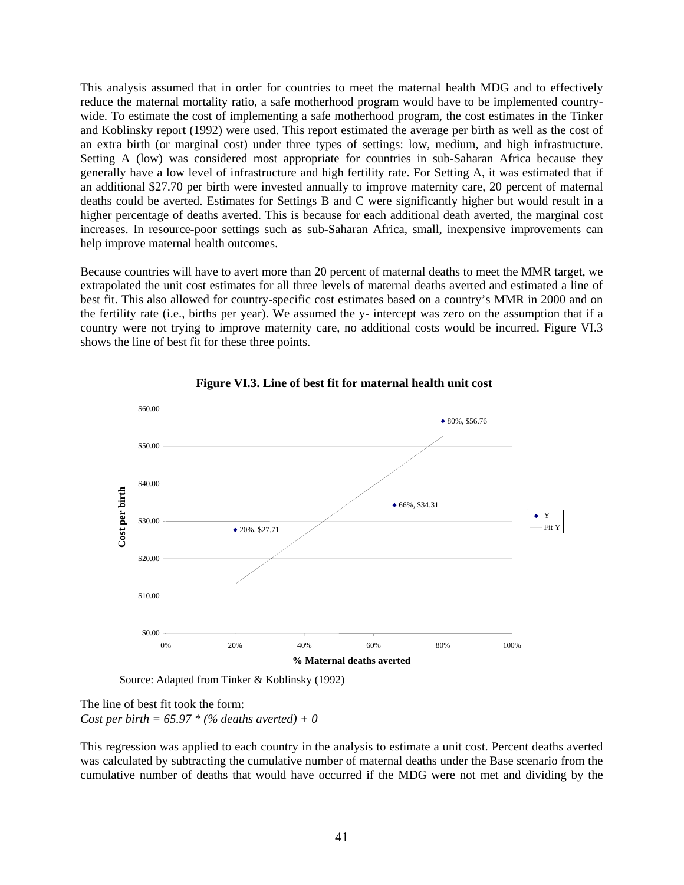This analysis assumed that in order for countries to meet the maternal health MDG and to effectively reduce the maternal mortality ratio, a safe motherhood program would have to be implemented country-wide. To estimate the cost of implementing a safe motherhood program, the cost estimates in the Tinker and Koblinsky report (1992) were used. This report estimated the average per birth as well as the cost of an extra birth (or marginal cost) under three types of settings: low, medium, and high infrastructure. Setting A (low) was considered most appropriate for countries in sub-Saharan Africa because they generally have a low level of infrastructure and high fertility rate. For Setting A, it was estimated that if an additional $27.70 per birth were invested annually to improve maternity care, 20 percent of maternal deaths could be averted. Estimates for Settings B and C were significantly higher but would result in a higher percentage of deaths averted. This is because for each additional death averted, the marginal cost increases. In resource-poor settings such as sub-Saharan Africa, small, inexpensive improvements can help improve maternal health outcomes.

Because countries will have to avert more than 20 percent of maternal deaths to meet the MMR target, we extrapolated the unit cost estimates for all three levels of maternal deaths averted and estimated a line of best fit. This also allowed for country-specific cost estimates based on a country's MMR in 2000 and on the fertility rate (i.e., births per year). We assumed the y- intercept was zero on the assumption that if a country were not trying to improve maternity care, no additional costs would be incurred. Figure VI.3 shows the line of best fit for these three points.

**Figure VI.3. Line of best fit for maternal health unit cost**

Source: Adapted from Tinker & Koblinsky (1992)

The line of best fit took the form:
*Cost per birth = 65.97 * (% deaths averted) + 0*

This regression was applied to each country in the analysis to estimate a unit cost. Percent deaths averted was calculated by subtracting the cumulative number of maternal deaths under the Base scenario from the cumulative number of deaths that would have occurred if the MDG were not met and dividing by the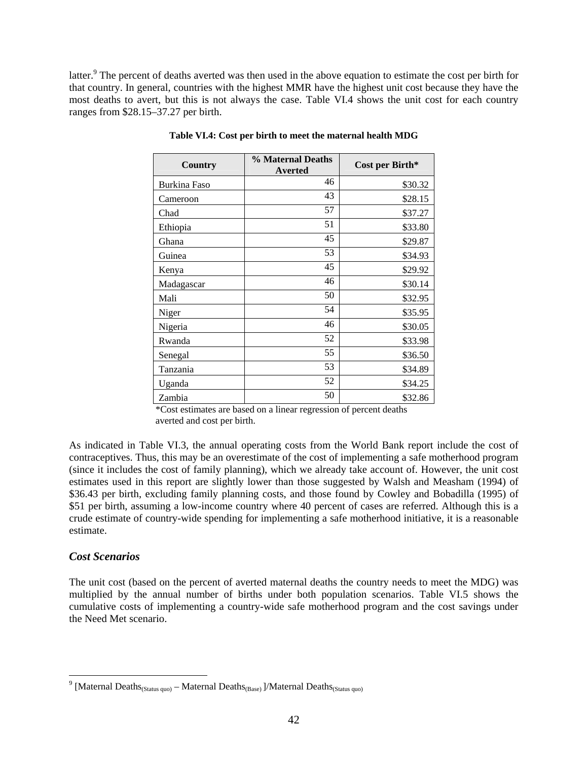latter.[9] The percent of deaths averted was then used in the above equation to estimate the cost per birth for that country. In general, countries with the highest MMR have the highest unit cost because they have the most deaths to avert, but this is not always the case. Table VI.4 shows the unit cost for each country ranges from $28.15–37.27 per birth.

**Table VI.4: Cost per birth to meet the maternal health MDG**

| Country | % Maternal Deaths Averted | Cost per Birth* |
|---|---|---|
| Burkina Faso | 46 | $30.32 |
| Cameroon | 43 | $28.15 |
| Chad | 57 | $37.27 |
| Ethiopia | 51 | $33.80 |
| Ghana | 45 | $29.87 |
| Guinea | 53 | $34.93 |
| Kenya | 45 | $29.92 |
| Madagascar | 46 | $30.14 |
| Mali | 50 | $32.95 |
| Niger | 54 | $35.95 |
| Nigeria | 46 | $30.05 |
| Rwanda | 52 | $33.98 |
| Senegal | 55 | $36.50 |
| Tanzania | 53 | $34.89 |
| Uganda | 52 | $34.25 |
| Zambia | 50 | $32.86 |

*Cost estimates are based on a linear regression of percent deaths averted and cost per birth.

As indicated in Table VI.3, the annual operating costs from the World Bank report include the cost of contraceptives. Thus, this may be an overestimate of the cost of implementing a safe motherhood program (since it includes the cost of family planning), which we already take account of. However, the unit cost estimates used in this report are slightly lower than those suggested by Walsh and Measham (1994) of $36.43 per birth, excluding family planning costs, and those found by Cowley and Bobadilla (1995) of $51 per birth, assuming a low-income country where 40 percent of cases are referred. Although this is a crude estimate of country-wide spending for implementing a safe motherhood initiative, it is a reasonable estimate.

### *Cost Scenarios*

The unit cost (based on the percent of averted maternal deaths the country needs to meet the MDG) was multiplied by the annual number of births under both population scenarios. Table VI.5 shows the cumulative costs of implementing a country-wide safe motherhood program and the cost savings under the Need Met scenario.

[9] [Maternal Deaths$_{(Status\ quo)}$ – Maternal Deaths$_{(Base)}$ ]/Maternal Deaths$_{(Status\ quo)}$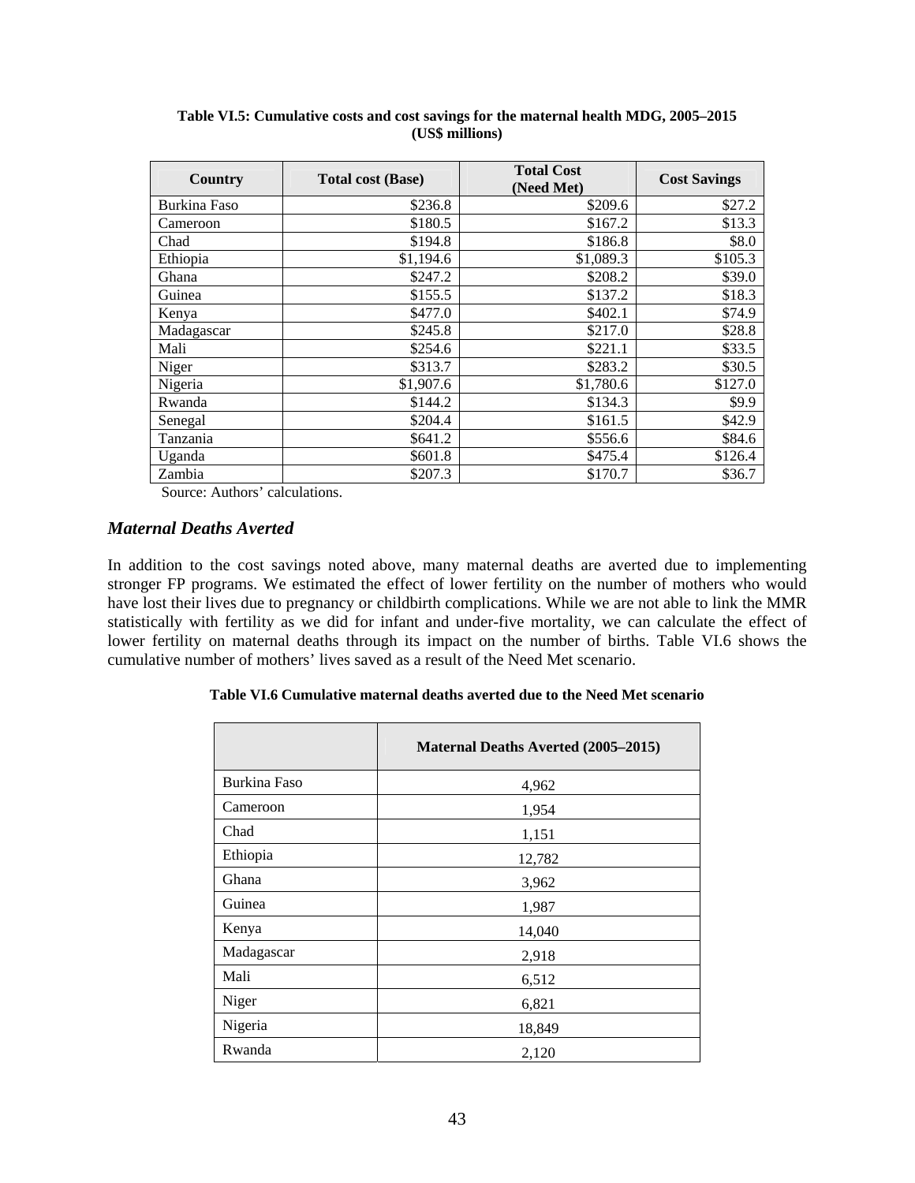**Table VI.5: Cumulative costs and cost savings for the maternal health MDG, 2005–2015 (US$ millions)**

| Country | Total cost (Base) | Total Cost (Need Met) | Cost Savings |
|---|---|---|---|
| Burkina Faso | $236.8 | $209.6 | $27.2 |
| Cameroon | $180.5 | $167.2 | $13.3 |
| Chad | $194.8 | $186.8 | $8.0 |
| Ethiopia | $1,194.6 | $1,089.3 | $105.3 |
| Ghana | $247.2 | $208.2 | $39.0 |
| Guinea | $155.5 | $137.2 | $18.3 |
| Kenya | $477.0 | $402.1 | $74.9 |
| Madagascar | $245.8 | $217.0 | $28.8 |
| Mali | $254.6 | $221.1 | $33.5 |
| Niger | $313.7 | $283.2 | $30.5 |
| Nigeria | $1,907.6 | $1,780.6 | $127.0 |
| Rwanda | $144.2 | $134.3 | $9.9 |
| Senegal | $204.4 | $161.5 | $42.9 |
| Tanzania | $641.2 | $556.6 | $84.6 |
| Uganda | $601.8 | $475.4 | $126.4 |
| Zambia | $207.3 | $170.7 | $36.7 |

Source: Authors' calculations.

### *Maternal Deaths Averted*

In addition to the cost savings noted above, many maternal deaths are averted due to implementing stronger FP programs. We estimated the effect of lower fertility on the number of mothers who would have lost their lives due to pregnancy or childbirth complications. While we are not able to link the MMR statistically with fertility as we did for infant and under-five mortality, we can calculate the effect of lower fertility on maternal deaths through its impact on the number of births. Table VI.6 shows the cumulative number of mothers' lives saved as a result of the Need Met scenario.

**Table VI.6 Cumulative maternal deaths averted due to the Need Met scenario**

| | Maternal Deaths Averted (2005–2015) |
|---|---|
| Burkina Faso | 4,962 |
| Cameroon | 1,954 |
| Chad | 1,151 |
| Ethiopia | 12,782 |
| Ghana | 3,962 |
| Guinea | 1,987 |
| Kenya | 14,040 |
| Madagascar | 2,918 |
| Mali | 6,512 |
| Niger | 6,821 |
| Nigeria | 18,849 |
| Rwanda | 2,120 |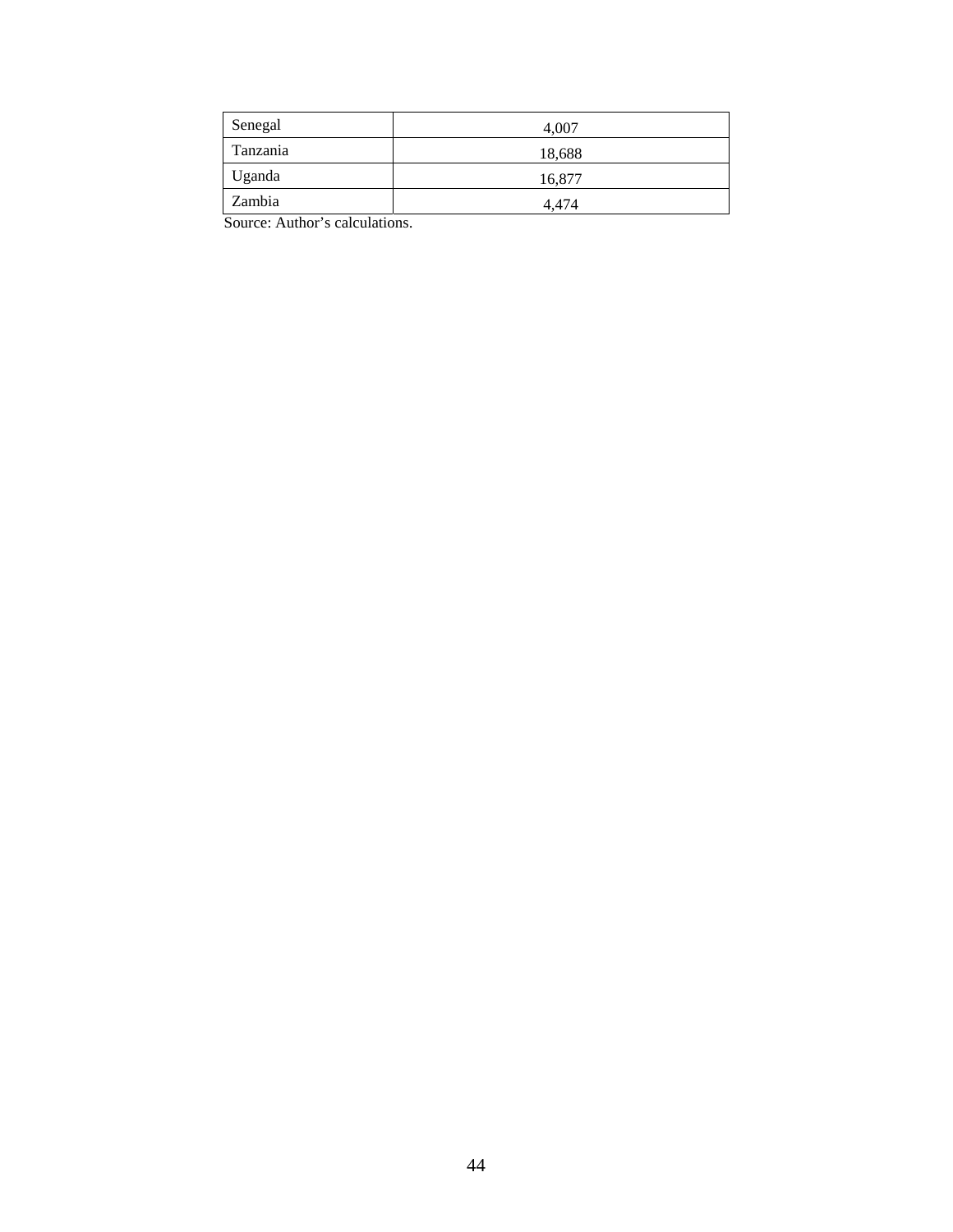| | |
|---|---|
| Senegal | 4,007 |
| Tanzania | 18,688 |
| Uganda | 16,877 |
| Zambia | 4,474 |

Source: Author's calculations.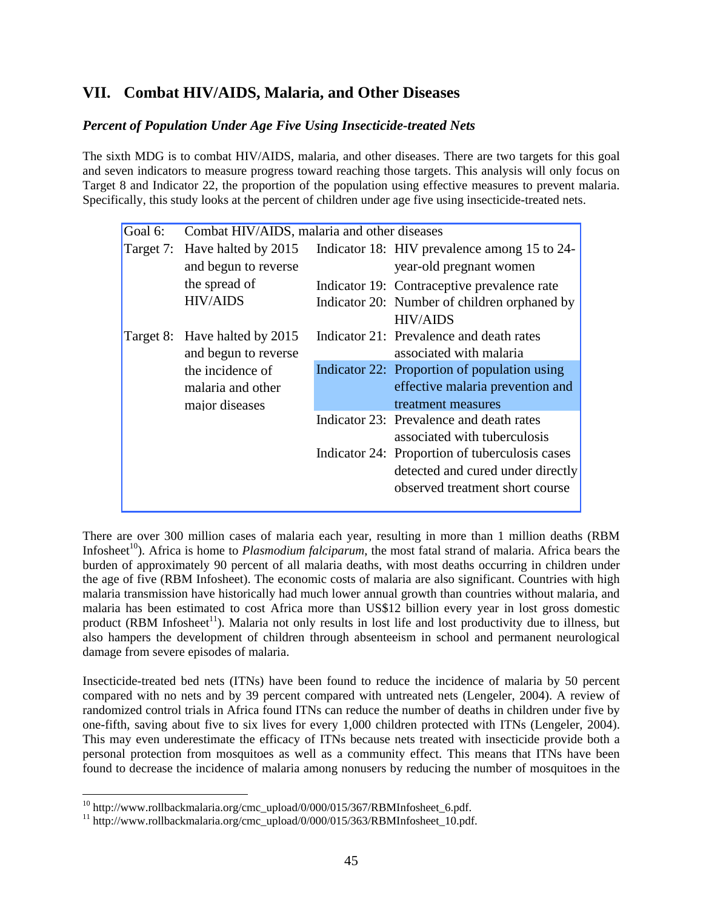## VII. Combat HIV/AIDS, Malaria, and Other Diseases

### *Percent of Population Under Age Five Using Insecticide-treated Nets*

The sixth MDG is to combat HIV/AIDS, malaria, and other diseases. There are two targets for this goal and seven indicators to measure progress toward reaching those targets. This analysis will only focus on Target 8 and Indicator 22, the proportion of the population using effective measures to prevent malaria. Specifically, this study looks at the percent of children under age five using insecticide-treated nets.

| Goal 6: | Combat HIV/AIDS, malaria and other diseases | | |
|---|---|---|---|
| Target 7: | Have halted by 2015 and begun to reverse the spread of HIV/AIDS | Indicator 18: | HIV prevalence among 15 to 24-year-old pregnant women |
| | | Indicator 19: | Contraceptive prevalence rate |
| | | Indicator 20: | Number of children orphaned by HIV/AIDS |
| Target 8: | Have halted by 2015 and begun to reverse the incidence of malaria and other major diseases | Indicator 21: | Prevalence and death rates associated with malaria |
| | | Indicator 22: | Proportion of population using effective malaria prevention and treatment measures |
| | | Indicator 23: | Prevalence and death rates associated with tuberculosis |
| | | Indicator 24: | Proportion of tuberculosis cases detected and cured under directly observed treatment short course |

There are over 300 million cases of malaria each year, resulting in more than 1 million deaths (RBM Infosheet[10]). Africa is home to *Plasmodium falciparum*, the most fatal strand of malaria. Africa bears the burden of approximately 90 percent of all malaria deaths, with most deaths occurring in children under the age of five (RBM Infosheet). The economic costs of malaria are also significant. Countries with high malaria transmission have historically had much lower annual growth than countries without malaria, and malaria has been estimated to cost Africa more than US$12 billion every year in lost gross domestic product (RBM Infosheet[11]). Malaria not only results in lost life and lost productivity due to illness, but also hampers the development of children through absenteeism in school and permanent neurological damage from severe episodes of malaria.

Insecticide-treated bed nets (ITNs) have been found to reduce the incidence of malaria by 50 percent compared with no nets and by 39 percent compared with untreated nets (Lengeler, 2004). A review of randomized control trials in Africa found ITNs can reduce the number of deaths in children under five by one-fifth, saving about five to six lives for every 1,000 children protected with ITNs (Lengeler, 2004). This may even underestimate the efficacy of ITNs because nets treated with insecticide provide both a personal protection from mosquitoes as well as a community effect. This means that ITNs have been found to decrease the incidence of malaria among nonusers by reducing the number of mosquitoes in the

---

[10] http://www.rollbackmalaria.org/cmc_upload/0/000/015/367/RBMInfosheet_6.pdf.

[11] http://www.rollbackmalaria.org/cmc_upload/0/000/015/363/RBMInfosheet_10.pdf.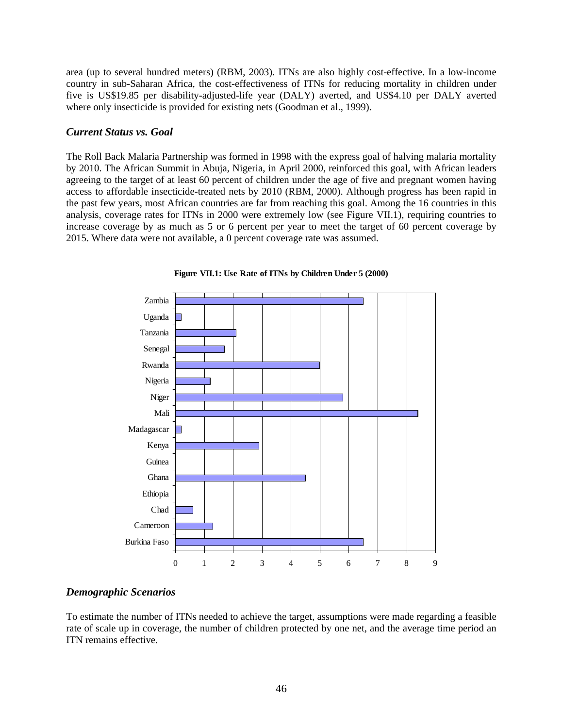area (up to several hundred meters) (RBM, 2003). ITNs are also highly cost-effective. In a low-income country in sub-Saharan Africa, the cost-effectiveness of ITNs for reducing mortality in children under five is US$19.85 per disability-adjusted-life year (DALY) averted, and US$4.10 per DALY averted where only insecticide is provided for existing nets (Goodman et al., 1999).

### *Current Status vs. Goal*

The Roll Back Malaria Partnership was formed in 1998 with the express goal of halving malaria mortality by 2010. The African Summit in Abuja, Nigeria, in April 2000, reinforced this goal, with African leaders agreeing to the target of at least 60 percent of children under the age of five and pregnant women having access to affordable insecticide-treated nets by 2010 (RBM, 2000). Although progress has been rapid in the past few years, most African countries are far from reaching this goal. Among the 16 countries in this analysis, coverage rates for ITNs in 2000 were extremely low (see Figure VII.1), requiring countries to increase coverage by as much as 5 or 6 percent per year to meet the target of 60 percent coverage by 2015. Where data were not available, a 0 percent coverage rate was assumed.

**Figure VII.1: Use Rate of ITNs by Children Under 5 (2000)**

| Country | Use Rate (%) |
|---|---|
| Zambia | 6.5 |
| Uganda | 0.2 |
| Tanzania | 2.1 |
| Senegal | 1.7 |
| Rwanda | 5.0 |
| Nigeria | 1.2 |
| Niger | 5.8 |
| Mali | 8.4 |
| Madagascar | 0.2 |
| Kenya | 2.9 |
| Guinea | 0 |
| Ghana | 4.5 |
| Ethiopia | 0 |
| Chad | 0.6 |
| Cameroon | 1.3 |
| Burkina Faso | 6.5 |

### *Demographic Scenarios*

To estimate the number of ITNs needed to achieve the target, assumptions were made regarding a feasible rate of scale up in coverage, the number of children protected by one net, and the average time period an ITN remains effective.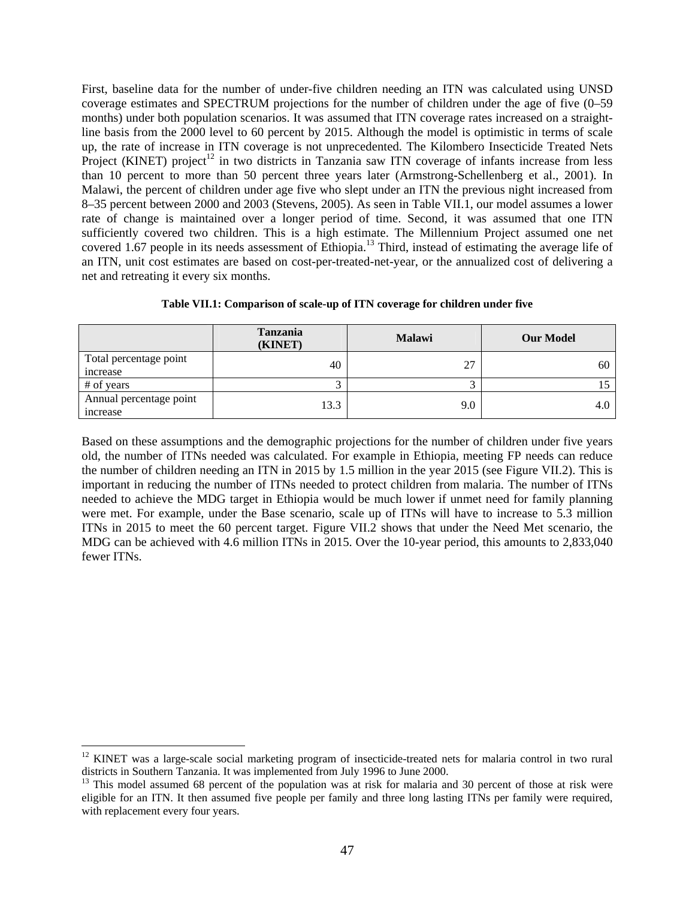First, baseline data for the number of under-five children needing an ITN was calculated using UNSD coverage estimates and SPECTRUM projections for the number of children under the age of five (0–59 months) under both population scenarios. It was assumed that ITN coverage rates increased on a straight-line basis from the 2000 level to 60 percent by 2015. Although the model is optimistic in terms of scale up, the rate of increase in ITN coverage is not unprecedented. The Kilombero Insecticide Treated Nets Project (KINET) project[12] in two districts in Tanzania saw ITN coverage of infants increase from less than 10 percent to more than 50 percent three years later (Armstrong-Schellenberg et al., 2001). In Malawi, the percent of children under age five who slept under an ITN the previous night increased from 8–35 percent between 2000 and 2003 (Stevens, 2005). As seen in Table VII.1, our model assumes a lower rate of change is maintained over a longer period of time. Second, it was assumed that one ITN sufficiently covered two children. This is a high estimate. The Millennium Project assumed one net covered 1.67 people in its needs assessment of Ethiopia.[13] Third, instead of estimating the average life of an ITN, unit cost estimates are based on cost-per-treated-net-year, or the annualized cost of delivering a net and retreating it every six months.

**Table VII.1: Comparison of scale-up of ITN coverage for children under five**

| | Tanzania (KINET) | Malawi | Our Model |
|---|---|---|---|
| Total percentage point increase | 40 | 27 | 60 |
| # of years | 3 | 3 | 15 |
| Annual percentage point increase | 13.3 | 9.0 | 4.0 |

Based on these assumptions and the demographic projections for the number of children under five years old, the number of ITNs needed was calculated. For example in Ethiopia, meeting FP needs can reduce the number of children needing an ITN in 2015 by 1.5 million in the year 2015 (see Figure VII.2). This is important in reducing the number of ITNs needed to protect children from malaria. The number of ITNs needed to achieve the MDG target in Ethiopia would be much lower if unmet need for family planning were met. For example, under the Base scenario, scale up of ITNs will have to increase to 5.3 million ITNs in 2015 to meet the 60 percent target. Figure VII.2 shows that under the Need Met scenario, the MDG can be achieved with 4.6 million ITNs in 2015. Over the 10-year period, this amounts to 2,833,040 fewer ITNs.

---

[12] KINET was a large-scale social marketing program of insecticide-treated nets for malaria control in two rural districts in Southern Tanzania. It was implemented from July 1996 to June 2000.

[13] This model assumed 68 percent of the population was at risk for malaria and 30 percent of those at risk were eligible for an ITN. It then assumed five people per family and three long lasting ITNs per family were required, with replacement every four years.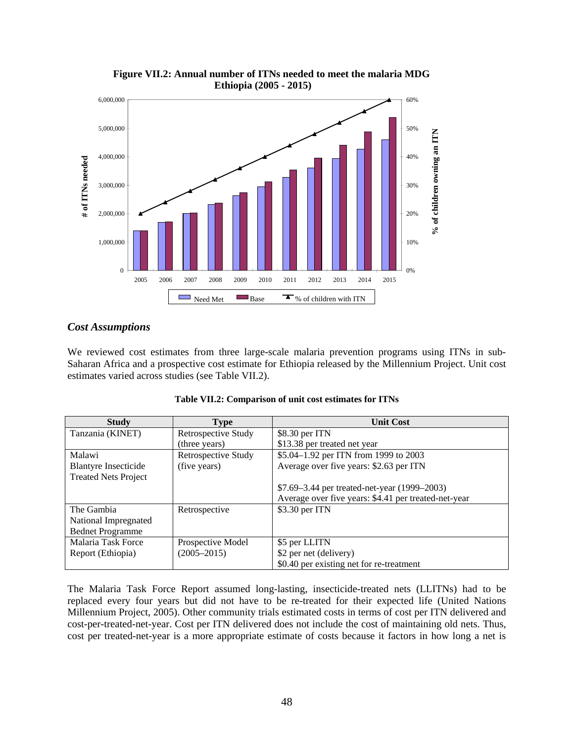**Figure VII.2: Annual number of ITNs needed to meet the malaria MDG Ethiopia (2005 - 2015)**

### *Cost Assumptions*

We reviewed cost estimates from three large-scale malaria prevention programs using ITNs in sub-Saharan Africa and a prospective cost estimate for Ethiopia released by the Millennium Project. Unit cost estimates varied across studies (see Table VII.2).

**Table VII.2: Comparison of unit cost estimates for ITNs**

| Study | Type | Unit Cost |
|---|---|---|
| Tanzania (KINET) | Retrospective Study (three years) | \$8.30 per ITN<br>\$13.38 per treated net year |
| Malawi<br>Blantyre Insecticide Treated Nets Project | Retrospective Study (five years) | \$5.04–1.92 per ITN from 1999 to 2003<br>Average over five years: \$2.63 per ITN<br><br>\$7.69–3.44 per treated-net-year (1999–2003)<br>Average over five years: \$4.41 per treated-net-year |
| The Gambia<br>National Impregnated Bednet Programme | Retrospective | \$3.30 per ITN |
| Malaria Task Force Report (Ethiopia) | Prospective Model (2005–2015) | \$5 per LLITN<br>\$2 per net (delivery)<br>\$0.40 per existing net for re-treatment |

The Malaria Task Force Report assumed long-lasting, insecticide-treated nets (LLITNs) had to be replaced every four years but did not have to be re-treated for their expected life (United Nations Millennium Project, 2005). Other community trials estimated costs in terms of cost per ITN delivered and cost-per-treated-net-year. Cost per ITN delivered does not include the cost of maintaining old nets. Thus, cost per treated-net-year is a more appropriate estimate of costs because it factors in how long a net is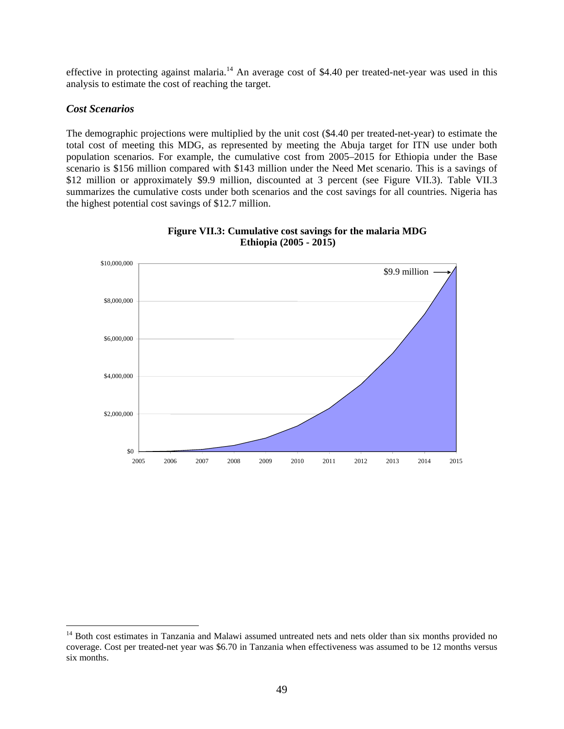effective in protecting against malaria.[14] An average cost of $4.40 per treated-net-year was used in this analysis to estimate the cost of reaching the target.

### *Cost Scenarios*

The demographic projections were multiplied by the unit cost ($4.40 per treated-net-year) to estimate the total cost of meeting this MDG, as represented by meeting the Abuja target for ITN use under both population scenarios. For example, the cumulative cost from 2005–2015 for Ethiopia under the Base scenario is $156 million compared with $143 million under the Need Met scenario. This is a savings of $12 million or approximately $9.9 million, discounted at 3 percent (see Figure VII.3). Table VII.3 summarizes the cumulative costs under both scenarios and the cost savings for all countries. Nigeria has the highest potential cost savings of $12.7 million.

**Figure VII.3: Cumulative cost savings for the malaria MDG Ethiopia (2005 - 2015)**

[14] Both cost estimates in Tanzania and Malawi assumed untreated nets and nets older than six months provided no coverage. Cost per treated-net year was $6.70 in Tanzania when effectiveness was assumed to be 12 months versus six months.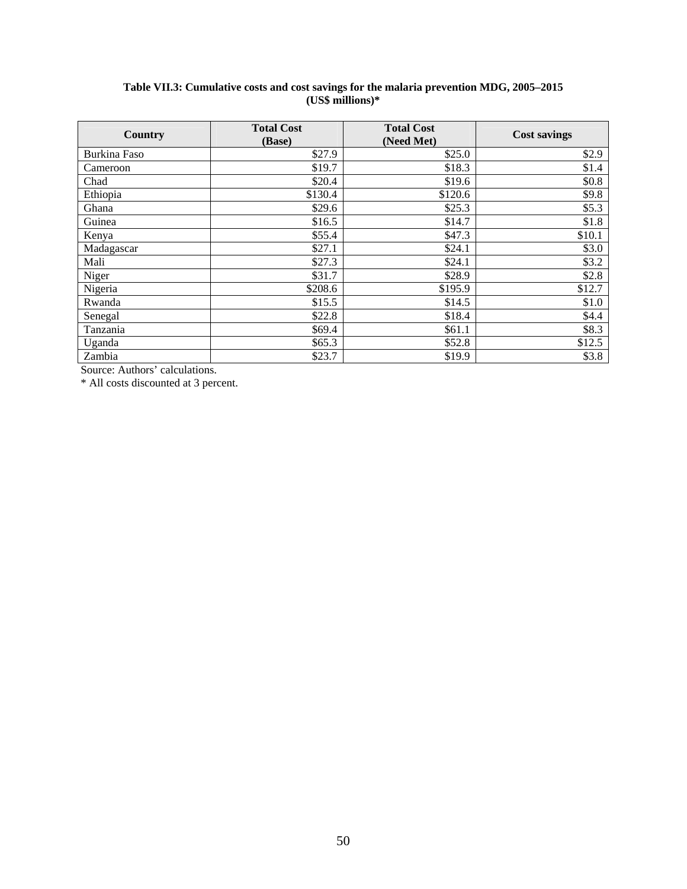**Table VII.3: Cumulative costs and cost savings for the malaria prevention MDG, 2005–2015 (US$ millions)***

| Country | Total Cost (Base) | Total Cost (Need Met) | Cost savings |
|---|---|---|---|
| Burkina Faso | $27.9 | $25.0 | $2.9 |
| Cameroon | $19.7 | $18.3 | $1.4 |
| Chad | $20.4 | $19.6 | $0.8 |
| Ethiopia | $130.4 | $120.6 | $9.8 |
| Ghana | $29.6 | $25.3 | $5.3 |
| Guinea | $16.5 | $14.7 | $1.8 |
| Kenya | $55.4 | $47.3 | $10.1 |
| Madagascar | $27.1 | $24.1 | $3.0 |
| Mali | $27.3 | $24.1 | $3.2 |
| Niger | $31.7 | $28.9 | $2.8 |
| Nigeria | $208.6 | $195.9 | $12.7 |
| Rwanda | $15.5 | $14.5 | $1.0 |
| Senegal | $22.8 | $18.4 | $4.4 |
| Tanzania | $69.4 | $61.1 | $8.3 |
| Uganda | $65.3 | $52.8 | $12.5 |
| Zambia | $23.7 | $19.9 | $3.8 |

Source: Authors' calculations.

* All costs discounted at 3 percent.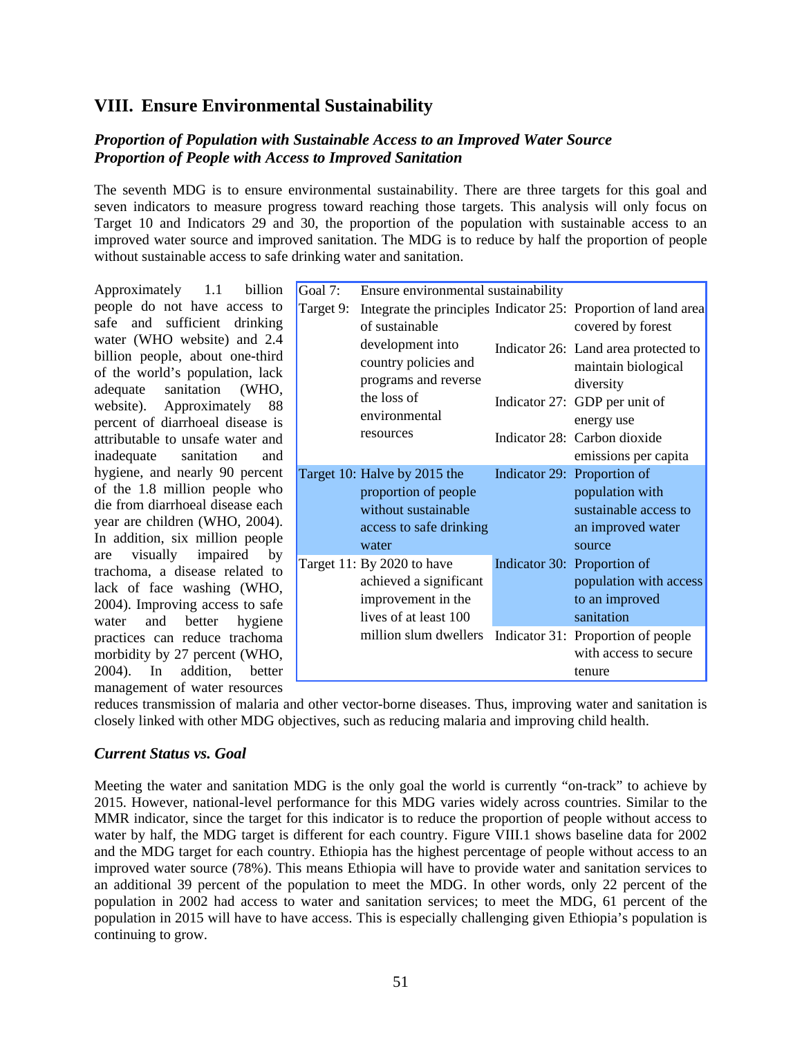## VIII. Ensure Environmental Sustainability

### *Proportion of Population with Sustainable Access to an Improved Water Source*
### *Proportion of People with Access to Improved Sanitation*

The seventh MDG is to ensure environmental sustainability. There are three targets for this goal and seven indicators to measure progress toward reaching those targets. This analysis will only focus on Target 10 and Indicators 29 and 30, the proportion of the population with sustainable access to an improved water source and improved sanitation. The MDG is to reduce by half the proportion of people without sustainable access to safe drinking water and sanitation.

| Goal 7: | Ensure environmental sustainability | | |
|---|---|---|---|
| Target 9: | Integrate the principles of sustainable development into country policies and programs and reverse the loss of environmental resources | Indicator 25: | Proportion of land area covered by forest |
| | | Indicator 26: | Land area protected to maintain biological diversity |
| | | Indicator 27: | GDP per unit of energy use |
| | | Indicator 28: | Carbon dioxide emissions per capita |
| Target 10: | Halve by 2015 the proportion of people without sustainable access to safe drinking water | Indicator 29: | Proportion of population with sustainable access to an improved water source |
| Target 11: | By 2020 to have achieved a significant improvement in the lives of at least 100 million slum dwellers | Indicator 30: | Proportion of population with access to an improved sanitation |
| | | Indicator 31: | Proportion of people with access to secure tenure |

Approximately 1.1 billion people do not have access to safe and sufficient drinking water (WHO website) and 2.4 billion people, about one-third of the world's population, lack adequate sanitation (WHO, website). Approximately 88 percent of diarrhoeal disease is attributable to unsafe water and inadequate sanitation and hygiene, and nearly 90 percent of the 1.8 million people who die from diarrhoeal disease each year are children (WHO, 2004). In addition, six million people are visually impaired by trachoma, a disease related to lack of face washing (WHO, 2004). Improving access to safe water and better hygiene practices can reduce trachoma morbidity by 27 percent (WHO, 2004). In addition, better management of water resources reduces transmission of malaria and other vector-borne diseases. Thus, improving water and sanitation is closely linked with other MDG objectives, such as reducing malaria and improving child health.

### *Current Status vs. Goal*

Meeting the water and sanitation MDG is the only goal the world is currently "on-track" to achieve by 2015. However, national-level performance for this MDG varies widely across countries. Similar to the MMR indicator, since the target for this indicator is to reduce the proportion of people without access to water by half, the MDG target is different for each country. Figure VIII.1 shows baseline data for 2002 and the MDG target for each country. Ethiopia has the highest percentage of people without access to an improved water source (78%). This means Ethiopia will have to provide water and sanitation services to an additional 39 percent of the population to meet the MDG. In other words, only 22 percent of the population in 2002 had access to water and sanitation services; to meet the MDG, 61 percent of the population in 2015 will have to have access. This is especially challenging given Ethiopia's population is continuing to grow.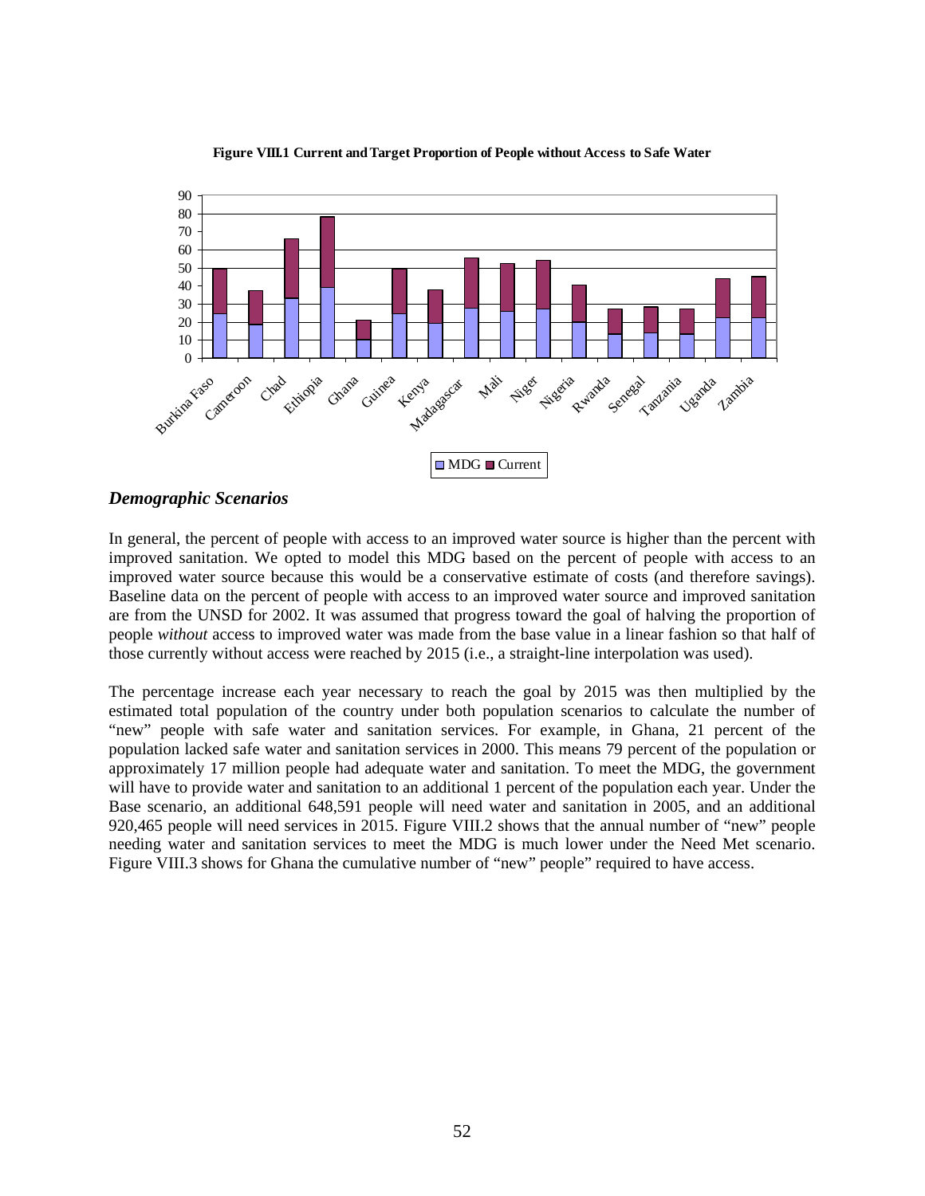**Figure VIII.1 Current and Target Proportion of People without Access to Safe Water**

### *Demographic Scenarios*

In general, the percent of people with access to an improved water source is higher than the percent with improved sanitation. We opted to model this MDG based on the percent of people with access to an improved water source because this would be a conservative estimate of costs (and therefore savings). Baseline data on the percent of people with access to an improved water source and improved sanitation are from the UNSD for 2002. It was assumed that progress toward the goal of halving the proportion of people *without* access to improved water was made from the base value in a linear fashion so that half of those currently without access were reached by 2015 (i.e., a straight-line interpolation was used).

The percentage increase each year necessary to reach the goal by 2015 was then multiplied by the estimated total population of the country under both population scenarios to calculate the number of "new" people with safe water and sanitation services. For example, in Ghana, 21 percent of the population lacked safe water and sanitation services in 2000. This means 79 percent of the population or approximately 17 million people had adequate water and sanitation. To meet the MDG, the government will have to provide water and sanitation to an additional 1 percent of the population each year. Under the Base scenario, an additional 648,591 people will need water and sanitation in 2005, and an additional 920,465 people will need services in 2015. Figure VIII.2 shows that the annual number of "new" people needing water and sanitation services to meet the MDG is much lower under the Need Met scenario. Figure VIII.3 shows for Ghana the cumulative number of "new" people" required to have access.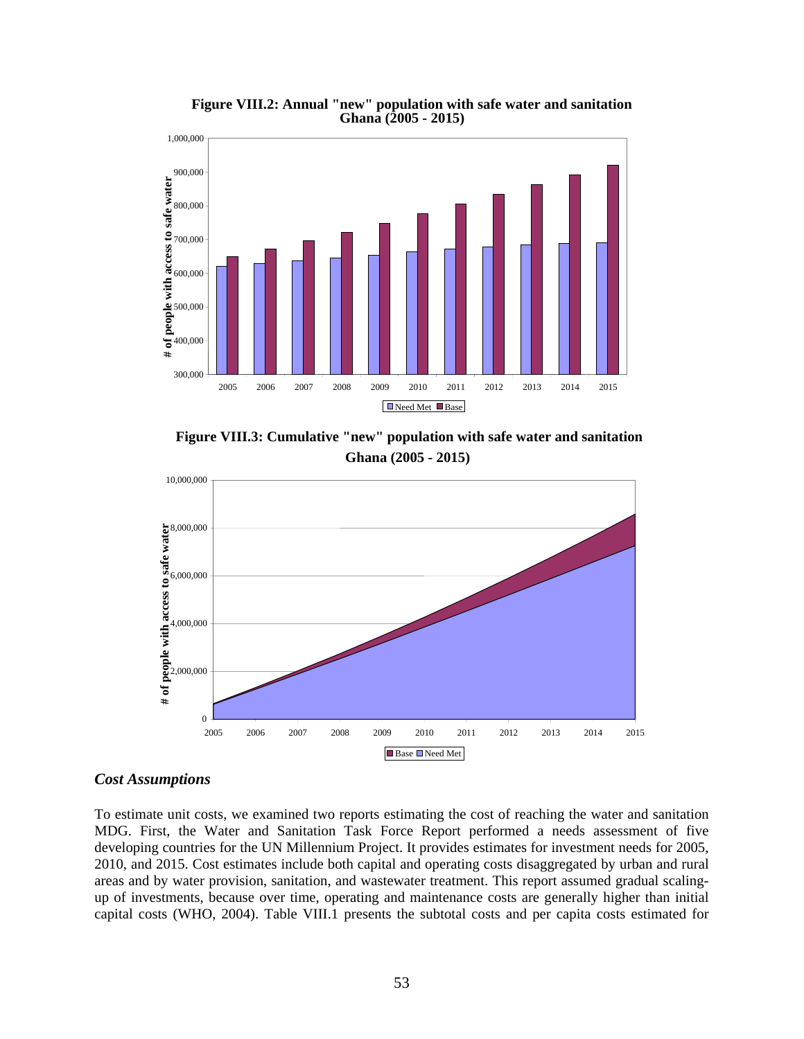**Figure VIII.2: Annual "new" population with safe water and sanitation Ghana (2005 - 2015)**

**Figure VIII.3: Cumulative "new" population with safe water and sanitation Ghana (2005 - 2015)**

### *Cost Assumptions*

To estimate unit costs, we examined two reports estimating the cost of reaching the water and sanitation MDG. First, the Water and Sanitation Task Force Report performed a needs assessment of five developing countries for the UN Millennium Project. It provides estimates for investment needs for 2005, 2010, and 2015. Cost estimates include both capital and operating costs disaggregated by urban and rural areas and by water provision, sanitation, and wastewater treatment. This report assumed gradual scaling-up of investments, because over time, operating and maintenance costs are generally higher than initial capital costs (WHO, 2004). Table VIII.1 presents the subtotal costs and per capita costs estimated for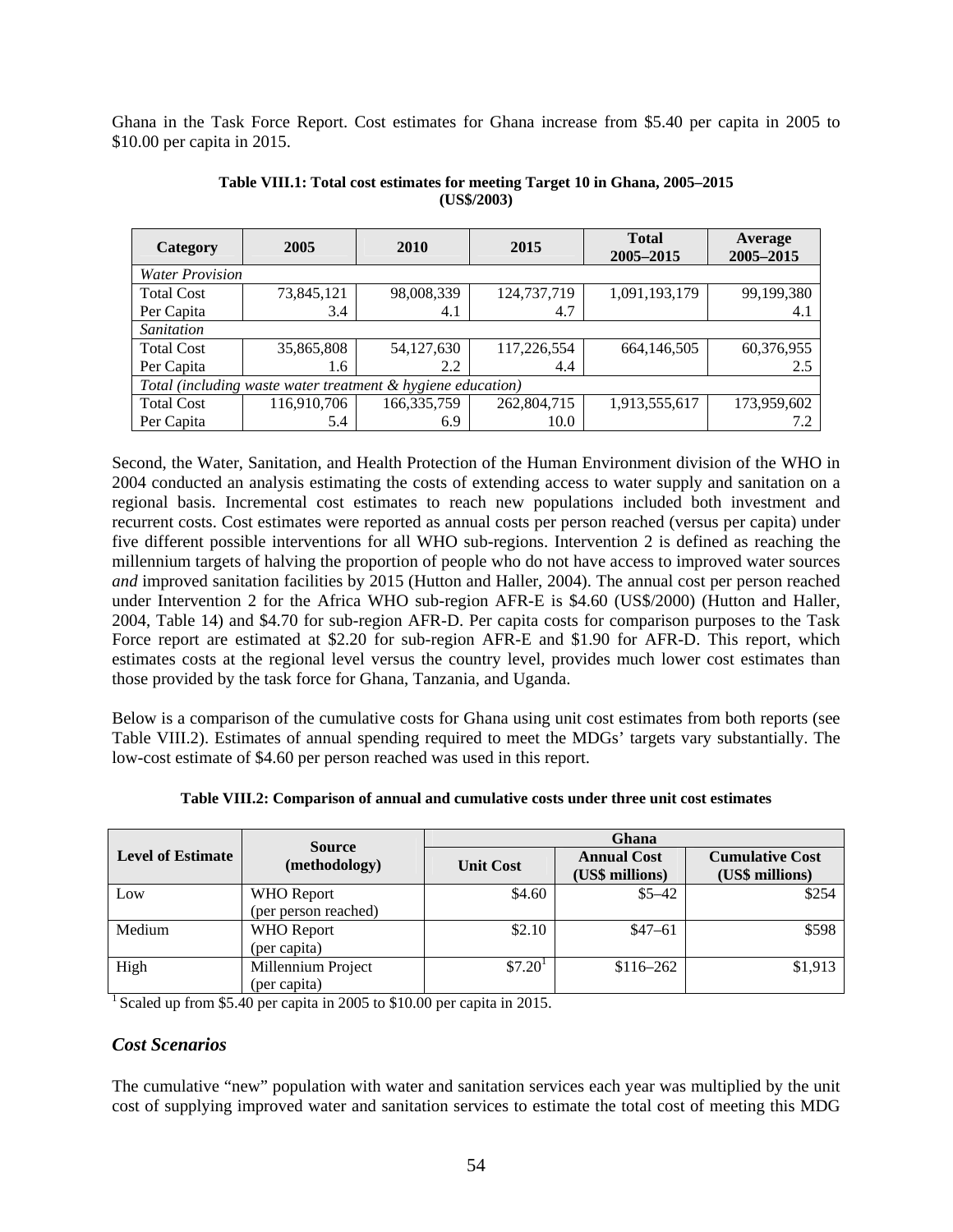Ghana in the Task Force Report. Cost estimates for Ghana increase from \$5.40 per capita in 2005 to \$10.00 per capita in 2015.

**Table VIII.1: Total cost estimates for meeting Target 10 in Ghana, 2005–2015 (US\$/2003)**

| Category | 2005 | 2010 | 2015 | Total 2005–2015 | Average 2005–2015 |
|---|---|---|---|---|---|
| *Water Provision* | | | | | |
| Total Cost | 73,845,121 | 98,008,339 | 124,737,719 | 1,091,193,179 | 99,199,380 |
| Per Capita | 3.4 | 4.1 | 4.7 | | 4.1 |
| *Sanitation* | | | | | |
| Total Cost | 35,865,808 | 54,127,630 | 117,226,554 | 664,146,505 | 60,376,955 |
| Per Capita | 1.6 | 2.2 | 4.4 | | 2.5 |
| *Total (including waste water treatment & hygiene education)* | | | | | |
| Total Cost | 116,910,706 | 166,335,759 | 262,804,715 | 1,913,555,617 | 173,959,602 |
| Per Capita | 5.4 | 6.9 | 10.0 | | 7.2 |

Second, the Water, Sanitation, and Health Protection of the Human Environment division of the WHO in 2004 conducted an analysis estimating the costs of extending access to water supply and sanitation on a regional basis. Incremental cost estimates to reach new populations included both investment and recurrent costs. Cost estimates were reported as annual costs per person reached (versus per capita) under five different possible interventions for all WHO sub-regions. Intervention 2 is defined as reaching the millennium targets of halving the proportion of people who do not have access to improved water sources *and* improved sanitation facilities by 2015 (Hutton and Haller, 2004). The annual cost per person reached under Intervention 2 for the Africa WHO sub-region AFR-E is \$4.60 (US\$/2000) (Hutton and Haller, 2004, Table 14) and \$4.70 for sub-region AFR-D. Per capita costs for comparison purposes to the Task Force report are estimated at \$2.20 for sub-region AFR-E and \$1.90 for AFR-D. This report, which estimates costs at the regional level versus the country level, provides much lower cost estimates than those provided by the task force for Ghana, Tanzania, and Uganda.

Below is a comparison of the cumulative costs for Ghana using unit cost estimates from both reports (see Table VIII.2). Estimates of annual spending required to meet the MDGs' targets vary substantially. The low-cost estimate of \$4.60 per person reached was used in this report.

**Table VIII.2: Comparison of annual and cumulative costs under three unit cost estimates**

| Level of Estimate | Source (methodology) | Ghana | | |
|---|---|---|---|---|
| | | Unit Cost | Annual Cost (US\$ millions) | Cumulative Cost (US\$ millions) |
| Low | WHO Report (per person reached) | \$4.60 | \$5–42 | \$254 |
| Medium | WHO Report (per capita) | \$2.10 | \$47–61 | \$598 |
| High | Millennium Project (per capita) | \$7.20[1] | \$116–262 | \$1,913 |

[1] Scaled up from \$5.40 per capita in 2005 to \$10.00 per capita in 2015.

## *Cost Scenarios*

The cumulative "new" population with water and sanitation services each year was multiplied by the unit cost of supplying improved water and sanitation services to estimate the total cost of meeting this MDG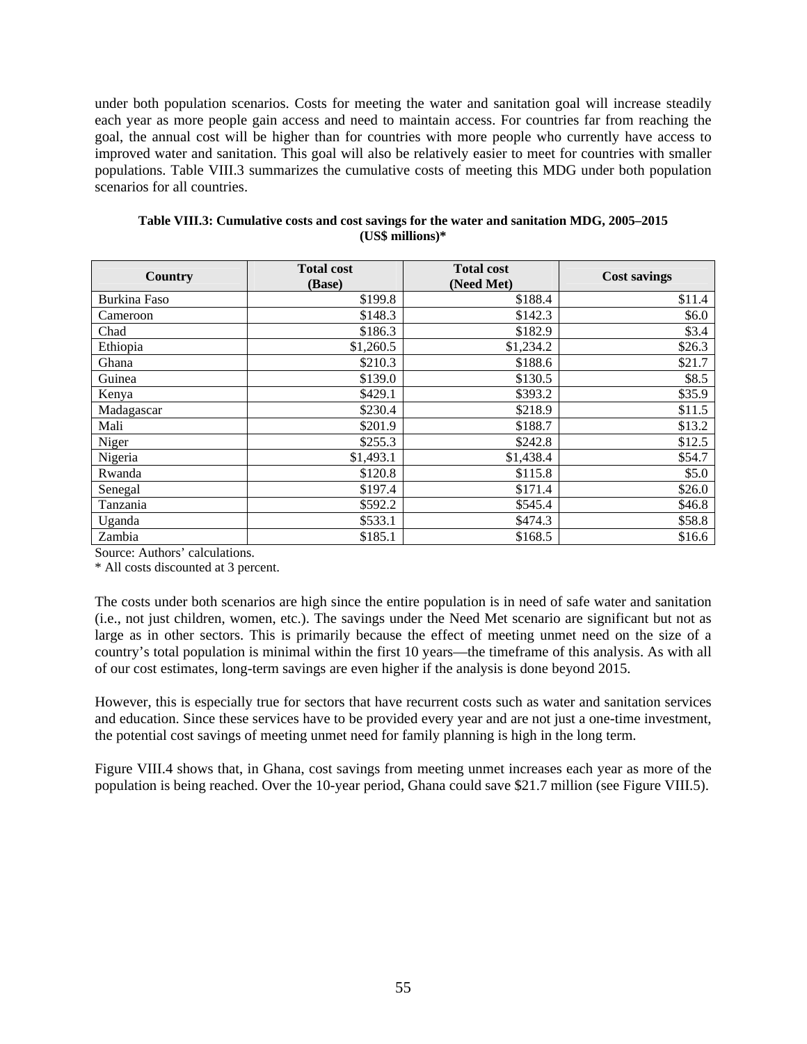under both population scenarios. Costs for meeting the water and sanitation goal will increase steadily each year as more people gain access and need to maintain access. For countries far from reaching the goal, the annual cost will be higher than for countries with more people who currently have access to improved water and sanitation. This goal will also be relatively easier to meet for countries with smaller populations. Table VIII.3 summarizes the cumulative costs of meeting this MDG under both population scenarios for all countries.

**Table VIII.3: Cumulative costs and cost savings for the water and sanitation MDG, 2005–2015 (US$ millions)***

| Country | Total cost (Base) | Total cost (Need Met) | Cost savings |
|---|---|---|---|
| Burkina Faso | $199.8 | $188.4 | $11.4 |
| Cameroon | $148.3 | $142.3 | $6.0 |
| Chad | $186.3 | $182.9 | $3.4 |
| Ethiopia | $1,260.5 | $1,234.2 | $26.3 |
| Ghana | $210.3 | $188.6 | $21.7 |
| Guinea | $139.0 | $130.5 | $8.5 |
| Kenya | $429.1 | $393.2 | $35.9 |
| Madagascar | $230.4 | $218.9 | $11.5 |
| Mali | $201.9 | $188.7 | $13.2 |
| Niger | $255.3 | $242.8 | $12.5 |
| Nigeria | $1,493.1 | $1,438.4 | $54.7 |
| Rwanda | $120.8 | $115.8 | $5.0 |
| Senegal | $197.4 | $171.4 | $26.0 |
| Tanzania | $592.2 | $545.4 | $46.8 |
| Uganda | $533.1 | $474.3 | $58.8 |
| Zambia | $185.1 | $168.5 | $16.6 |

Source: Authors' calculations.

* All costs discounted at 3 percent.

The costs under both scenarios are high since the entire population is in need of safe water and sanitation (i.e., not just children, women, etc.). The savings under the Need Met scenario are significant but not as large as in other sectors. This is primarily because the effect of meeting unmet need on the size of a country's total population is minimal within the first 10 years—the timeframe of this analysis. As with all of our cost estimates, long-term savings are even higher if the analysis is done beyond 2015.

However, this is especially true for sectors that have recurrent costs such as water and sanitation services and education. Since these services have to be provided every year and are not just a one-time investment, the potential cost savings of meeting unmet need for family planning is high in the long term.

Figure VIII.4 shows that, in Ghana, cost savings from meeting unmet increases each year as more of the population is being reached. Over the 10-year period, Ghana could save $21.7 million (see Figure VIII.5).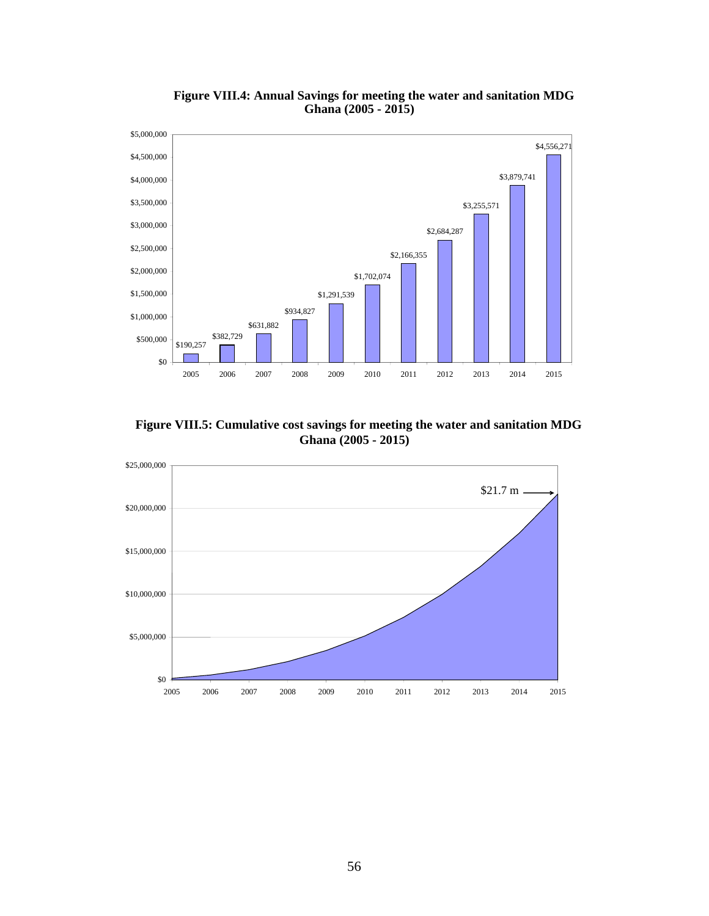**Figure VIII.4: Annual Savings for meeting the water and sanitation MDG Ghana (2005 - 2015)**

| Year | Annual Savings |
|---|---|
| 2005 | $190,257 |
| 2006 | $382,729 |
| 2007 | $631,882 |
| 2008 | $934,827 |
| 2009 | $1,291,539 |
| 2010 | $1,702,074 |
| 2011 | $2,166,355 |
| 2012 | $2,684,287 |
| 2013 | $3,255,571 |
| 2014 | $3,879,741 |
| 2015 | $4,556,271 |

**Figure VIII.5: Cumulative cost savings for meeting the water and sanitation MDG Ghana (2005 - 2015)**

$21.7 m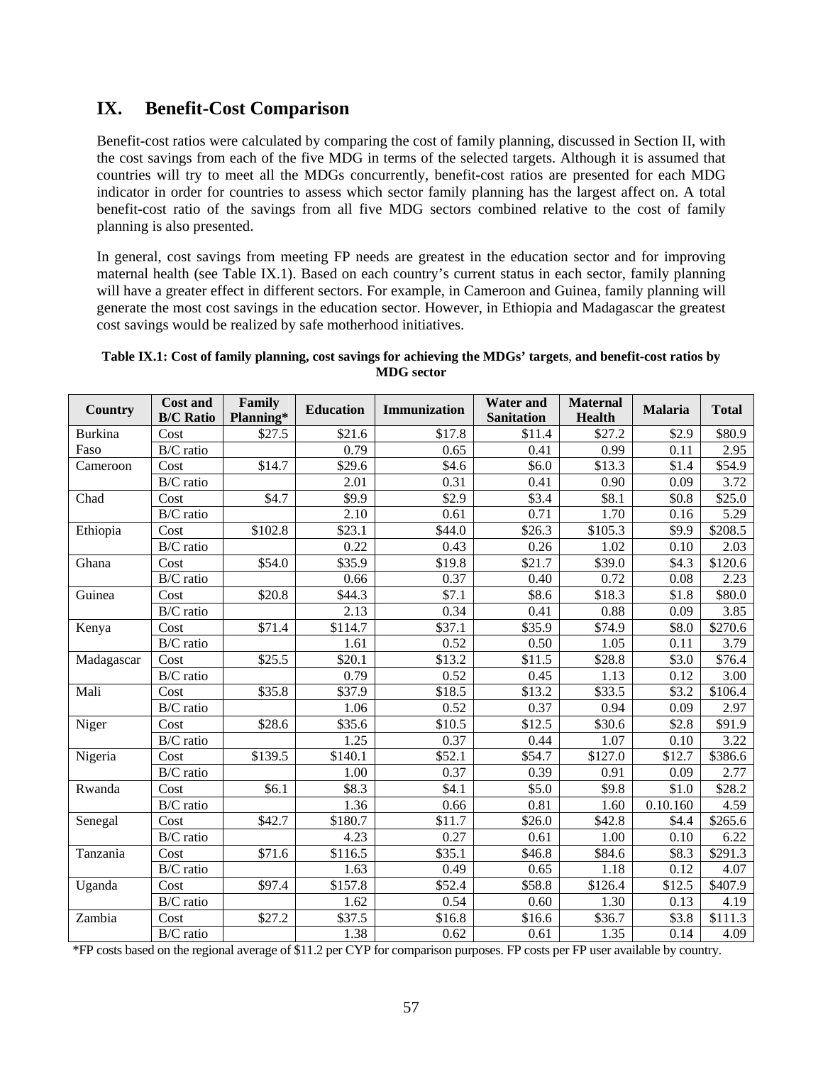# IX. Benefit-Cost Comparison

Benefit-cost ratios were calculated by comparing the cost of family planning, discussed in Section II, with the cost savings from each of the five MDG in terms of the selected targets. Although it is assumed that countries will try to meet all the MDGs concurrently, benefit-cost ratios are presented for each MDG indicator in order for countries to assess which sector family planning has the largest affect on. A total benefit-cost ratio of the savings from all five MDG sectors combined relative to the cost of family planning is also presented.

In general, cost savings from meeting FP needs are greatest in the education sector and for improving maternal health (see Table IX.1). Based on each country's current status in each sector, family planning will have a greater effect in different sectors. For example, in Cameroon and Guinea, family planning will generate the most cost savings in the education sector. However, in Ethiopia and Madagascar the greatest cost savings would be realized by safe motherhood initiatives.

**Table IX.1: Cost of family planning, cost savings for achieving the MDGs' targets, and benefit-cost ratios by MDG sector**

| Country | Cost and B/C Ratio | Family Planning* | Education | Immunization | Water and Sanitation | Maternal Health | Malaria | Total |
|---|---|---|---|---|---|---|---|---|
| Burkina Faso | Cost | $27.5 | $21.6 | $17.8 | $11.4 | $27.2 | $2.9 | $80.9 |
| | B/C ratio | | 0.79 | 0.65 | 0.41 | 0.99 | 0.11 | 2.95 |
| Cameroon | Cost | $14.7 | $29.6 | $4.6 | $6.0 | $13.3 | $1.4 | $54.9 |
| | B/C ratio | | 2.01 | 0.31 | 0.41 | 0.90 | 0.09 | 3.72 |
| Chad | Cost | $4.7 | $9.9 | $2.9 | $3.4 | $8.1 | $0.8 | $25.0 |
| | B/C ratio | | 2.10 | 0.61 | 0.71 | 1.70 | 0.16 | 5.29 |
| Ethiopia | Cost | $102.8 | $23.1 | $44.0 | $26.3 | $105.3 | $9.9 | $208.5 |
| | B/C ratio | | 0.22 | 0.43 | 0.26 | 1.02 | 0.10 | 2.03 |
| Ghana | Cost | $54.0 | $35.9 | $19.8 | $21.7 | $39.0 | $4.3 | $120.6 |
| | B/C ratio | | 0.66 | 0.37 | 0.40 | 0.72 | 0.08 | 2.23 |
| Guinea | Cost | $20.8 | $44.3 | $7.1 | $8.6 | $18.3 | $1.8 | $80.0 |
| | B/C ratio | | 2.13 | 0.34 | 0.41 | 0.88 | 0.09 | 3.85 |
| Kenya | Cost | $71.4 | $114.7 | $37.1 | $35.9 | $74.9 | $8.0 | $270.6 |
| | B/C ratio | | 1.61 | 0.52 | 0.50 | 1.05 | 0.11 | 3.79 |
| Madagascar | Cost | $25.5 | $20.1 | $13.2 | $11.5 | $28.8 | $3.0 | $76.4 |
| | B/C ratio | | 0.79 | 0.52 | 0.45 | 1.13 | 0.12 | 3.00 |
| Mali | Cost | $35.8 | $37.9 | $18.5 | $13.2 | $33.5 | $3.2 | $106.4 |
| | B/C ratio | | 1.06 | 0.52 | 0.37 | 0.94 | 0.09 | 2.97 |
| Niger | Cost | $28.6 | $35.6 | $10.5 | $12.5 | $30.6 | $2.8 | $91.9 |
| | B/C ratio | | 1.25 | 0.37 | 0.44 | 1.07 | 0.10 | 3.22 |
| Nigeria | Cost | $139.5 | $140.1 | $52.1 | $54.7 | $127.0 | $12.7 | $386.6 |
| | B/C ratio | | 1.00 | 0.37 | 0.39 | 0.91 | 0.09 | 2.77 |
| Rwanda | Cost | $6.1 | $8.3 | $4.1 | $5.0 | $9.8 | $1.0 | $28.2 |
| | B/C ratio | | 1.36 | 0.66 | 0.81 | 1.60 | 0.10.160 | 4.59 |
| Senegal | Cost | $42.7 | $180.7 | $11.7 | $26.0 | $42.8 | $4.4 | $265.6 |
| | B/C ratio | | 4.23 | 0.27 | 0.61 | 1.00 | 0.10 | 6.22 |
| Tanzania | Cost | $71.6 | $116.5 | $35.1 | $46.8 | $84.6 | $8.3 | $291.3 |
| | B/C ratio | | 1.63 | 0.49 | 0.65 | 1.18 | 0.12 | 4.07 |
| Uganda | Cost | $97.4 | $157.8 | $52.4 | $58.8 | $126.4 | $12.5 | $407.9 |
| | B/C ratio | | 1.62 | 0.54 | 0.60 | 1.30 | 0.13 | 4.19 |
| Zambia | Cost | $27.2 | $37.5 | $16.8 | $16.6 | $36.7 | $3.8 | $111.3 |
| | B/C ratio | | 1.38 | 0.62 | 0.61 | 1.35 | 0.14 | 4.09 |

*FP costs based on the regional average of $11.2 per CYP for comparison purposes. FP costs per FP user available by country.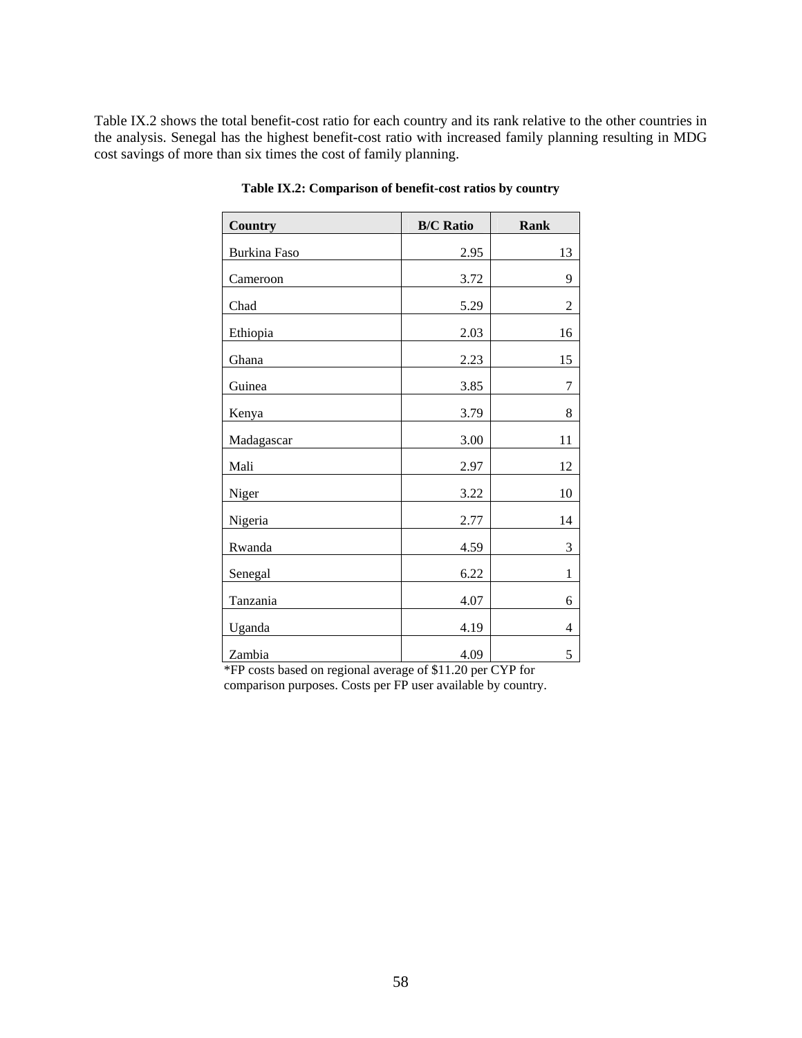Table IX.2 shows the total benefit-cost ratio for each country and its rank relative to the other countries in the analysis. Senegal has the highest benefit-cost ratio with increased family planning resulting in MDG cost savings of more than six times the cost of family planning.

**Table IX.2: Comparison of benefit-cost ratios by country**

| Country | B/C Ratio | Rank |
|---|---:|---:|
| Burkina Faso | 2.95 | 13 |
| Cameroon | 3.72 | 9 |
| Chad | 5.29 | 2 |
| Ethiopia | 2.03 | 16 |
| Ghana | 2.23 | 15 |
| Guinea | 3.85 | 7 |
| Kenya | 3.79 | 8 |
| Madagascar | 3.00 | 11 |
| Mali | 2.97 | 12 |
| Niger | 3.22 | 10 |
| Nigeria | 2.77 | 14 |
| Rwanda | 4.59 | 3 |
| Senegal | 6.22 | 1 |
| Tanzania | 4.07 | 6 |
| Uganda | 4.19 | 4 |
| Zambia | 4.09 | 5 |

*FP costs based on regional average of $11.20 per CYP for comparison purposes. Costs per FP user available by country.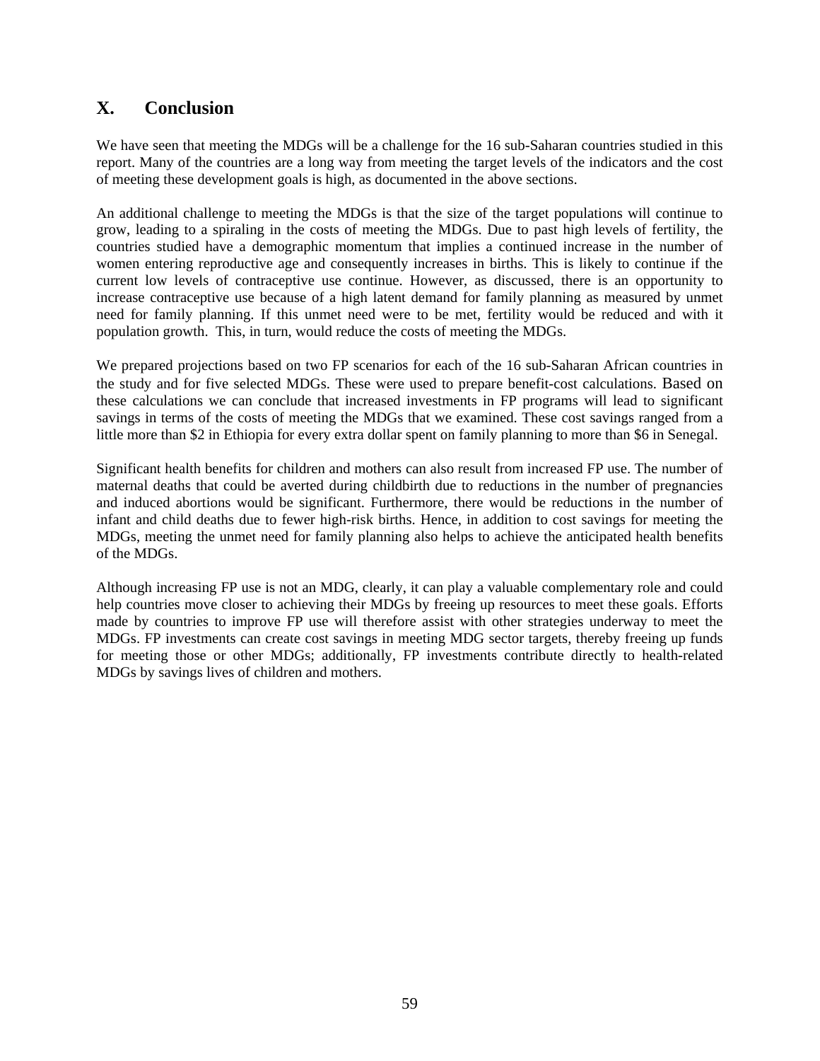## X. Conclusion

We have seen that meeting the MDGs will be a challenge for the 16 sub-Saharan countries studied in this report. Many of the countries are a long way from meeting the target levels of the indicators and the cost of meeting these development goals is high, as documented in the above sections.

An additional challenge to meeting the MDGs is that the size of the target populations will continue to grow, leading to a spiraling in the costs of meeting the MDGs. Due to past high levels of fertility, the countries studied have a demographic momentum that implies a continued increase in the number of women entering reproductive age and consequently increases in births. This is likely to continue if the current low levels of contraceptive use continue. However, as discussed, there is an opportunity to increase contraceptive use because of a high latent demand for family planning as measured by unmet need for family planning. If this unmet need were to be met, fertility would be reduced and with it population growth. This, in turn, would reduce the costs of meeting the MDGs.

We prepared projections based on two FP scenarios for each of the 16 sub-Saharan African countries in the study and for five selected MDGs. These were used to prepare benefit-cost calculations. Based on these calculations we can conclude that increased investments in FP programs will lead to significant savings in terms of the costs of meeting the MDGs that we examined. These cost savings ranged from a little more than $2 in Ethiopia for every extra dollar spent on family planning to more than $6 in Senegal.

Significant health benefits for children and mothers can also result from increased FP use. The number of maternal deaths that could be averted during childbirth due to reductions in the number of pregnancies and induced abortions would be significant. Furthermore, there would be reductions in the number of infant and child deaths due to fewer high-risk births. Hence, in addition to cost savings for meeting the MDGs, meeting the unmet need for family planning also helps to achieve the anticipated health benefits of the MDGs.

Although increasing FP use is not an MDG, clearly, it can play a valuable complementary role and could help countries move closer to achieving their MDGs by freeing up resources to meet these goals. Efforts made by countries to improve FP use will therefore assist with other strategies underway to meet the MDGs. FP investments can create cost savings in meeting MDG sector targets, thereby freeing up funds for meeting those or other MDGs; additionally, FP investments contribute directly to health-related MDGs by savings lives of children and mothers.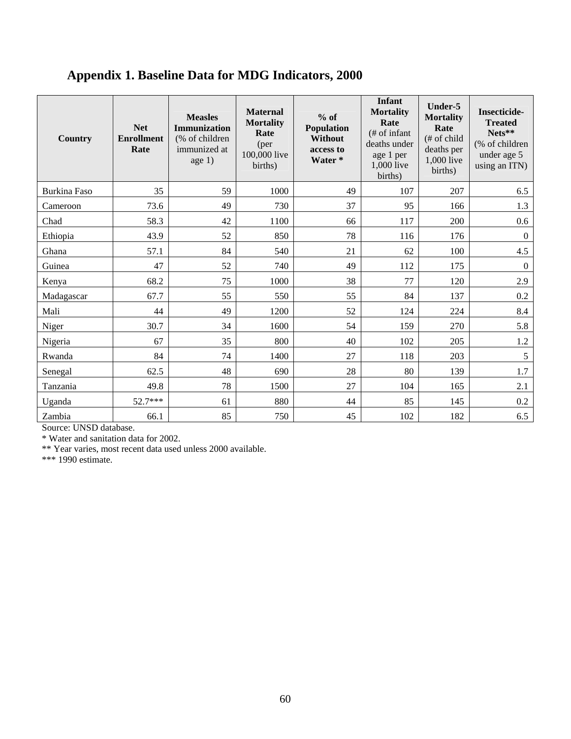## Appendix 1. Baseline Data for MDG Indicators, 2000

| Country | **Net Enrollment Rate** | **Measles Immunization** (% of children immunized at age 1) | **Maternal Mortality Rate** (per 100,000 live births) | **% of Population Without access to Water** * | **Infant Mortality Rate** (# of infant deaths under age 1 per 1,000 live births) | **Under-5 Mortality Rate** (# of child deaths per 1,000 live births) | **Insecticide-Treated Nets**** (% of children under age 5 using an ITN) |
|---|---|---|---|---|---|---|---|
| Burkina Faso | 35 | 59 | 1000 | 49 | 107 | 207 | 6.5 |
| Cameroon | 73.6 | 49 | 730 | 37 | 95 | 166 | 1.3 |
| Chad | 58.3 | 42 | 1100 | 66 | 117 | 200 | 0.6 |
| Ethiopia | 43.9 | 52 | 850 | 78 | 116 | 176 | 0 |
| Ghana | 57.1 | 84 | 540 | 21 | 62 | 100 | 4.5 |
| Guinea | 47 | 52 | 740 | 49 | 112 | 175 | 0 |
| Kenya | 68.2 | 75 | 1000 | 38 | 77 | 120 | 2.9 |
| Madagascar | 67.7 | 55 | 550 | 55 | 84 | 137 | 0.2 |
| Mali | 44 | 49 | 1200 | 52 | 124 | 224 | 8.4 |
| Niger | 30.7 | 34 | 1600 | 54 | 159 | 270 | 5.8 |
| Nigeria | 67 | 35 | 800 | 40 | 102 | 205 | 1.2 |
| Rwanda | 84 | 74 | 1400 | 27 | 118 | 203 | 5 |
| Senegal | 62.5 | 48 | 690 | 28 | 80 | 139 | 1.7 |
| Tanzania | 49.8 | 78 | 1500 | 27 | 104 | 165 | 2.1 |
| Uganda | 52.7*** | 61 | 880 | 44 | 85 | 145 | 0.2 |
| Zambia | 66.1 | 85 | 750 | 45 | 102 | 182 | 6.5 |

Source: UNSD database.

* Water and sanitation data for 2002.

** Year varies, most recent data used unless 2000 available.

*** 1990 estimate.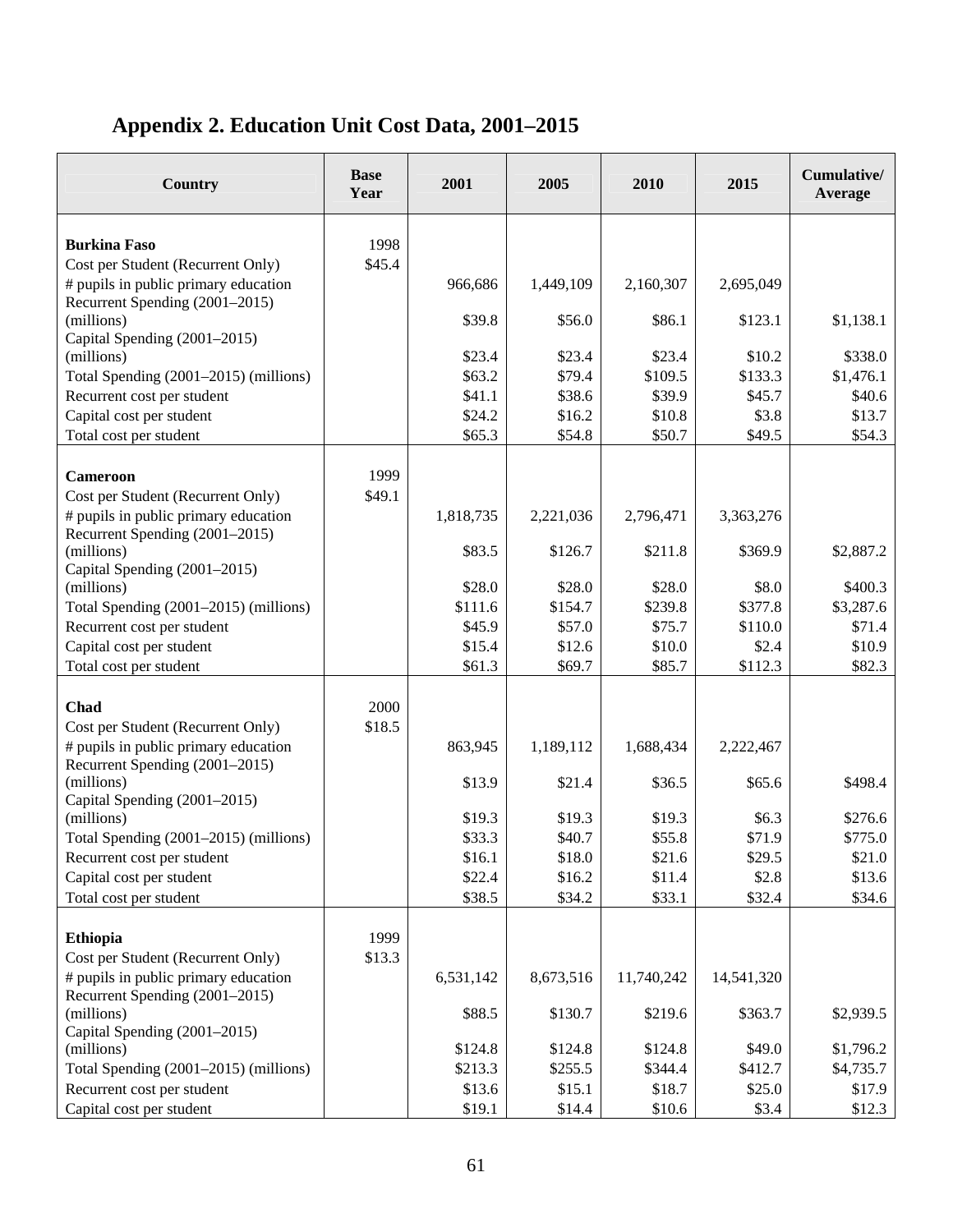## Appendix 2. Education Unit Cost Data, 2001–2015

| Country | Base Year | 2001 | 2005 | 2010 | 2015 | Cumulative/ Average |
|---|---|---|---|---|---|---|
| **Burkina Faso** | 1998 | | | | | |
| Cost per Student (Recurrent Only) | $45.4 | | | | | |
| # pupils in public primary education | | 966,686 | 1,449,109 | 2,160,307 | 2,695,049 | |
| Recurrent Spending (2001–2015) (millions) | | $39.8 | $56.0 | $86.1 | $123.1 | $1,138.1 |
| Capital Spending (2001–2015) (millions) | | $23.4 | $23.4 | $23.4 | $10.2 | $338.0 |
| Total Spending (2001–2015) (millions) | | $63.2 | $79.4 | $109.5 | $133.3 | $1,476.1 |
| Recurrent cost per student | | $41.1 | $38.6 | $39.9 | $45.7 | $40.6 |
| Capital cost per student | | $24.2 | $16.2 | $10.8 | $3.8 | $13.7 |
| Total cost per student | | $65.3 | $54.8 | $50.7 | $49.5 | $54.3 |
| **Cameroon** | 1999 | | | | | |
| Cost per Student (Recurrent Only) | $49.1 | | | | | |
| # pupils in public primary education | | 1,818,735 | 2,221,036 | 2,796,471 | 3,363,276 | |
| Recurrent Spending (2001–2015) (millions) | | $83.5 | $126.7 | $211.8 | $369.9 | $2,887.2 |
| Capital Spending (2001–2015) (millions) | | $28.0 | $28.0 | $28.0 | $8.0 | $400.3 |
| Total Spending (2001–2015) (millions) | | $111.6 | $154.7 | $239.8 | $377.8 | $3,287.6 |
| Recurrent cost per student | | $45.9 | $57.0 | $75.7 | $110.0 | $71.4 |
| Capital cost per student | | $15.4 | $12.6 | $10.0 | $2.4 | $10.9 |
| Total cost per student | | $61.3 | $69.7 | $85.7 | $112.3 | $82.3 |
| **Chad** | 2000 | | | | | |
| Cost per Student (Recurrent Only) | $18.5 | | | | | |
| # pupils in public primary education | | 863,945 | 1,189,112 | 1,688,434 | 2,222,467 | |
| Recurrent Spending (2001–2015) (millions) | | $13.9 | $21.4 | $36.5 | $65.6 | $498.4 |
| Capital Spending (2001–2015) (millions) | | $19.3 | $19.3 | $19.3 | $6.3 | $276.6 |
| Total Spending (2001–2015) (millions) | | $33.3 | $40.7 | $55.8 | $71.9 | $775.0 |
| Recurrent cost per student | | $16.1 | $18.0 | $21.6 | $29.5 | $21.0 |
| Capital cost per student | | $22.4 | $16.2 | $11.4 | $2.8 | $13.6 |
| Total cost per student | | $38.5 | $34.2 | $33.1 | $32.4 | $34.6 |
| **Ethiopia** | 1999 | | | | | |
| Cost per Student (Recurrent Only) | $13.3 | | | | | |
| # pupils in public primary education | | 6,531,142 | 8,673,516 | 11,740,242 | 14,541,320 | |
| Recurrent Spending (2001–2015) (millions) | | $88.5 | $130.7 | $219.6 | $363.7 | $2,939.5 |
| Capital Spending (2001–2015) (millions) | | $124.8 | $124.8 | $124.8 | $49.0 | $1,796.2 |
| Total Spending (2001–2015) (millions) | | $213.3 | $255.5 | $344.4 | $412.7 | $4,735.7 |
| Recurrent cost per student | | $13.6 | $15.1 | $18.7 | $25.0 | $17.9 |
| Capital cost per student | | $19.1 | $14.4 | $10.6 | $3.4 | $12.3 |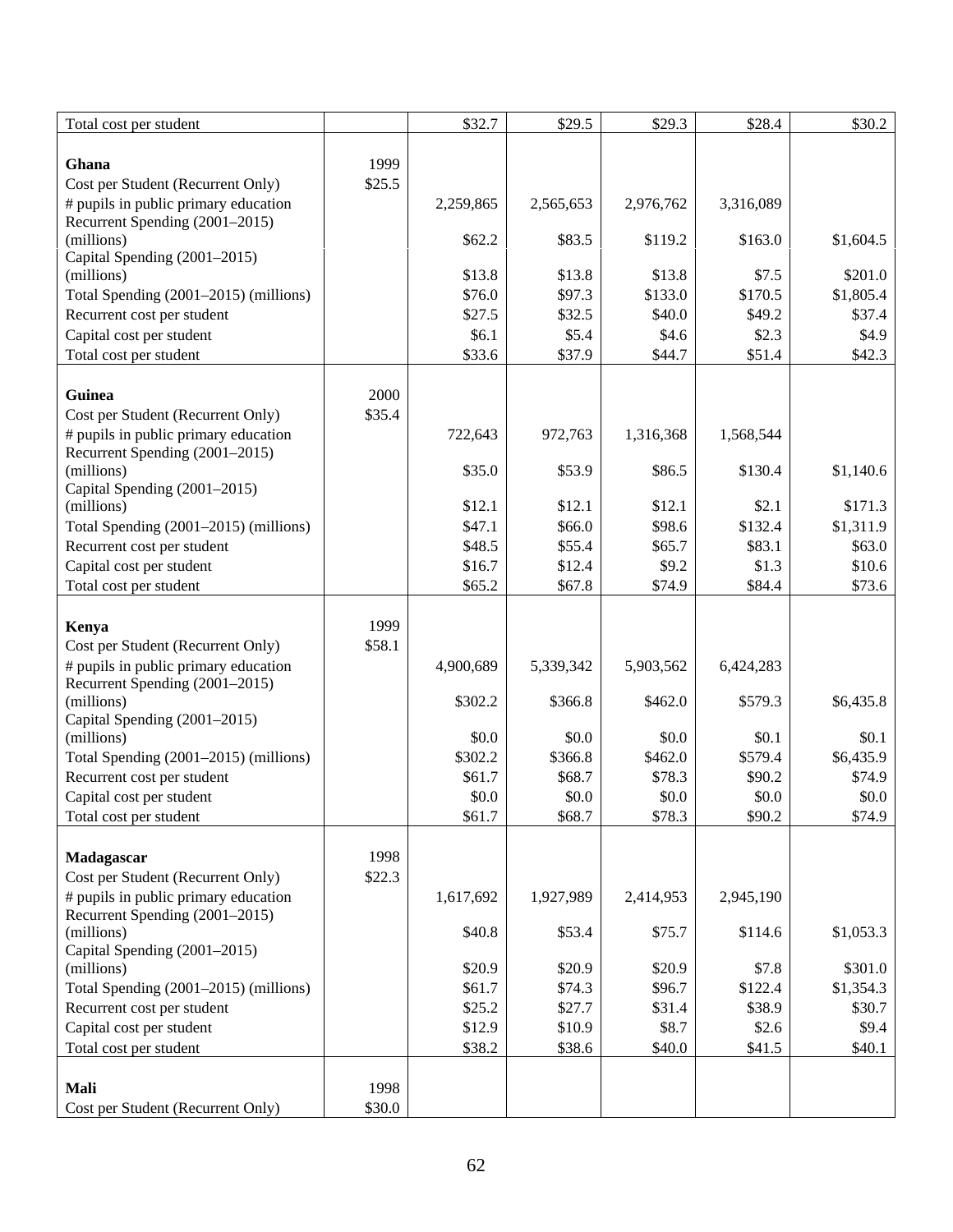| | | | | | | |
|---|---|---|---|---|---|---|
| Total cost per student | | $32.7 | $29.5 | $29.3 | $28.4 | $30.2 |
| | | | | | | |
| **Ghana** | 1999 | | | | | |
| Cost per Student (Recurrent Only) | $25.5 | | | | | |
| # pupils in public primary education | | 2,259,865 | 2,565,653 | 2,976,762 | 3,316,089 | |
| Recurrent Spending (2001–2015) (millions) | | $62.2 | $83.5 | $119.2 | $163.0 | $1,604.5 |
| Capital Spending (2001–2015) (millions) | | $13.8 | $13.8 | $13.8 | $7.5 | $201.0 |
| Total Spending (2001–2015) (millions) | | $76.0 | $97.3 | $133.0 | $170.5 | $1,805.4 |
| Recurrent cost per student | | $27.5 | $32.5 | $40.0 | $49.2 | $37.4 |
| Capital cost per student | | $6.1 | $5.4 | $4.6 | $2.3 | $4.9 |
| Total cost per student | | $33.6 | $37.9 | $44.7 | $51.4 | $42.3 |
| | | | | | | |
| **Guinea** | 2000 | | | | | |
| Cost per Student (Recurrent Only) | $35.4 | | | | | |
| # pupils in public primary education | | 722,643 | 972,763 | 1,316,368 | 1,568,544 | |
| Recurrent Spending (2001–2015) (millions) | | $35.0 | $53.9 | $86.5 | $130.4 | $1,140.6 |
| Capital Spending (2001–2015) (millions) | | $12.1 | $12.1 | $12.1 | $2.1 | $171.3 |
| Total Spending (2001–2015) (millions) | | $47.1 | $66.0 | $98.6 | $132.4 | $1,311.9 |
| Recurrent cost per student | | $48.5 | $55.4 | $65.7 | $83.1 | $63.0 |
| Capital cost per student | | $16.7 | $12.4 | $9.2 | $1.3 | $10.6 |
| Total cost per student | | $65.2 | $67.8 | $74.9 | $84.4 | $73.6 |
| | | | | | | |
| **Kenya** | 1999 | | | | | |
| Cost per Student (Recurrent Only) | $58.1 | | | | | |
| # pupils in public primary education | | 4,900,689 | 5,339,342 | 5,903,562 | 6,424,283 | |
| Recurrent Spending (2001–2015) (millions) | | $302.2 | $366.8 | $462.0 | $579.3 | $6,435.8 |
| Capital Spending (2001–2015) (millions) | | $0.0 | $0.0 | $0.0 | $0.1 | $0.1 |
| Total Spending (2001–2015) (millions) | | $302.2 | $366.8 | $462.0 | $579.4 | $6,435.9 |
| Recurrent cost per student | | $61.7 | $68.7 | $78.3 | $90.2 | $74.9 |
| Capital cost per student | | $0.0 | $0.0 | $0.0 | $0.0 | $0.0 |
| Total cost per student | | $61.7 | $68.7 | $78.3 | $90.2 | $74.9 |
| | | | | | | |
| **Madagascar** | 1998 | | | | | |
| Cost per Student (Recurrent Only) | $22.3 | | | | | |
| # pupils in public primary education | | 1,617,692 | 1,927,989 | 2,414,953 | 2,945,190 | |
| Recurrent Spending (2001–2015) (millions) | | $40.8 | $53.4 | $75.7 | $114.6 | $1,053.3 |
| Capital Spending (2001–2015) (millions) | | $20.9 | $20.9 | $20.9 | $7.8 | $301.0 |
| Total Spending (2001–2015) (millions) | | $61.7 | $74.3 | $96.7 | $122.4 | $1,354.3 |
| Recurrent cost per student | | $25.2 | $27.7 | $31.4 | $38.9 | $30.7 |
| Capital cost per student | | $12.9 | $10.9 | $8.7 | $2.6 | $9.4 |
| Total cost per student | | $38.2 | $38.6 | $40.0 | $41.5 | $40.1 |
| | | | | | | |
| **Mali** | 1998 | | | | | |
| Cost per Student (Recurrent Only) | $30.0 | | | | | |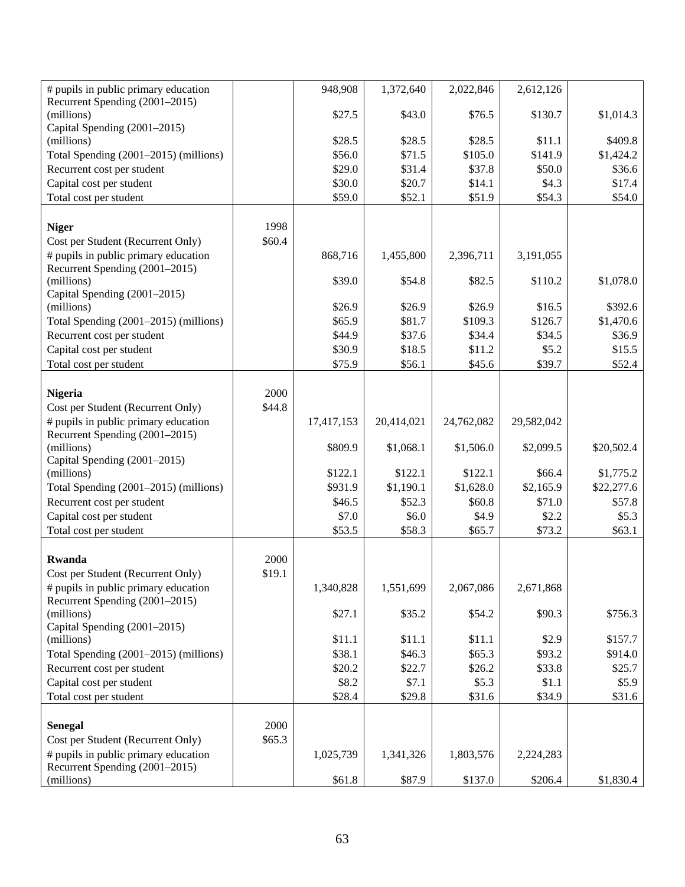| | | | | | | |
|---|---|---|---|---|---|---|
| # pupils in public primary education | | 948,908 | 1,372,640 | 2,022,846 | 2,612,126 | |
| Recurrent Spending (2001–2015) (millions) | | $27.5 | $43.0 | $76.5 | $130.7 | $1,014.3 |
| Capital Spending (2001–2015) (millions) | | $28.5 | $28.5 | $28.5 | $11.1 | $409.8 |
| Total Spending (2001–2015) (millions) | | $56.0 | $71.5 | $105.0 | $141.9 | $1,424.2 |
| Recurrent cost per student | | $29.0 | $31.4 | $37.8 | $50.0 | $36.6 |
| Capital cost per student | | $30.0 | $20.7 | $14.1 | $4.3 | $17.4 |
| Total cost per student | | $59.0 | $52.1 | $51.9 | $54.3 | $54.0 |
| | | | | | | |
| **Niger** | 1998 | | | | | |
| Cost per Student (Recurrent Only) | $60.4 | | | | | |
| # pupils in public primary education | | 868,716 | 1,455,800 | 2,396,711 | 3,191,055 | |
| Recurrent Spending (2001–2015) (millions) | | $39.0 | $54.8 | $82.5 | $110.2 | $1,078.0 |
| Capital Spending (2001–2015) (millions) | | $26.9 | $26.9 | $26.9 | $16.5 | $392.6 |
| Total Spending (2001–2015) (millions) | | $65.9 | $81.7 | $109.3 | $126.7 | $1,470.6 |
| Recurrent cost per student | | $44.9 | $37.6 | $34.4 | $34.5 | $36.9 |
| Capital cost per student | | $30.9 | $18.5 | $11.2 | $5.2 | $15.5 |
| Total cost per student | | $75.9 | $56.1 | $45.6 | $39.7 | $52.4 |
| | | | | | | |
| **Nigeria** | 2000 | | | | | |
| Cost per Student (Recurrent Only) | $44.8 | | | | | |
| # pupils in public primary education | | 17,417,153 | 20,414,021 | 24,762,082 | 29,582,042 | |
| Recurrent Spending (2001–2015) (millions) | | $809.9 | $1,068.1 | $1,506.0 | $2,099.5 | $20,502.4 |
| Capital Spending (2001–2015) (millions) | | $122.1 | $122.1 | $122.1 | $66.4 | $1,775.2 |
| Total Spending (2001–2015) (millions) | | $931.9 | $1,190.1 | $1,628.0 | $2,165.9 | $22,277.6 |
| Recurrent cost per student | | $46.5 | $52.3 | $60.8 | $71.0 | $57.8 |
| Capital cost per student | | $7.0 | $6.0 | $4.9 | $2.2 | $5.3 |
| Total cost per student | | $53.5 | $58.3 | $65.7 | $73.2 | $63.1 |
| | | | | | | |
| **Rwanda** | 2000 | | | | | |
| Cost per Student (Recurrent Only) | $19.1 | | | | | |
| # pupils in public primary education | | 1,340,828 | 1,551,699 | 2,067,086 | 2,671,868 | |
| Recurrent Spending (2001–2015) (millions) | | $27.1 | $35.2 | $54.2 | $90.3 | $756.3 |
| Capital Spending (2001–2015) (millions) | | $11.1 | $11.1 | $11.1 | $2.9 | $157.7 |
| Total Spending (2001–2015) (millions) | | $38.1 | $46.3 | $65.3 | $93.2 | $914.0 |
| Recurrent cost per student | | $20.2 | $22.7 | $26.2 | $33.8 | $25.7 |
| Capital cost per student | | $8.2 | $7.1 | $5.3 | $1.1 | $5.9 |
| Total cost per student | | $28.4 | $29.8 | $31.6 | $34.9 | $31.6 |
| | | | | | | |
| **Senegal** | 2000 | | | | | |
| Cost per Student (Recurrent Only) | $65.3 | | | | | |
| # pupils in public primary education | | 1,025,739 | 1,341,326 | 1,803,576 | 2,224,283 | |
| Recurrent Spending (2001–2015) (millions) | | $61.8 | $87.9 | $137.0 | $206.4 | $1,830.4 |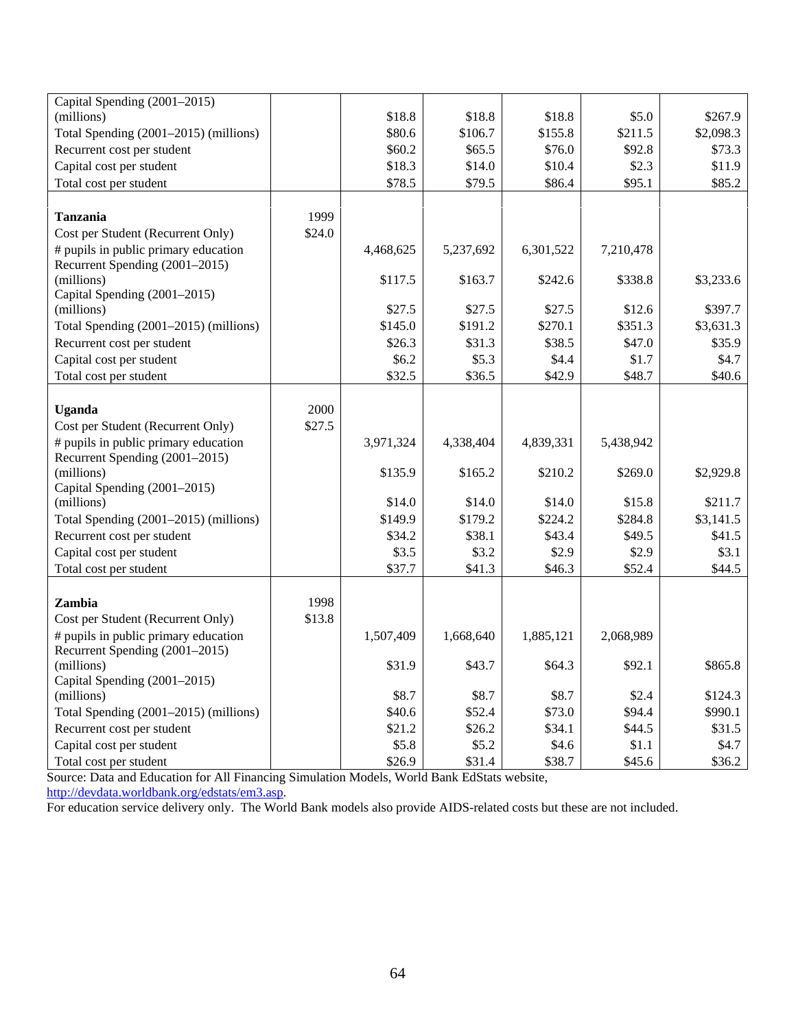| | | | | | | |
|---|---|---|---|---|---|---|
| Capital Spending (2001–2015) (millions) | | $18.8 | $18.8 | $18.8 | $5.0 | $267.9 |
| Total Spending (2001–2015) (millions) | | $80.6 | $106.7 | $155.8 | $211.5 | $2,098.3 |
| Recurrent cost per student | | $60.2 | $65.5 | $76.0 | $92.8 | $73.3 |
| Capital cost per student | | $18.3 | $14.0 | $10.4 | $2.3 | $11.9 |
| Total cost per student | | $78.5 | $79.5 | $86.4 | $95.1 | $85.2 |
| | | | | | | |
| **Tanzania** | 1999 | | | | | |
| Cost per Student (Recurrent Only) | $24.0 | | | | | |
| # pupils in public primary education | | 4,468,625 | 5,237,692 | 6,301,522 | 7,210,478 | |
| Recurrent Spending (2001–2015) (millions) | | $117.5 | $163.7 | $242.6 | $338.8 | $3,233.6 |
| Capital Spending (2001–2015) (millions) | | $27.5 | $27.5 | $27.5 | $12.6 | $397.7 |
| Total Spending (2001–2015) (millions) | | $145.0 | $191.2 | $270.1 | $351.3 | $3,631.3 |
| Recurrent cost per student | | $26.3 | $31.3 | $38.5 | $47.0 | $35.9 |
| Capital cost per student | | $6.2 | $5.3 | $4.4 | $1.7 | $4.7 |
| Total cost per student | | $32.5 | $36.5 | $42.9 | $48.7 | $40.6 |
| | | | | | | |
| **Uganda** | 2000 | | | | | |
| Cost per Student (Recurrent Only) | $27.5 | | | | | |
| # pupils in public primary education | | 3,971,324 | 4,338,404 | 4,839,331 | 5,438,942 | |
| Recurrent Spending (2001–2015) (millions) | | $135.9 | $165.2 | $210.2 | $269.0 | $2,929.8 |
| Capital Spending (2001–2015) (millions) | | $14.0 | $14.0 | $14.0 | $15.8 | $211.7 |
| Total Spending (2001–2015) (millions) | | $149.9 | $179.2 | $224.2 | $284.8 | $3,141.5 |
| Recurrent cost per student | | $34.2 | $38.1 | $43.4 | $49.5 | $41.5 |
| Capital cost per student | | $3.5 | $3.2 | $2.9 | $2.9 | $3.1 |
| Total cost per student | | $37.7 | $41.3 | $46.3 | $52.4 | $44.5 |
| | | | | | | |
| **Zambia** | 1998 | | | | | |
| Cost per Student (Recurrent Only) | $13.8 | | | | | |
| # pupils in public primary education | | 1,507,409 | 1,668,640 | 1,885,121 | 2,068,989 | |
| Recurrent Spending (2001–2015) (millions) | | $31.9 | $43.7 | $64.3 | $92.1 | $865.8 |
| Capital Spending (2001–2015) (millions) | | $8.7 | $8.7 | $8.7 | $2.4 | $124.3 |
| Total Spending (2001–2015) (millions) | | $40.6 | $52.4 | $73.0 | $94.4 | $990.1 |
| Recurrent cost per student | | $21.2 | $26.2 | $34.1 | $44.5 | $31.5 |
| Capital cost per student | | $5.8 | $5.2 | $4.6 | $1.1 | $4.7 |
| Total cost per student | | $26.9 | $31.4 | $38.7 | $45.6 | $36.2 |

Source: Data and Education for All Financing Simulation Models, World Bank EdStats website, http://devdata.worldbank.org/edstats/em3.asp.

For education service delivery only. The World Bank models also provide AIDS-related costs but these are not included.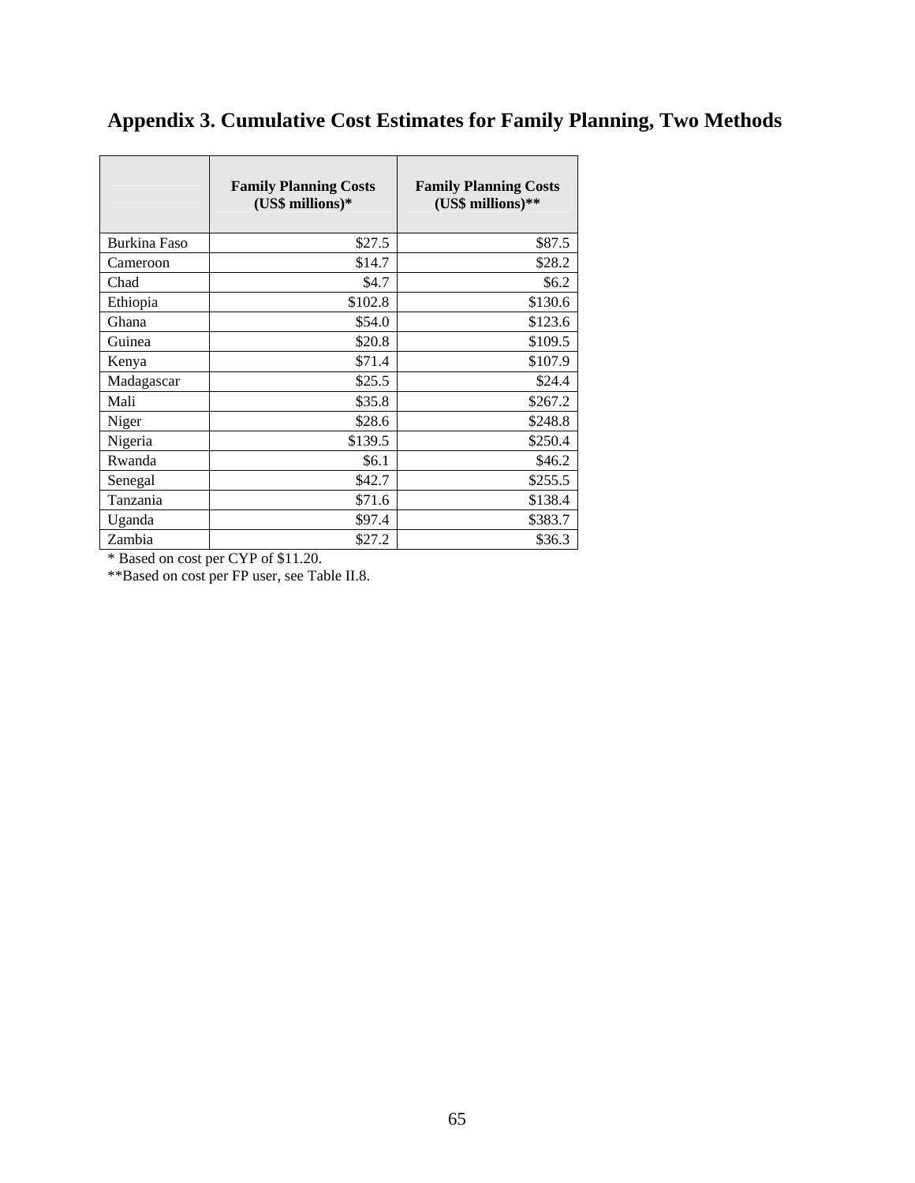# Appendix 3. Cumulative Cost Estimates for Family Planning, Two Methods

| | Family Planning Costs (US$ millions)* | Family Planning Costs (US$ millions)** |
|---|---|---|
| Burkina Faso | $27.5 | $87.5 |
| Cameroon | $14.7 | $28.2 |
| Chad | $4.7 | $6.2 |
| Ethiopia | $102.8 | $130.6 |
| Ghana | $54.0 | $123.6 |
| Guinea | $20.8 | $109.5 |
| Kenya | $71.4 | $107.9 |
| Madagascar | $25.5 | $24.4 |
| Mali | $35.8 | $267.2 |
| Niger | $28.6 | $248.8 |
| Nigeria | $139.5 | $250.4 |
| Rwanda | $6.1 | $46.2 |
| Senegal | $42.7 | $255.5 |
| Tanzania | $71.6 | $138.4 |
| Uganda | $97.4 | $383.7 |
| Zambia | $27.2 | $36.3 |

* Based on cost per CYP of $11.20.

**Based on cost per FP user, see Table II.8.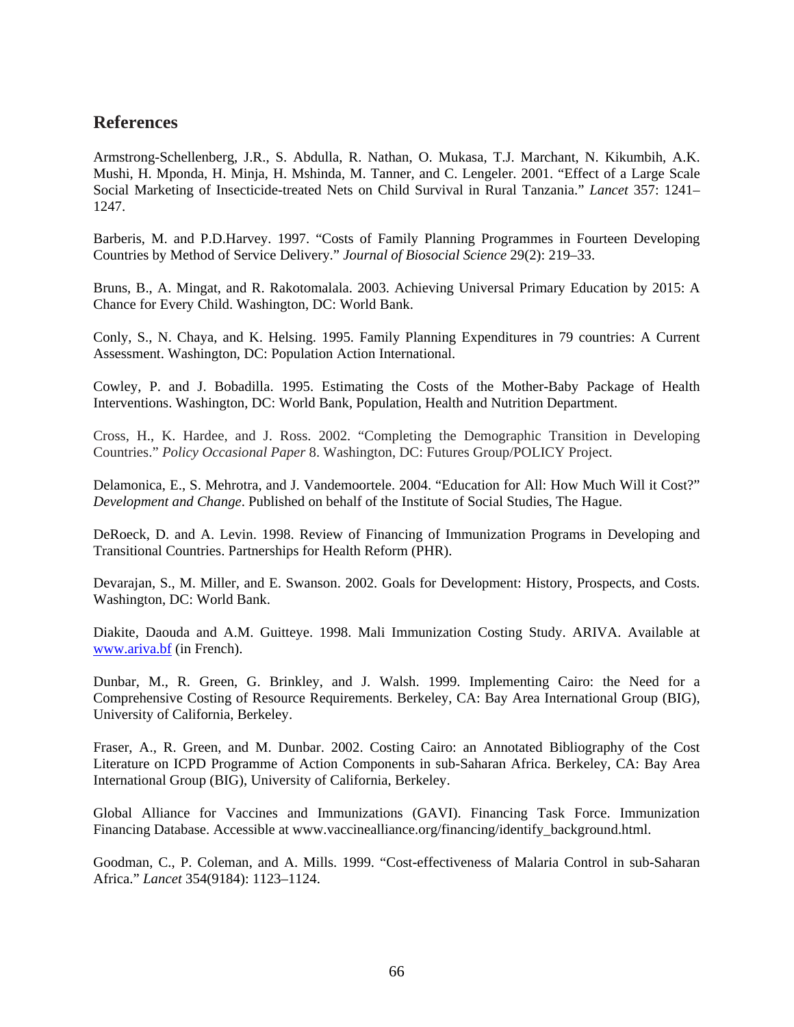## References

Armstrong-Schellenberg, J.R., S. Abdulla, R. Nathan, O. Mukasa, T.J. Marchant, N. Kikumbih, A.K. Mushi, H. Mponda, H. Minja, H. Mshinda, M. Tanner, and C. Lengeler. 2001. "Effect of a Large Scale Social Marketing of Insecticide-treated Nets on Child Survival in Rural Tanzania." *Lancet* 357: 1241–1247.

Barberis, M. and P.D.Harvey. 1997. "Costs of Family Planning Programmes in Fourteen Developing Countries by Method of Service Delivery." *Journal of Biosocial Science* 29(2): 219–33.

Bruns, B., A. Mingat, and R. Rakotomalala. 2003. Achieving Universal Primary Education by 2015: A Chance for Every Child. Washington, DC: World Bank.

Conly, S., N. Chaya, and K. Helsing. 1995. Family Planning Expenditures in 79 countries: A Current Assessment. Washington, DC: Population Action International.

Cowley, P. and J. Bobadilla. 1995. Estimating the Costs of the Mother-Baby Package of Health Interventions. Washington, DC: World Bank, Population, Health and Nutrition Department.

Cross, H., K. Hardee, and J. Ross. 2002. "Completing the Demographic Transition in Developing Countries." *Policy Occasional Paper* 8. Washington, DC: Futures Group/POLICY Project.

Delamonica, E., S. Mehrotra, and J. Vandemoortele. 2004. "Education for All: How Much Will it Cost?" *Development and Change*. Published on behalf of the Institute of Social Studies, The Hague.

DeRoeck, D. and A. Levin. 1998. Review of Financing of Immunization Programs in Developing and Transitional Countries. Partnerships for Health Reform (PHR).

Devarajan, S., M. Miller, and E. Swanson. 2002. Goals for Development: History, Prospects, and Costs. Washington, DC: World Bank.

Diakite, Daouda and A.M. Guitteye. 1998. Mali Immunization Costing Study. ARIVA. Available at www.ariva.bf (in French).

Dunbar, M., R. Green, G. Brinkley, and J. Walsh. 1999. Implementing Cairo: the Need for a Comprehensive Costing of Resource Requirements. Berkeley, CA: Bay Area International Group (BIG), University of California, Berkeley.

Fraser, A., R. Green, and M. Dunbar. 2002. Costing Cairo: an Annotated Bibliography of the Cost Literature on ICPD Programme of Action Components in sub-Saharan Africa. Berkeley, CA: Bay Area International Group (BIG), University of California, Berkeley.

Global Alliance for Vaccines and Immunizations (GAVI). Financing Task Force. Immunization Financing Database. Accessible at www.vaccinealliance.org/financing/identify_background.html.

Goodman, C., P. Coleman, and A. Mills. 1999. "Cost-effectiveness of Malaria Control in sub-Saharan Africa." *Lancet* 354(9184): 1123–1124.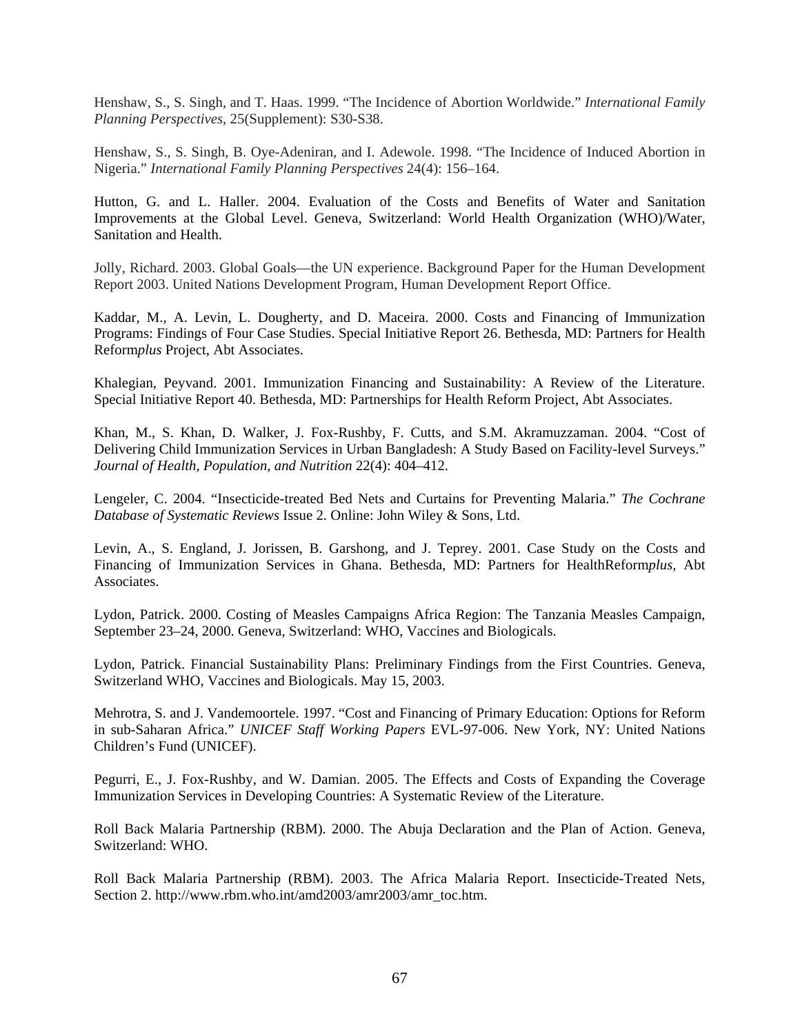Henshaw, S., S. Singh, and T. Haas. 1999. "The Incidence of Abortion Worldwide." *International Family Planning Perspectives*, 25(Supplement): S30-S38.

Henshaw, S., S. Singh, B. Oye-Adeniran, and I. Adewole. 1998. "The Incidence of Induced Abortion in Nigeria." *International Family Planning Perspectives* 24(4): 156–164.

Hutton, G. and L. Haller. 2004. Evaluation of the Costs and Benefits of Water and Sanitation Improvements at the Global Level. Geneva, Switzerland: World Health Organization (WHO)/Water, Sanitation and Health.

Jolly, Richard. 2003. Global Goals—the UN experience. Background Paper for the Human Development Report 2003. United Nations Development Program, Human Development Report Office.

Kaddar, M., A. Levin, L. Dougherty, and D. Maceira. 2000. Costs and Financing of Immunization Programs: Findings of Four Case Studies. Special Initiative Report 26. Bethesda, MD: Partners for Health Reform*plus* Project, Abt Associates.

Khalegian, Peyvand. 2001. Immunization Financing and Sustainability: A Review of the Literature. Special Initiative Report 40. Bethesda, MD: Partnerships for Health Reform Project, Abt Associates.

Khan, M., S. Khan, D. Walker, J. Fox-Rushby, F. Cutts, and S.M. Akramuzzaman. 2004. "Cost of Delivering Child Immunization Services in Urban Bangladesh: A Study Based on Facility-level Surveys." *Journal of Health, Population, and Nutrition* 22(4): 404–412.

Lengeler, C. 2004. "Insecticide-treated Bed Nets and Curtains for Preventing Malaria." *The Cochrane Database of Systematic Reviews* Issue 2. Online: John Wiley & Sons, Ltd.

Levin, A., S. England, J. Jorissen, B. Garshong, and J. Teprey. 2001. Case Study on the Costs and Financing of Immunization Services in Ghana. Bethesda, MD: Partners for HealthReform*plus*, Abt Associates.

Lydon, Patrick. 2000. Costing of Measles Campaigns Africa Region: The Tanzania Measles Campaign, September 23–24, 2000. Geneva, Switzerland: WHO, Vaccines and Biologicals.

Lydon, Patrick. Financial Sustainability Plans: Preliminary Findings from the First Countries. Geneva, Switzerland WHO, Vaccines and Biologicals. May 15, 2003.

Mehrotra, S. and J. Vandemoortele. 1997. "Cost and Financing of Primary Education: Options for Reform in sub-Saharan Africa." *UNICEF Staff Working Papers* EVL-97-006. New York, NY: United Nations Children's Fund (UNICEF).

Pegurri, E., J. Fox-Rushby, and W. Damian. 2005. The Effects and Costs of Expanding the Coverage Immunization Services in Developing Countries: A Systematic Review of the Literature.

Roll Back Malaria Partnership (RBM). 2000. The Abuja Declaration and the Plan of Action. Geneva, Switzerland: WHO.

Roll Back Malaria Partnership (RBM). 2003. The Africa Malaria Report. Insecticide-Treated Nets, Section 2. http://www.rbm.who.int/amd2003/amr2003/amr_toc.htm.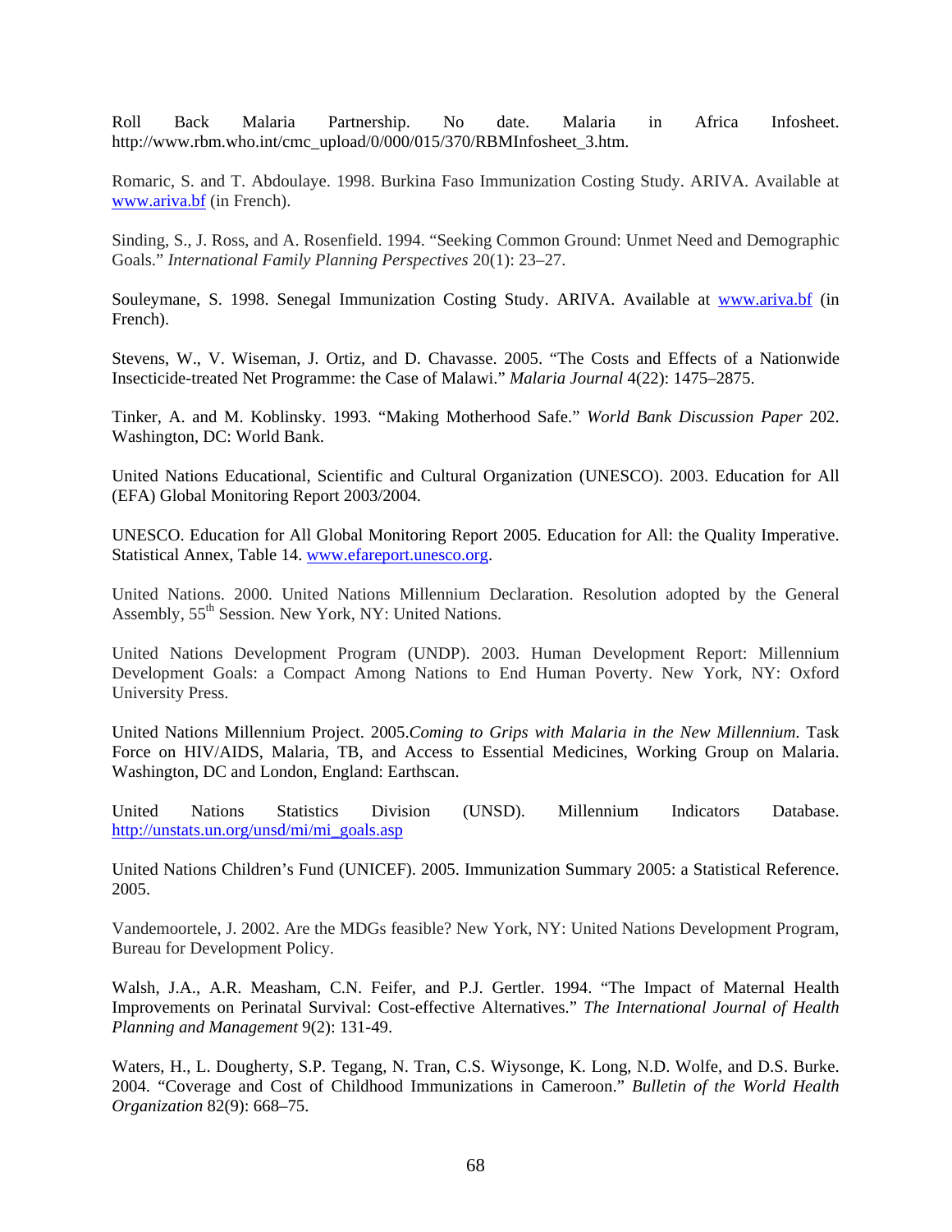Roll Back Malaria Partnership. No date. Malaria in Africa Infosheet. http://www.rbm.who.int/cmc_upload/0/000/015/370/RBMInfosheet_3.htm.

Romaric, S. and T. Abdoulaye. 1998. Burkina Faso Immunization Costing Study. ARIVA. Available at www.ariva.bf (in French).

Sinding, S., J. Ross, and A. Rosenfield. 1994. "Seeking Common Ground: Unmet Need and Demographic Goals." *International Family Planning Perspectives* 20(1): 23–27.

Souleymane, S. 1998. Senegal Immunization Costing Study. ARIVA. Available at www.ariva.bf (in French).

Stevens, W., V. Wiseman, J. Ortiz, and D. Chavasse. 2005. "The Costs and Effects of a Nationwide Insecticide-treated Net Programme: the Case of Malawi." *Malaria Journal* 4(22): 1475–2875.

Tinker, A. and M. Koblinsky. 1993. "Making Motherhood Safe." *World Bank Discussion Paper* 202. Washington, DC: World Bank.

United Nations Educational, Scientific and Cultural Organization (UNESCO). 2003. Education for All (EFA) Global Monitoring Report 2003/2004.

UNESCO. Education for All Global Monitoring Report 2005. Education for All: the Quality Imperative. Statistical Annex, Table 14. www.efareport.unesco.org.

United Nations. 2000. United Nations Millennium Declaration. Resolution adopted by the General Assembly, 55th Session. New York, NY: United Nations.

United Nations Development Program (UNDP). 2003. Human Development Report: Millennium Development Goals: a Compact Among Nations to End Human Poverty. New York, NY: Oxford University Press.

United Nations Millennium Project. 2005.*Coming to Grips with Malaria in the New Millennium*. Task Force on HIV/AIDS, Malaria, TB, and Access to Essential Medicines, Working Group on Malaria. Washington, DC and London, England: Earthscan.

United Nations Statistics Division (UNSD). Millennium Indicators Database. http://unstats.un.org/unsd/mi/mi_goals.asp

United Nations Children's Fund (UNICEF). 2005. Immunization Summary 2005: a Statistical Reference. 2005.

Vandemoortele, J. 2002. Are the MDGs feasible? New York, NY: United Nations Development Program, Bureau for Development Policy.

Walsh, J.A., A.R. Measham, C.N. Feifer, and P.J. Gertler. 1994. "The Impact of Maternal Health Improvements on Perinatal Survival: Cost-effective Alternatives." *The International Journal of Health Planning and Management* 9(2): 131-49.

Waters, H., L. Dougherty, S.P. Tegang, N. Tran, C.S. Wiysonge, K. Long, N.D. Wolfe, and D.S. Burke. 2004. "Coverage and Cost of Childhood Immunizations in Cameroon." *Bulletin of the World Health Organization* 82(9): 668–75.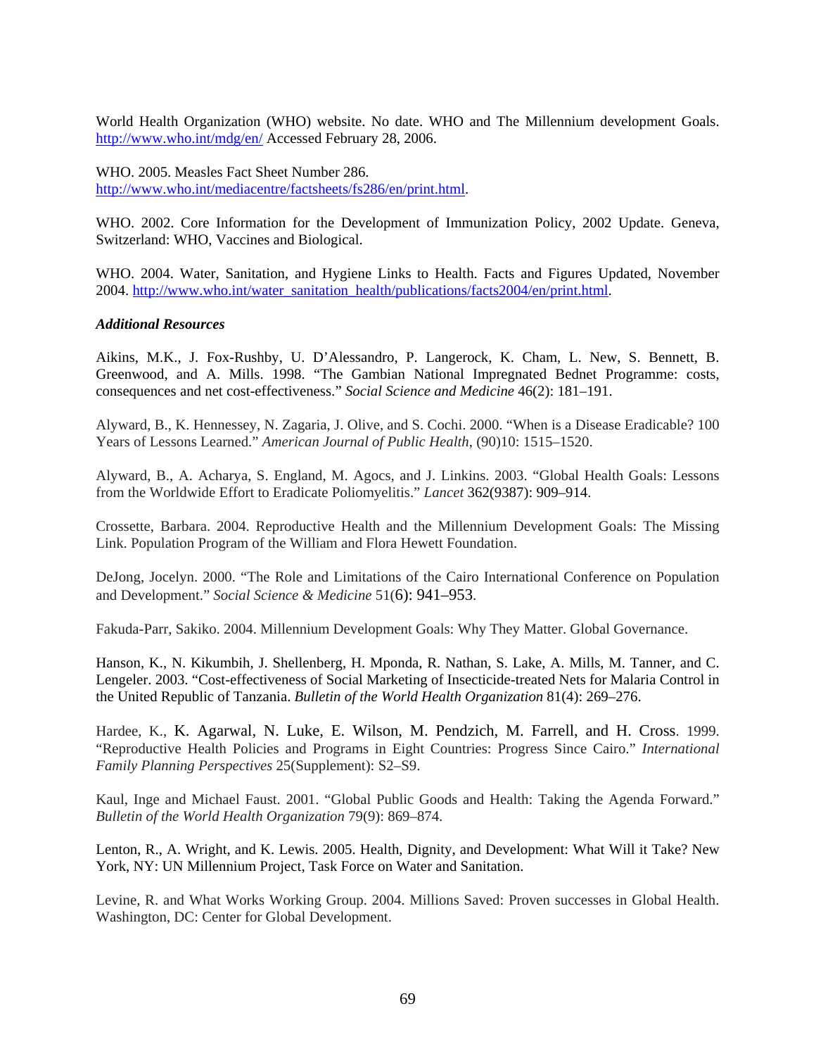World Health Organization (WHO) website. No date. WHO and The Millennium development Goals. http://www.who.int/mdg/en/ Accessed February 28, 2006.

WHO. 2005. Measles Fact Sheet Number 286. http://www.who.int/mediacentre/factsheets/fs286/en/print.html.

WHO. 2002. Core Information for the Development of Immunization Policy, 2002 Update. Geneva, Switzerland: WHO, Vaccines and Biological.

WHO. 2004. Water, Sanitation, and Hygiene Links to Health. Facts and Figures Updated, November 2004. http://www.who.int/water_sanitation_health/publications/facts2004/en/print.html.

***Additional Resources***

Aikins, M.K., J. Fox-Rushby, U. D'Alessandro, P. Langerock, K. Cham, L. New, S. Bennett, B. Greenwood, and A. Mills. 1998. "The Gambian National Impregnated Bednet Programme: costs, consequences and net cost-effectiveness." *Social Science and Medicine* 46(2): 181–191.

Alyward, B., K. Hennessey, N. Zagaria, J. Olive, and S. Cochi. 2000. "When is a Disease Eradicable? 100 Years of Lessons Learned." *American Journal of Public Health*, (90)10: 1515–1520.

Alyward, B., A. Acharya, S. England, M. Agocs, and J. Linkins. 2003. "Global Health Goals: Lessons from the Worldwide Effort to Eradicate Poliomyelitis." *Lancet* 362(9387): 909–914.

Crossette, Barbara. 2004. Reproductive Health and the Millennium Development Goals: The Missing Link. Population Program of the William and Flora Hewett Foundation.

DeJong, Jocelyn. 2000. "The Role and Limitations of the Cairo International Conference on Population and Development." *Social Science & Medicine* 51(6): 941–953.

Fakuda-Parr, Sakiko. 2004. Millennium Development Goals: Why They Matter. Global Governance.

Hanson, K., N. Kikumbih, J. Shellenberg, H. Mponda, R. Nathan, S. Lake, A. Mills, M. Tanner, and C. Lengeler. 2003. "Cost-effectiveness of Social Marketing of Insecticide-treated Nets for Malaria Control in the United Republic of Tanzania. *Bulletin of the World Health Organization* 81(4): 269–276.

Hardee, K., K. Agarwal, N. Luke, E. Wilson, M. Pendzich, M. Farrell, and H. Cross. 1999. "Reproductive Health Policies and Programs in Eight Countries: Progress Since Cairo." *International Family Planning Perspectives* 25(Supplement): S2–S9.

Kaul, Inge and Michael Faust. 2001. "Global Public Goods and Health: Taking the Agenda Forward." *Bulletin of the World Health Organization* 79(9): 869–874.

Lenton, R., A. Wright, and K. Lewis. 2005. Health, Dignity, and Development: What Will it Take? New York, NY: UN Millennium Project, Task Force on Water and Sanitation.

Levine, R. and What Works Working Group. 2004. Millions Saved: Proven successes in Global Health. Washington, DC: Center for Global Development.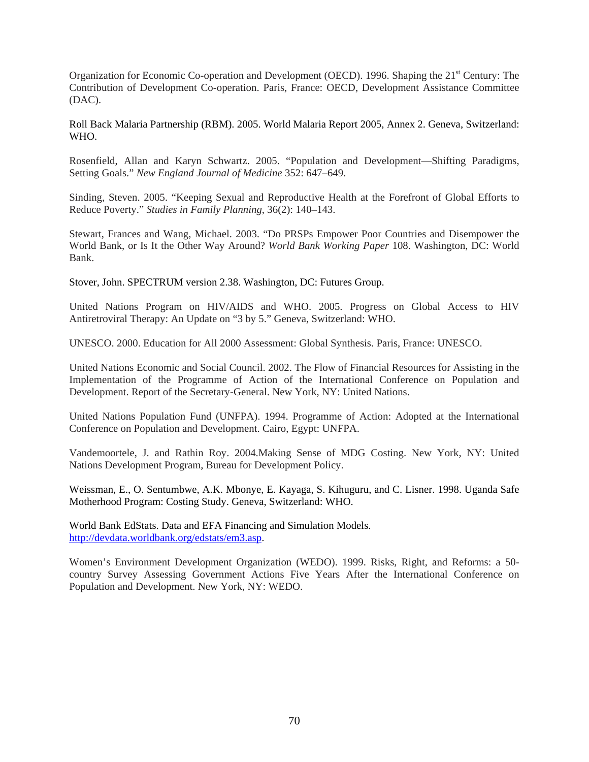Organization for Economic Co-operation and Development (OECD). 1996. Shaping the 21[st] Century: The Contribution of Development Co-operation. Paris, France: OECD, Development Assistance Committee (DAC).

Roll Back Malaria Partnership (RBM). 2005. World Malaria Report 2005, Annex 2. Geneva, Switzerland: WHO.

Rosenfield, Allan and Karyn Schwartz. 2005. "Population and Development—Shifting Paradigms, Setting Goals." *New England Journal of Medicine* 352: 647–649.

Sinding, Steven. 2005. "Keeping Sexual and Reproductive Health at the Forefront of Global Efforts to Reduce Poverty." *Studies in Family Planning*, 36(2): 140–143.

Stewart, Frances and Wang, Michael. 2003. "Do PRSPs Empower Poor Countries and Disempower the World Bank, or Is It the Other Way Around? *World Bank Working Paper* 108. Washington, DC: World Bank.

Stover, John. SPECTRUM version 2.38. Washington, DC: Futures Group.

United Nations Program on HIV/AIDS and WHO. 2005. Progress on Global Access to HIV Antiretroviral Therapy: An Update on "3 by 5." Geneva, Switzerland: WHO.

UNESCO. 2000. Education for All 2000 Assessment: Global Synthesis. Paris, France: UNESCO.

United Nations Economic and Social Council. 2002. The Flow of Financial Resources for Assisting in the Implementation of the Programme of Action of the International Conference on Population and Development. Report of the Secretary-General. New York, NY: United Nations.

United Nations Population Fund (UNFPA). 1994. Programme of Action: Adopted at the International Conference on Population and Development. Cairo, Egypt: UNFPA.

Vandemoortele, J. and Rathin Roy. 2004.Making Sense of MDG Costing. New York, NY: United Nations Development Program, Bureau for Development Policy.

Weissman, E., O. Sentumbwe, A.K. Mbonye, E. Kayaga, S. Kihuguru, and C. Lisner. 1998. Uganda Safe Motherhood Program: Costing Study. Geneva, Switzerland: WHO.

World Bank EdStats. Data and EFA Financing and Simulation Models. http://devdata.worldbank.org/edstats/em3.asp.

Women's Environment Development Organization (WEDO). 1999. Risks, Right, and Reforms: a 50-country Survey Assessing Government Actions Five Years After the International Conference on Population and Development. New York, NY: WEDO.